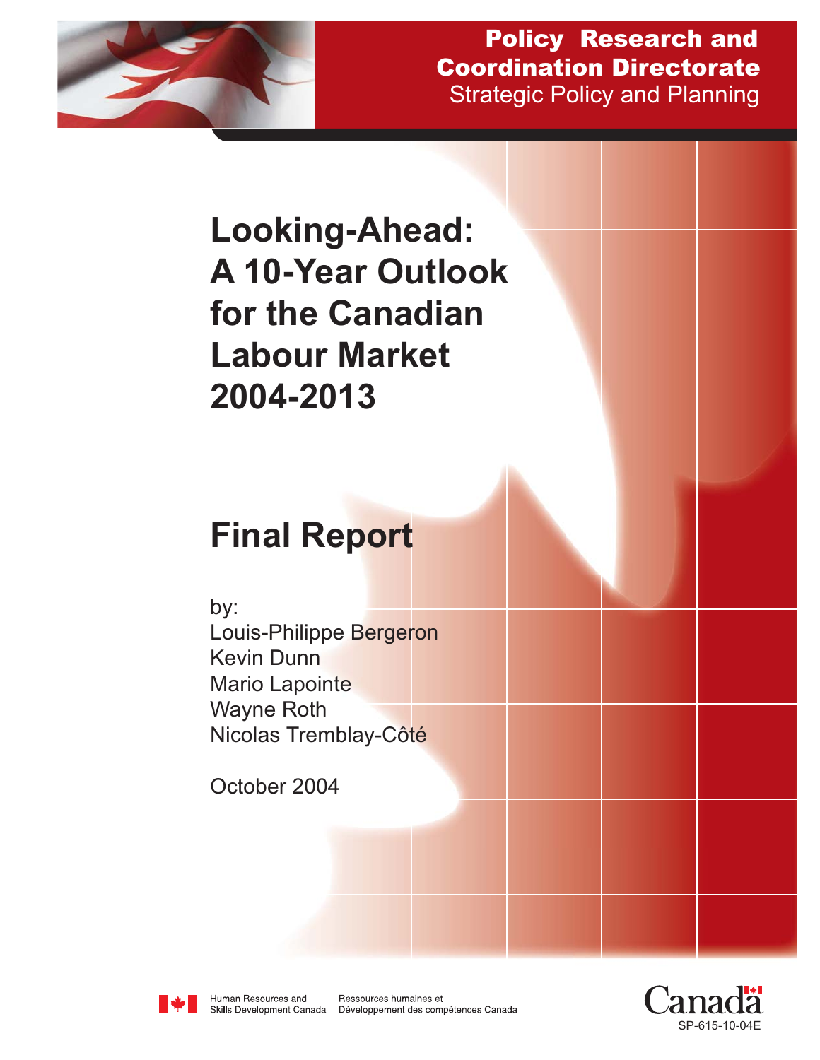**Policy Research and Coordination Directorate**
Strategic Policy and Planning

# Looking-Ahead: A 10-Year Outlook for the Canadian Labour Market 2004-2013

## Final Report

by:
Louis-Philippe Bergeron
Kevin Dunn
Mario Lapointe
Wayne Roth
Nicolas Tremblay-Côté

October 2004

Human Resources and Skills Development Canada | Ressources humaines et Développement des compétences Canada

Canada

SP-615-10-04E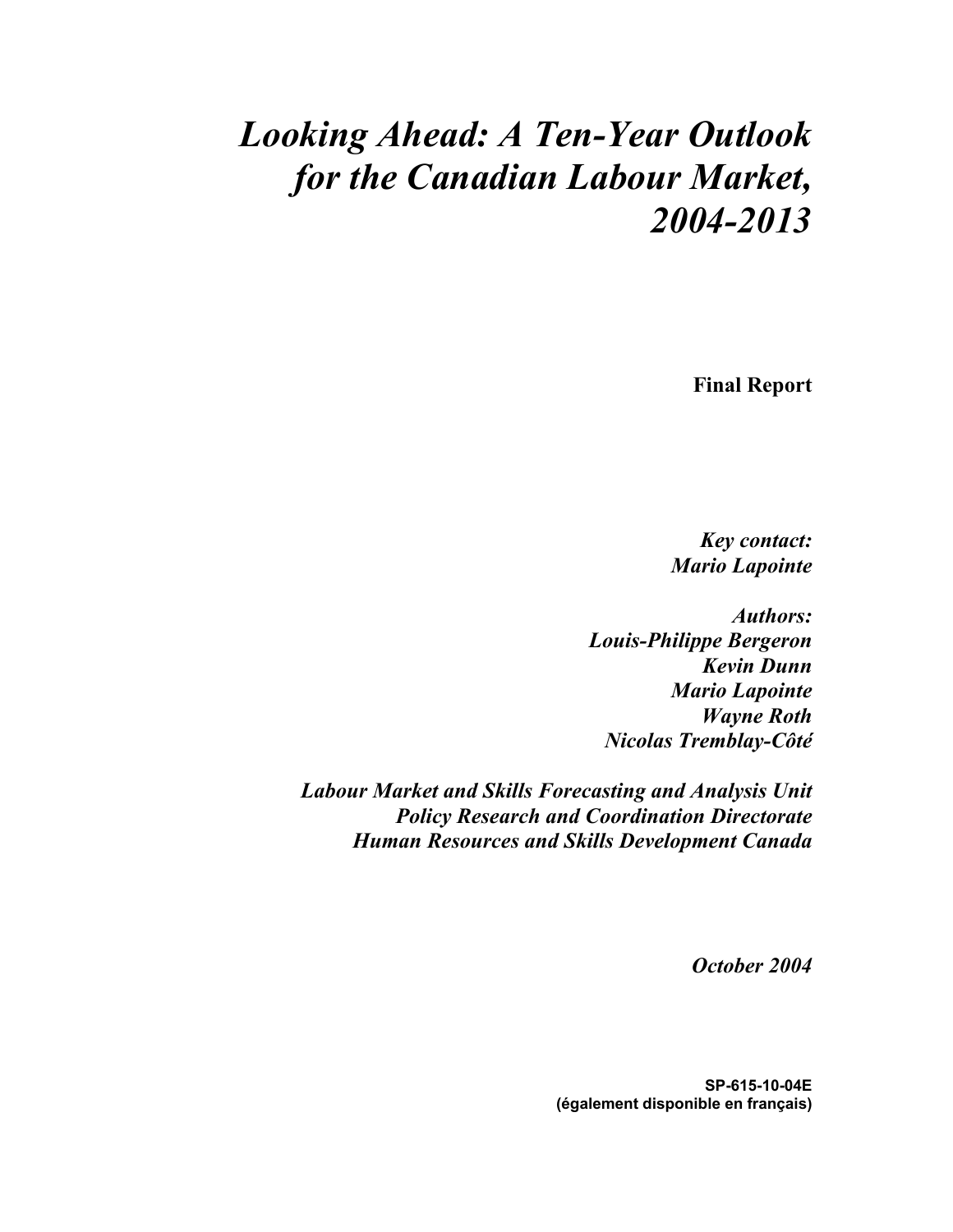# *Looking Ahead: A Ten-Year Outlook for the Canadian Labour Market, 2004-2013*

**Final Report**

***Key contact:***
***Mario Lapointe***

***Authors:***
***Louis-Philippe Bergeron***
***Kevin Dunn***
***Mario Lapointe***
***Wayne Roth***
***Nicolas Tremblay-Côté***

***Labour Market and Skills Forecasting and Analysis Unit***
***Policy Research and Coordination Directorate***
***Human Resources and Skills Development Canada***

***October 2004***

**SP-615-10-04E**
**(également disponible en français)**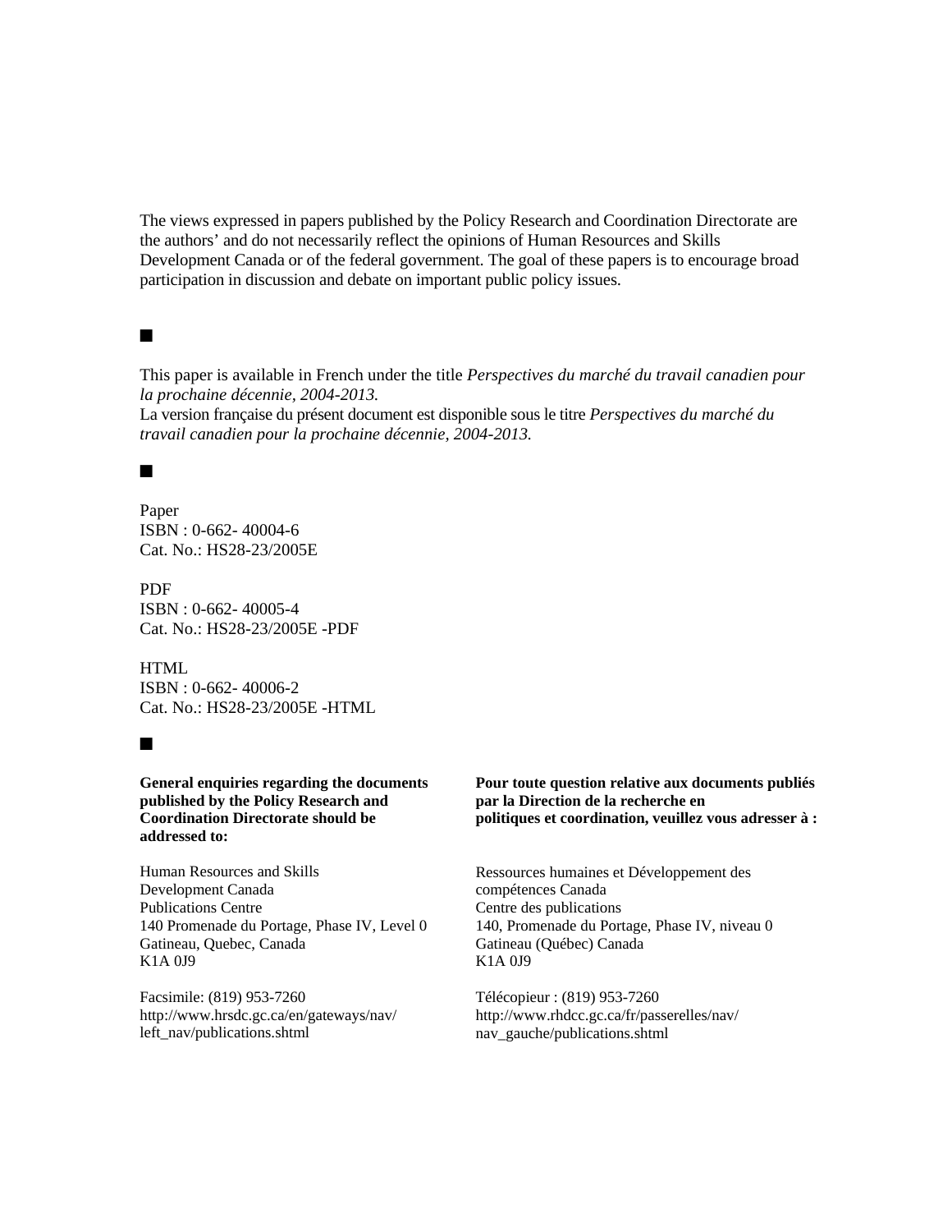The views expressed in papers published by the Policy Research and Coordination Directorate are the authors' and do not necessarily reflect the opinions of Human Resources and Skills Development Canada or of the federal government. The goal of these papers is to encourage broad participation in discussion and debate on important public policy issues.

■

This paper is available in French under the title *Perspectives du marché du travail canadien pour la prochaine décennie, 2004-2013.*
La version française du présent document est disponible sous le titre *Perspectives du marché du travail canadien pour la prochaine décennie, 2004-2013.*

■

Paper
ISBN : 0-662- 40004-6
Cat. No.: HS28-23/2005E

PDF
ISBN : 0-662- 40005-4
Cat. No.: HS28-23/2005E -PDF

HTML
ISBN : 0-662- 40006-2
Cat. No.: HS28-23/2005E -HTML

■

**General enquiries regarding the documents published by the Policy Research and Coordination Directorate should be addressed to:**

Human Resources and Skills Development Canada
Publications Centre
140 Promenade du Portage, Phase IV, Level 0
Gatineau, Quebec, Canada
K1A 0J9

Facsimile: (819) 953-7260
http://www.hrsdc.gc.ca/en/gateways/nav/left_nav/publications.shtml

**Pour toute question relative aux documents publiés par la Direction de la recherche en politiques et coordination, veuillez vous adresser à :**

Ressources humaines et Développement des compétences Canada
Centre des publications
140, Promenade du Portage, Phase IV, niveau 0
Gatineau (Québec) Canada
K1A 0J9

Télécopieur : (819) 953-7260
http://www.rhdcc.gc.ca/fr/passerelles/nav/nav_gauche/publications.shtml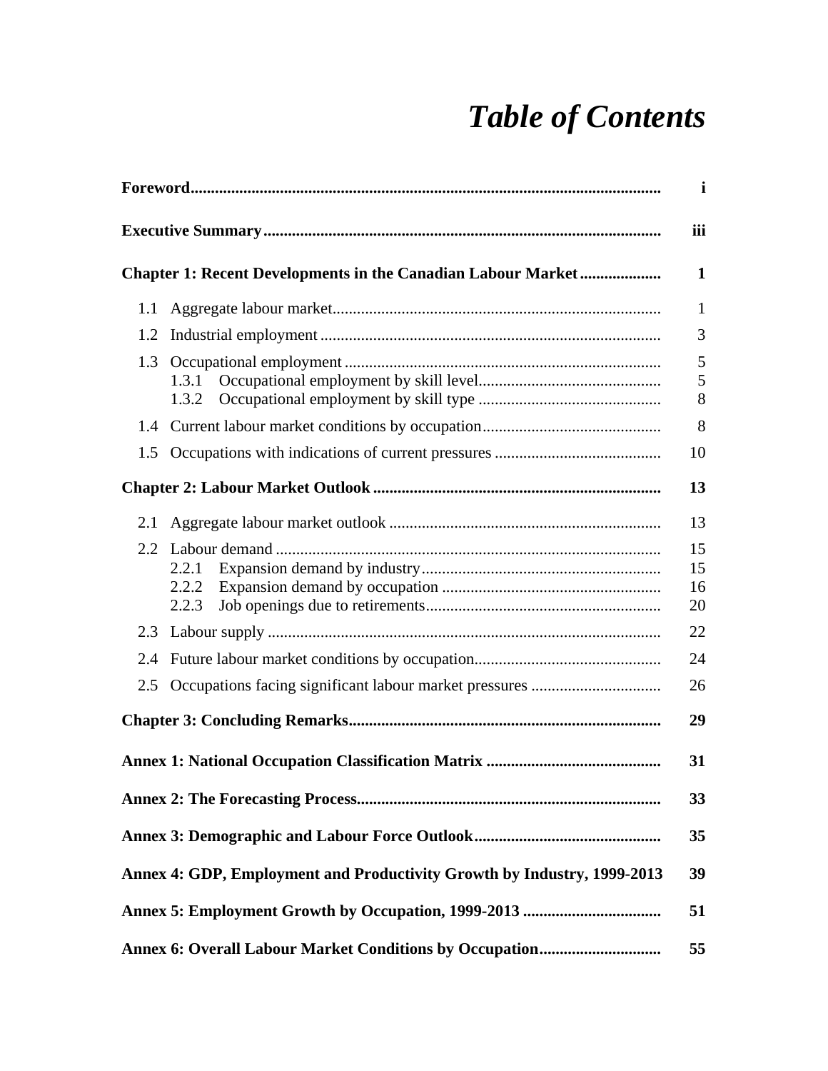# *Table of Contents*

| | |
|---|---|
| **Foreword** | **i** |
| **Executive Summary** | **iii** |
| **Chapter 1: Recent Developments in the Canadian Labour Market** | **1** |
| 1.1 Aggregate labour market | 1 |
| 1.2 Industrial employment | 3 |
| 1.3 Occupational employment | 5 |
| 1.3.1 Occupational employment by skill level | 5 |
| 1.3.2 Occupational employment by skill type | 8 |
| 1.4 Current labour market conditions by occupation | 8 |
| 1.5 Occupations with indications of current pressures | 10 |
| **Chapter 2: Labour Market Outlook** | **13** |
| 2.1 Aggregate labour market outlook | 13 |
| 2.2 Labour demand | 15 |
| 2.2.1 Expansion demand by industry | 15 |
| 2.2.2 Expansion demand by occupation | 16 |
| 2.2.3 Job openings due to retirements | 20 |
| 2.3 Labour supply | 22 |
| 2.4 Future labour market conditions by occupation | 24 |
| 2.5 Occupations facing significant labour market pressures | 26 |
| **Chapter 3: Concluding Remarks** | **29** |
| **Annex 1: National Occupation Classification Matrix** | **31** |
| **Annex 2: The Forecasting Process** | **33** |
| **Annex 3: Demographic and Labour Force Outlook** | **35** |
| **Annex 4: GDP, Employment and Productivity Growth by Industry, 1999-2013** | **39** |
| **Annex 5: Employment Growth by Occupation, 1999-2013** | **51** |
| **Annex 6: Overall Labour Market Conditions by Occupation** | **55** |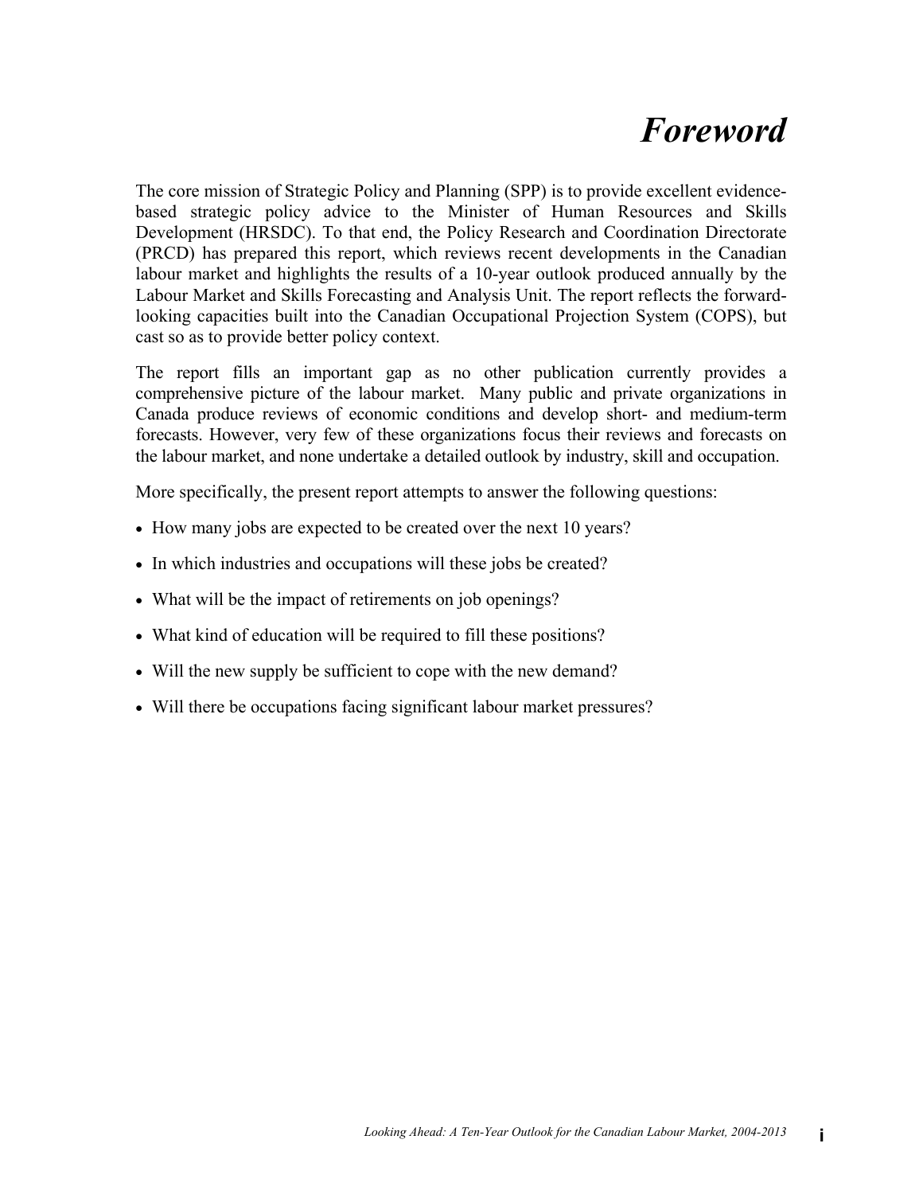# Foreword

The core mission of Strategic Policy and Planning (SPP) is to provide excellent evidence-based strategic policy advice to the Minister of Human Resources and Skills Development (HRSDC). To that end, the Policy Research and Coordination Directorate (PRCD) has prepared this report, which reviews recent developments in the Canadian labour market and highlights the results of a 10-year outlook produced annually by the Labour Market and Skills Forecasting and Analysis Unit. The report reflects the forward-looking capacities built into the Canadian Occupational Projection System (COPS), but cast so as to provide better policy context.

The report fills an important gap as no other publication currently provides a comprehensive picture of the labour market. Many public and private organizations in Canada produce reviews of economic conditions and develop short- and medium-term forecasts. However, very few of these organizations focus their reviews and forecasts on the labour market, and none undertake a detailed outlook by industry, skill and occupation.

More specifically, the present report attempts to answer the following questions:

- How many jobs are expected to be created over the next 10 years?
- In which industries and occupations will these jobs be created?
- What will be the impact of retirements on job openings?
- What kind of education will be required to fill these positions?
- Will the new supply be sufficient to cope with the new demand?
- Will there be occupations facing significant labour market pressures?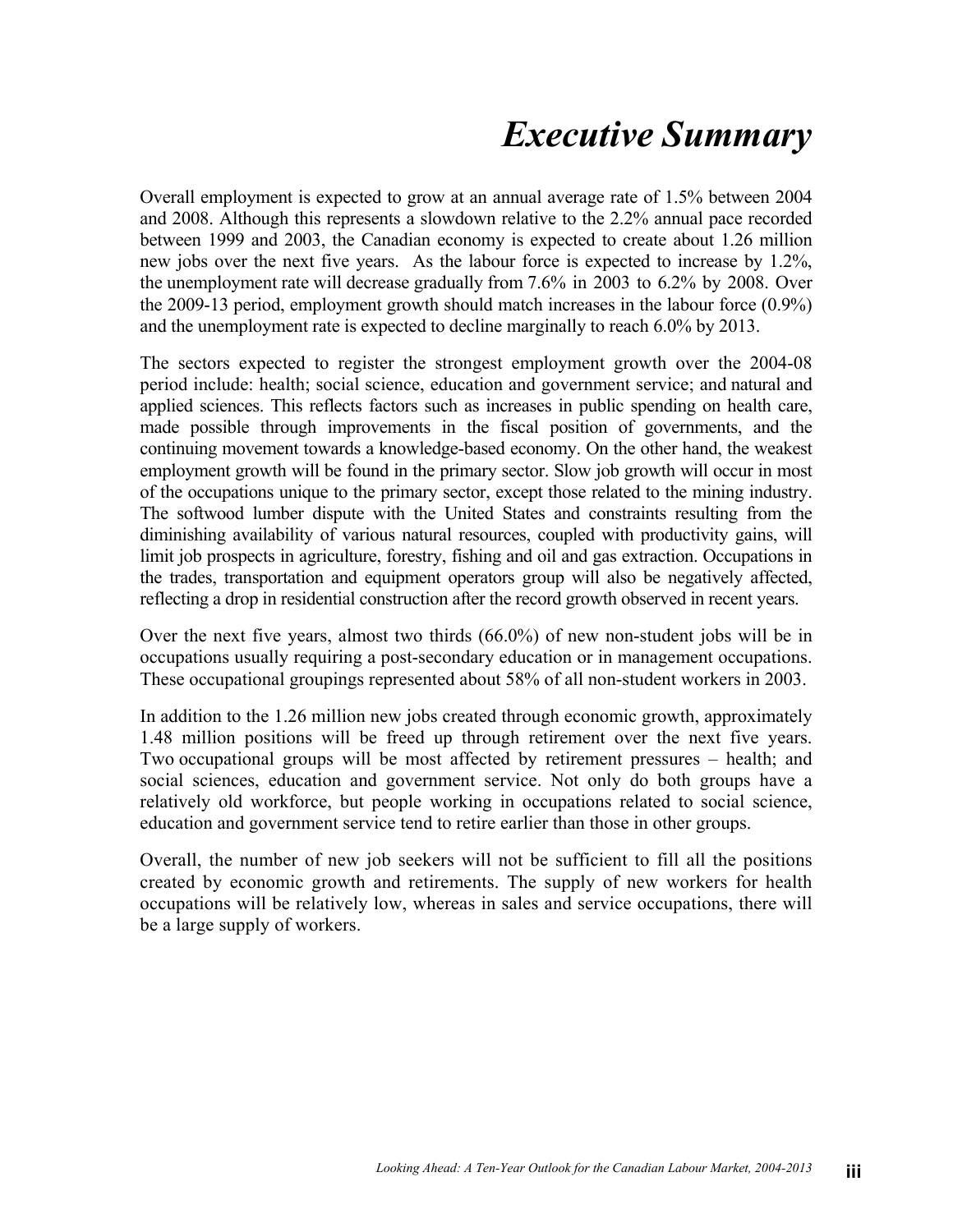# *Executive Summary*

Overall employment is expected to grow at an annual average rate of 1.5% between 2004 and 2008. Although this represents a slowdown relative to the 2.2% annual pace recorded between 1999 and 2003, the Canadian economy is expected to create about 1.26 million new jobs over the next five years. As the labour force is expected to increase by 1.2%, the unemployment rate will decrease gradually from 7.6% in 2003 to 6.2% by 2008. Over the 2009-13 period, employment growth should match increases in the labour force (0.9%) and the unemployment rate is expected to decline marginally to reach 6.0% by 2013.

The sectors expected to register the strongest employment growth over the 2004-08 period include: health; social science, education and government service; and natural and applied sciences. This reflects factors such as increases in public spending on health care, made possible through improvements in the fiscal position of governments, and the continuing movement towards a knowledge-based economy. On the other hand, the weakest employment growth will be found in the primary sector. Slow job growth will occur in most of the occupations unique to the primary sector, except those related to the mining industry. The softwood lumber dispute with the United States and constraints resulting from the diminishing availability of various natural resources, coupled with productivity gains, will limit job prospects in agriculture, forestry, fishing and oil and gas extraction. Occupations in the trades, transportation and equipment operators group will also be negatively affected, reflecting a drop in residential construction after the record growth observed in recent years.

Over the next five years, almost two thirds (66.0%) of new non-student jobs will be in occupations usually requiring a post-secondary education or in management occupations. These occupational groupings represented about 58% of all non-student workers in 2003.

In addition to the 1.26 million new jobs created through economic growth, approximately 1.48 million positions will be freed up through retirement over the next five years. Two occupational groups will be most affected by retirement pressures – health; and social sciences, education and government service. Not only do both groups have a relatively old workforce, but people working in occupations related to social science, education and government service tend to retire earlier than those in other groups.

Overall, the number of new job seekers will not be sufficient to fill all the positions created by economic growth and retirements. The supply of new workers for health occupations will be relatively low, whereas in sales and service occupations, there will be a large supply of workers.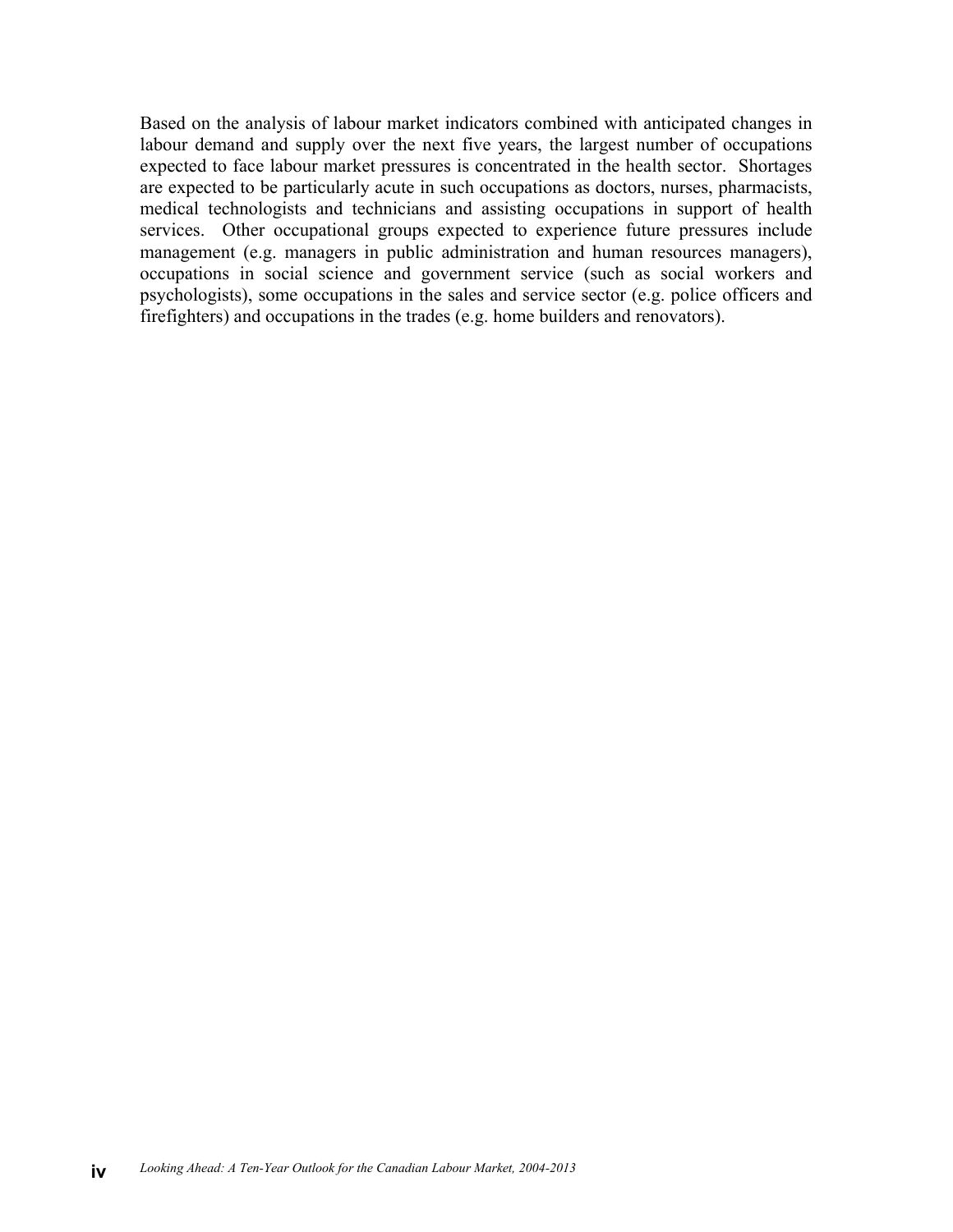Based on the analysis of labour market indicators combined with anticipated changes in labour demand and supply over the next five years, the largest number of occupations expected to face labour market pressures is concentrated in the health sector. Shortages are expected to be particularly acute in such occupations as doctors, nurses, pharmacists, medical technologists and technicians and assisting occupations in support of health services. Other occupational groups expected to experience future pressures include management (e.g. managers in public administration and human resources managers), occupations in social science and government service (such as social workers and psychologists), some occupations in the sales and service sector (e.g. police officers and firefighters) and occupations in the trades (e.g. home builders and renovators).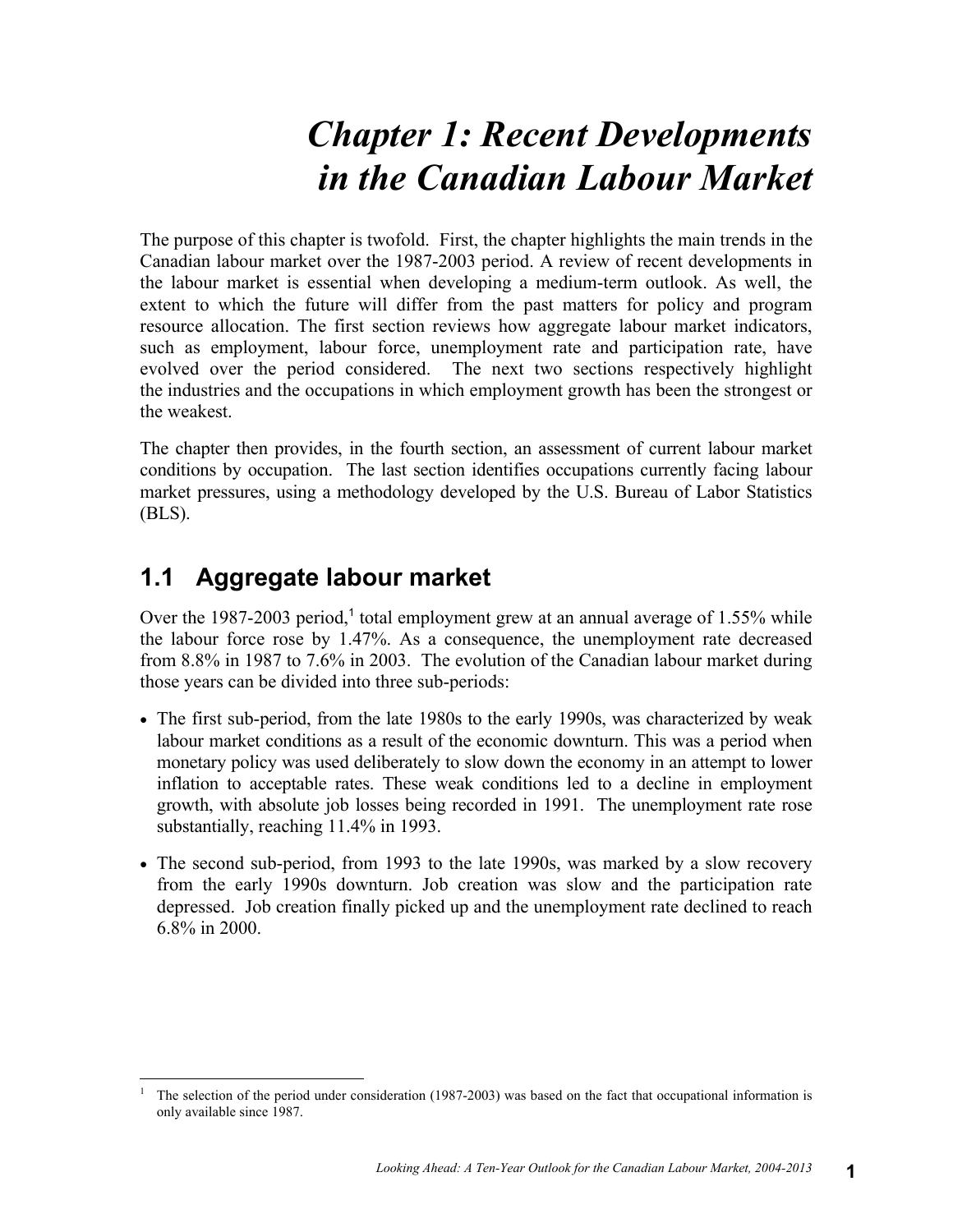# Chapter 1: Recent Developments in the Canadian Labour Market

The purpose of this chapter is twofold. First, the chapter highlights the main trends in the Canadian labour market over the 1987-2003 period. A review of recent developments in the labour market is essential when developing a medium-term outlook. As well, the extent to which the future will differ from the past matters for policy and program resource allocation. The first section reviews how aggregate labour market indicators, such as employment, labour force, unemployment rate and participation rate, have evolved over the period considered. The next two sections respectively highlight the industries and the occupations in which employment growth has been the strongest or the weakest.

The chapter then provides, in the fourth section, an assessment of current labour market conditions by occupation. The last section identifies occupations currently facing labour market pressures, using a methodology developed by the U.S. Bureau of Labor Statistics (BLS).

## 1.1 Aggregate labour market

Over the 1987-2003 period,[1] total employment grew at an annual average of 1.55% while the labour force rose by 1.47%. As a consequence, the unemployment rate decreased from 8.8% in 1987 to 7.6% in 2003. The evolution of the Canadian labour market during those years can be divided into three sub-periods:

- The first sub-period, from the late 1980s to the early 1990s, was characterized by weak labour market conditions as a result of the economic downturn. This was a period when monetary policy was used deliberately to slow down the economy in an attempt to lower inflation to acceptable rates. These weak conditions led to a decline in employment growth, with absolute job losses being recorded in 1991. The unemployment rate rose substantially, reaching 11.4% in 1993.
- The second sub-period, from 1993 to the late 1990s, was marked by a slow recovery from the early 1990s downturn. Job creation was slow and the participation rate depressed. Job creation finally picked up and the unemployment rate declined to reach 6.8% in 2000.

[1] The selection of the period under consideration (1987-2003) was based on the fact that occupational information is only available since 1987.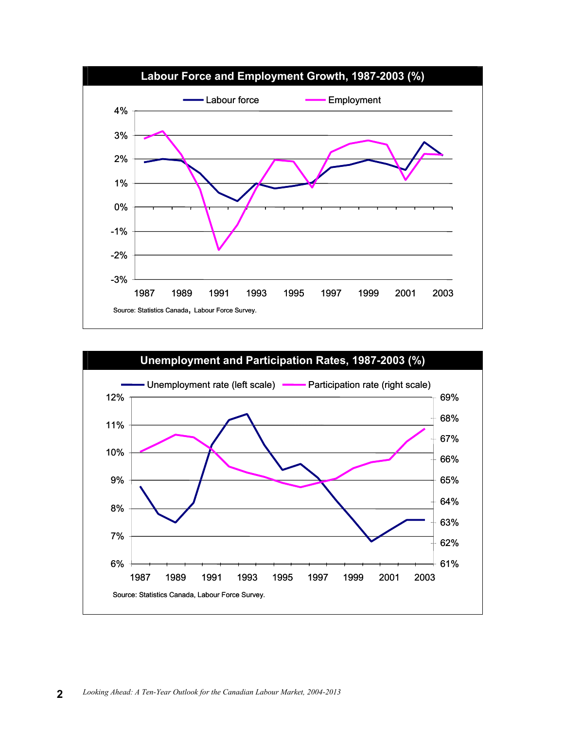**Labour Force and Employment Growth, 1987-2003 (%)**

Source: Statistics Canada, Labour Force Survey.

**Unemployment and Participation Rates, 1987-2003 (%)**

Source: Statistics Canada, Labour Force Survey.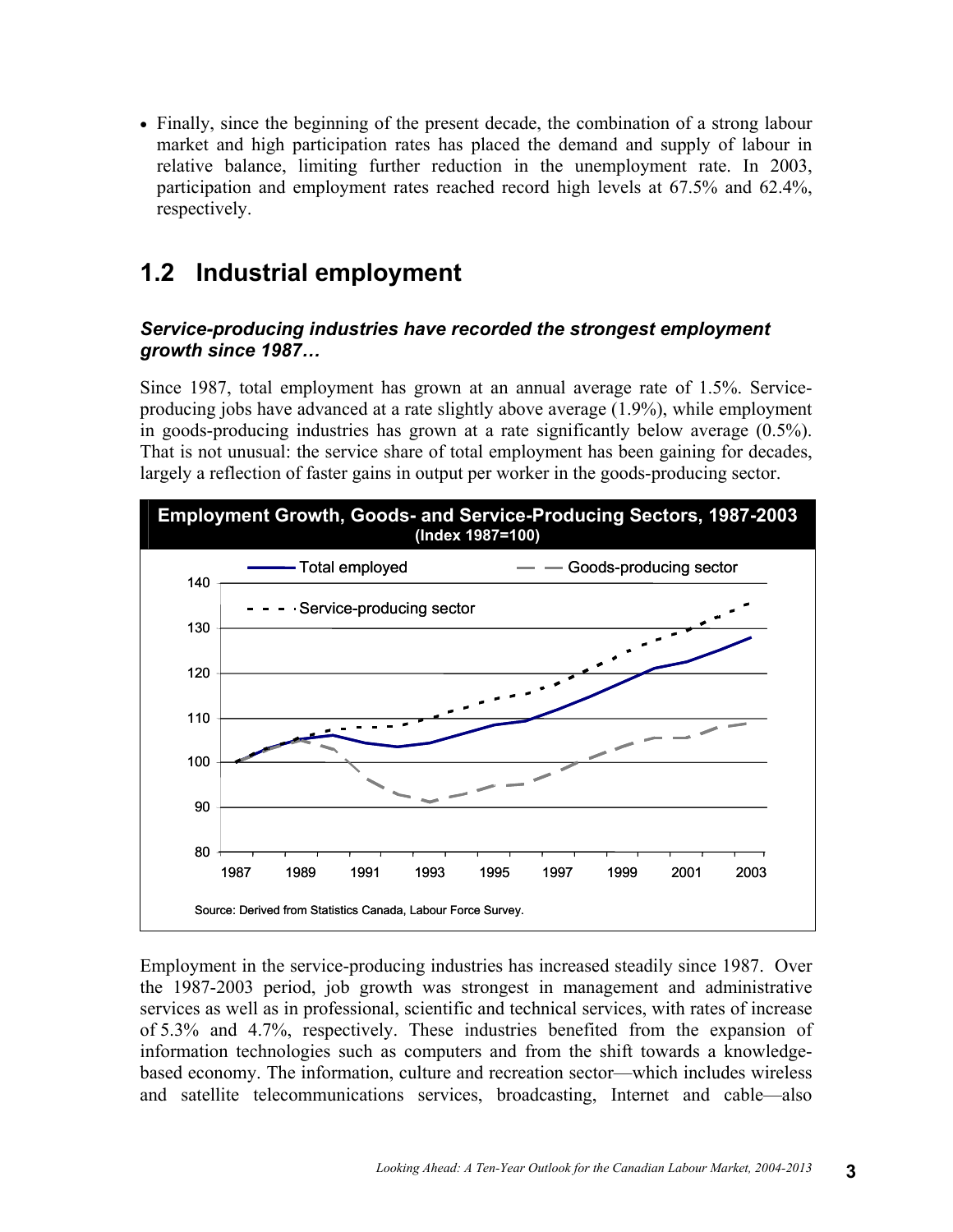- Finally, since the beginning of the present decade, the combination of a strong labour market and high participation rates has placed the demand and supply of labour in relative balance, limiting further reduction in the unemployment rate. In 2003, participation and employment rates reached record high levels at 67.5% and 62.4%, respectively.

## 1.2 Industrial employment

### *Service-producing industries have recorded the strongest employment growth since 1987…*

Since 1987, total employment has grown at an annual average rate of 1.5%. Service-producing jobs have advanced at a rate slightly above average (1.9%), while employment in goods-producing industries has grown at a rate significantly below average (0.5%). That is not unusual: the service share of total employment has been gaining for decades, largely a reflection of faster gains in output per worker in the goods-producing sector.

**Employment Growth, Goods- and Service-Producing Sectors, 1987-2003**
**(Index 1987=100)**

Source: Derived from Statistics Canada, Labour Force Survey.

Employment in the service-producing industries has increased steadily since 1987. Over the 1987-2003 period, job growth was strongest in management and administrative services as well as in professional, scientific and technical services, with rates of increase of 5.3% and 4.7%, respectively. These industries benefited from the expansion of information technologies such as computers and from the shift towards a knowledge-based economy. The information, culture and recreation sector—which includes wireless and satellite telecommunications services, broadcasting, Internet and cable—also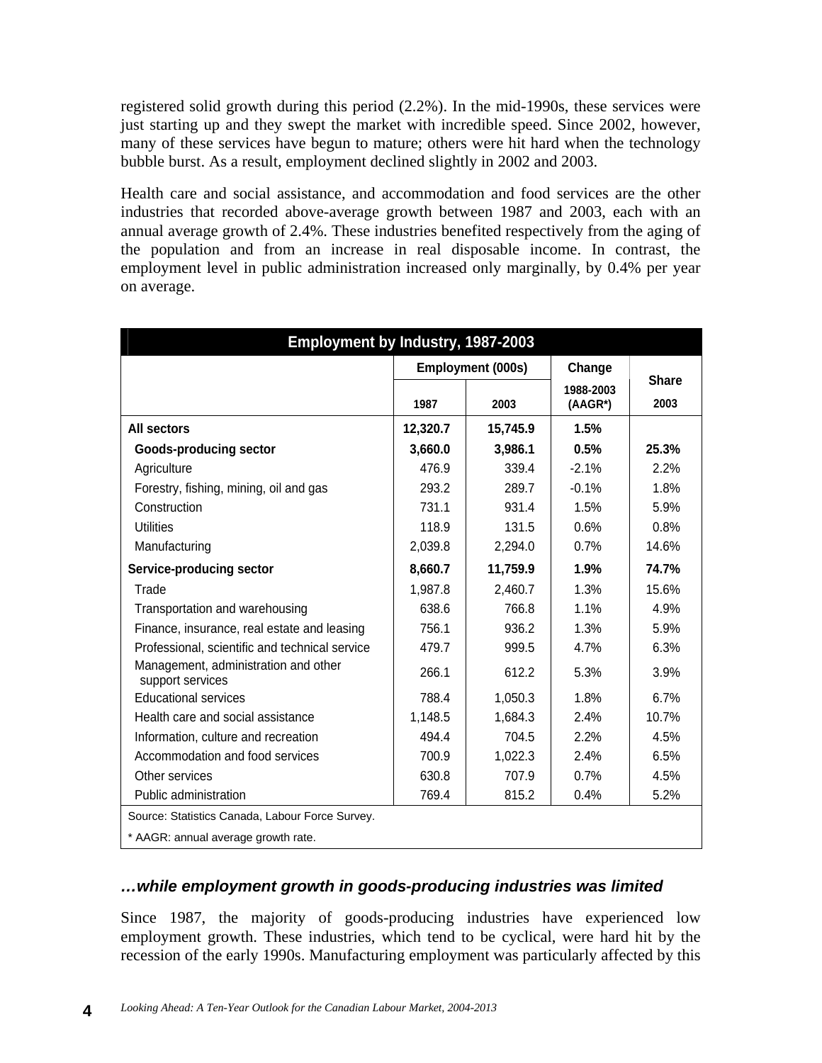registered solid growth during this period (2.2%). In the mid-1990s, these services were just starting up and they swept the market with incredible speed. Since 2002, however, many of these services have begun to mature; others were hit hard when the technology bubble burst. As a result, employment declined slightly in 2002 and 2003.

Health care and social assistance, and accommodation and food services are the other industries that recorded above-average growth between 1987 and 2003, each with an annual average growth of 2.4%. These industries benefited respectively from the aging of the population and from an increase in real disposable income. In contrast, the employment level in public administration increased only marginally, by 0.4% per year on average.

**Employment by Industry, 1987-2003**

| | Employment (000s) | | Change | Share |
|---|---|---|---|---|
| | 1987 | 2003 | 1988-2003 (AAGR*) | 2003 |
| **All sectors** | **12,320.7** | **15,745.9** | **1.5%** | |
| **Goods-producing sector** | **3,660.0** | **3,986.1** | **0.5%** | **25.3%** |
| Agriculture | 476.9 | 339.4 | -2.1% | 2.2% |
| Forestry, fishing, mining, oil and gas | 293.2 | 289.7 | -0.1% | 1.8% |
| Construction | 731.1 | 931.4 | 1.5% | 5.9% |
| Utilities | 118.9 | 131.5 | 0.6% | 0.8% |
| Manufacturing | 2,039.8 | 2,294.0 | 0.7% | 14.6% |
| **Service-producing sector** | **8,660.7** | **11,759.9** | **1.9%** | **74.7%** |
| Trade | 1,987.8 | 2,460.7 | 1.3% | 15.6% |
| Transportation and warehousing | 638.6 | 766.8 | 1.1% | 4.9% |
| Finance, insurance, real estate and leasing | 756.1 | 936.2 | 1.3% | 5.9% |
| Professional, scientific and technical service | 479.7 | 999.5 | 4.7% | 6.3% |
| Management, administration and other support services | 266.1 | 612.2 | 5.3% | 3.9% |
| Educational services | 788.4 | 1,050.3 | 1.8% | 6.7% |
| Health care and social assistance | 1,148.5 | 1,684.3 | 2.4% | 10.7% |
| Information, culture and recreation | 494.4 | 704.5 | 2.2% | 4.5% |
| Accommodation and food services | 700.9 | 1,022.3 | 2.4% | 6.5% |
| Other services | 630.8 | 707.9 | 0.7% | 4.5% |
| Public administration | 769.4 | 815.2 | 0.4% | 5.2% |

Source: Statistics Canada, Labour Force Survey.

* AAGR: annual average growth rate.

### *…while employment growth in goods-producing industries was limited*

Since 1987, the majority of goods-producing industries have experienced low employment growth. These industries, which tend to be cyclical, were hard hit by the recession of the early 1990s. Manufacturing employment was particularly affected by this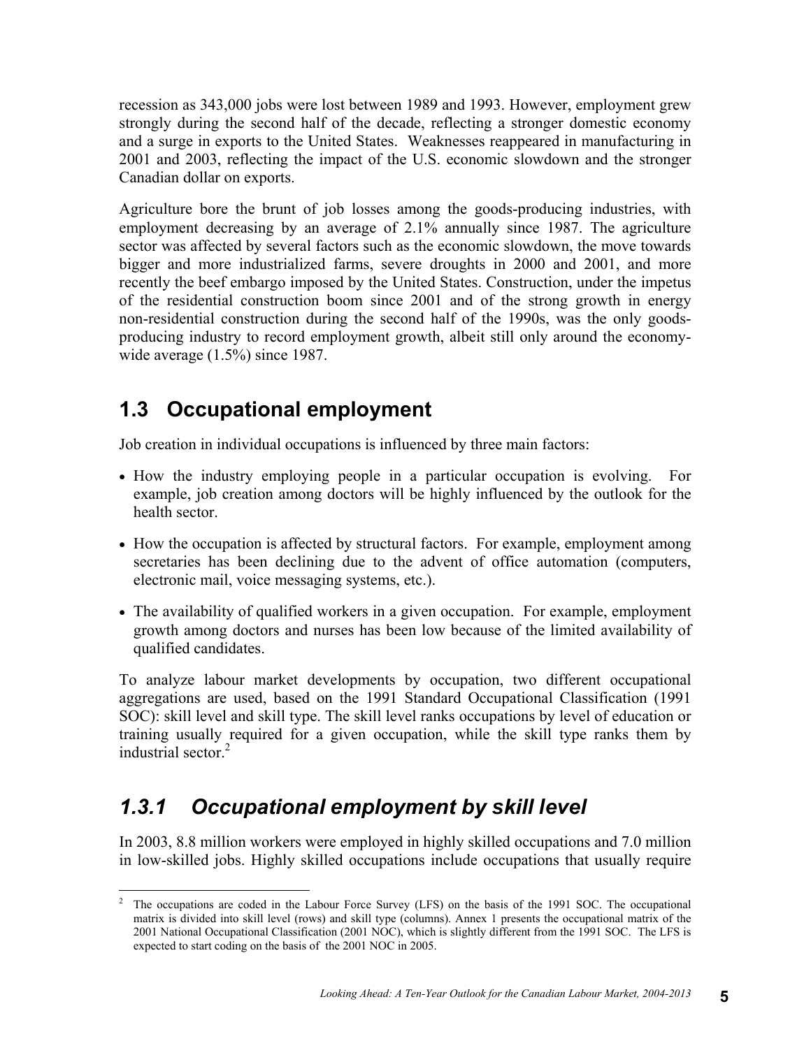recession as 343,000 jobs were lost between 1989 and 1993. However, employment grew strongly during the second half of the decade, reflecting a stronger domestic economy and a surge in exports to the United States. Weaknesses reappeared in manufacturing in 2001 and 2003, reflecting the impact of the U.S. economic slowdown and the stronger Canadian dollar on exports.

Agriculture bore the brunt of job losses among the goods-producing industries, with employment decreasing by an average of 2.1% annually since 1987. The agriculture sector was affected by several factors such as the economic slowdown, the move towards bigger and more industrialized farms, severe droughts in 2000 and 2001, and more recently the beef embargo imposed by the United States. Construction, under the impetus of the residential construction boom since 2001 and of the strong growth in energy non-residential construction during the second half of the 1990s, was the only goods-producing industry to record employment growth, albeit still only around the economy-wide average (1.5%) since 1987.

## 1.3 Occupational employment

Job creation in individual occupations is influenced by three main factors:

- How the industry employing people in a particular occupation is evolving. For example, job creation among doctors will be highly influenced by the outlook for the health sector.
- How the occupation is affected by structural factors. For example, employment among secretaries has been declining due to the advent of office automation (computers, electronic mail, voice messaging systems, etc.).
- The availability of qualified workers in a given occupation. For example, employment growth among doctors and nurses has been low because of the limited availability of qualified candidates.

To analyze labour market developments by occupation, two different occupational aggregations are used, based on the 1991 Standard Occupational Classification (1991 SOC): skill level and skill type. The skill level ranks occupations by level of education or training usually required for a given occupation, while the skill type ranks them by industrial sector.[2]

### *1.3.1 Occupational employment by skill level*

In 2003, 8.8 million workers were employed in highly skilled occupations and 7.0 million in low-skilled jobs. Highly skilled occupations include occupations that usually require

[2] The occupations are coded in the Labour Force Survey (LFS) on the basis of the 1991 SOC. The occupational matrix is divided into skill level (rows) and skill type (columns). Annex 1 presents the occupational matrix of the 2001 National Occupational Classification (2001 NOC), which is slightly different from the 1991 SOC. The LFS is expected to start coding on the basis of the 2001 NOC in 2005.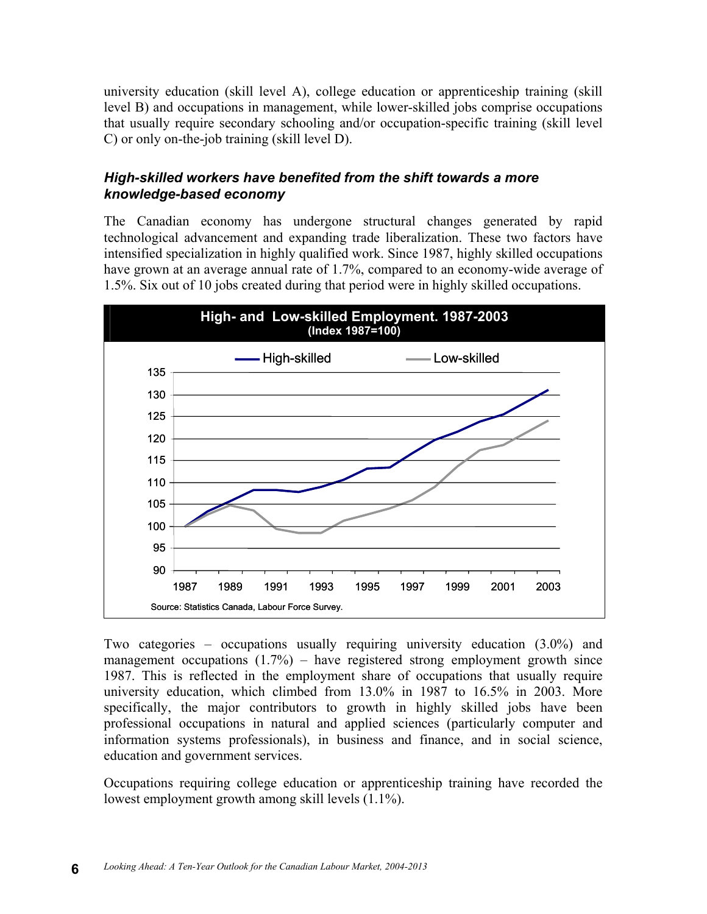university education (skill level A), college education or apprenticeship training (skill level B) and occupations in management, while lower-skilled jobs comprise occupations that usually require secondary schooling and/or occupation-specific training (skill level C) or only on-the-job training (skill level D).

### *High-skilled workers have benefited from the shift towards a more knowledge-based economy*

The Canadian economy has undergone structural changes generated by rapid technological advancement and expanding trade liberalization. These two factors have intensified specialization in highly qualified work. Since 1987, highly skilled occupations have grown at an average annual rate of 1.7%, compared to an economy-wide average of 1.5%. Six out of 10 jobs created during that period were in highly skilled occupations.

**High- and Low-skilled Employment. 1987-2003**
**(Index 1987=100)**

Source: Statistics Canada, Labour Force Survey.

Two categories – occupations usually requiring university education (3.0%) and management occupations (1.7%) – have registered strong employment growth since 1987. This is reflected in the employment share of occupations that usually require university education, which climbed from 13.0% in 1987 to 16.5% in 2003. More specifically, the major contributors to growth in highly skilled jobs have been professional occupations in natural and applied sciences (particularly computer and information systems professionals), in business and finance, and in social science, education and government services.

Occupations requiring college education or apprenticeship training have recorded the lowest employment growth among skill levels (1.1%).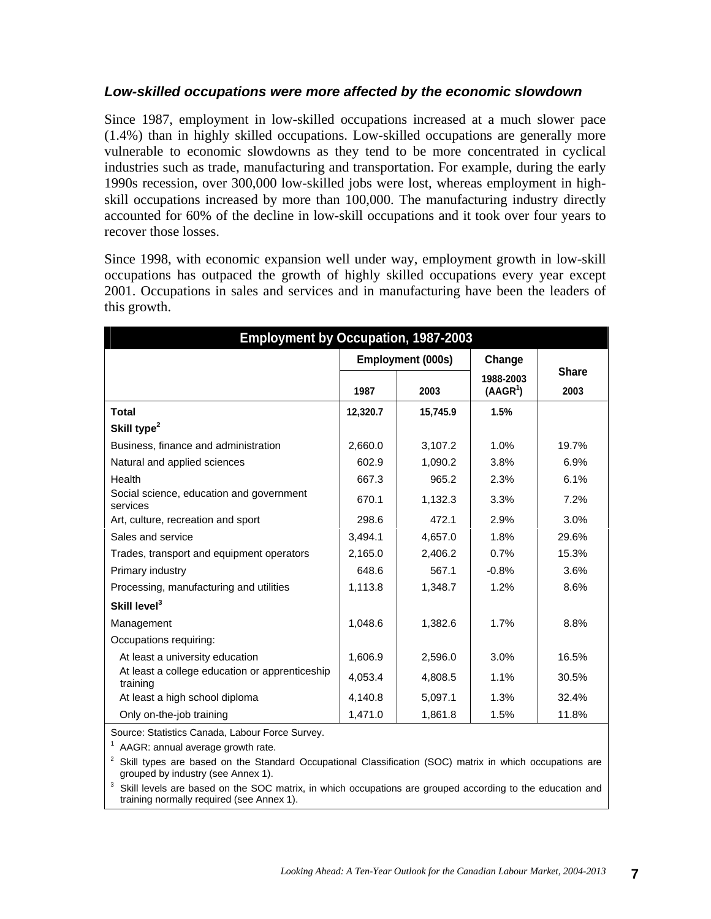### *Low-skilled occupations were more affected by the economic slowdown*

Since 1987, employment in low-skilled occupations increased at a much slower pace (1.4%) than in highly skilled occupations. Low-skilled occupations are generally more vulnerable to economic slowdowns as they tend to be more concentrated in cyclical industries such as trade, manufacturing and transportation. For example, during the early 1990s recession, over 300,000 low-skilled jobs were lost, whereas employment in high-skill occupations increased by more than 100,000. The manufacturing industry directly accounted for 60% of the decline in low-skill occupations and it took over four years to recover those losses.

Since 1998, with economic expansion well under way, employment growth in low-skill occupations has outpaced the growth of highly skilled occupations every year except 2001. Occupations in sales and services and in manufacturing have been the leaders of this growth.

**Employment by Occupation, 1987-2003**

| | Employment (000s) | | Change 1988-2003 (AAGR[1]) | Share |
|---|---|---|---|---|
| | 1987 | 2003 | | 2003 |
| **Total** | **12,320.7** | **15,745.9** | **1.5%** | |
| **Skill type[2]** | | | | |
| Business, finance and administration | 2,660.0 | 3,107.2 | 1.0% | 19.7% |
| Natural and applied sciences | 602.9 | 1,090.2 | 3.8% | 6.9% |
| Health | 667.3 | 965.2 | 2.3% | 6.1% |
| Social science, education and government services | 670.1 | 1,132.3 | 3.3% | 7.2% |
| Art, culture, recreation and sport | 298.6 | 472.1 | 2.9% | 3.0% |
| Sales and service | 3,494.1 | 4,657.0 | 1.8% | 29.6% |
| Trades, transport and equipment operators | 2,165.0 | 2,406.2 | 0.7% | 15.3% |
| Primary industry | 648.6 | 567.1 | -0.8% | 3.6% |
| Processing, manufacturing and utilities | 1,113.8 | 1,348.7 | 1.2% | 8.6% |
| **Skill level[3]** | | | | |
| Management | 1,048.6 | 1,382.6 | 1.7% | 8.8% |
| Occupations requiring: | | | | |
| At least a university education | 1,606.9 | 2,596.0 | 3.0% | 16.5% |
| At least a college education or apprenticeship training | 4,053.4 | 4,808.5 | 1.1% | 30.5% |
| At least a high school diploma | 4,140.8 | 5,097.1 | 1.3% | 32.4% |
| Only on-the-job training | 1,471.0 | 1,861.8 | 1.5% | 11.8% |

Source: Statistics Canada, Labour Force Survey.

[1] AAGR: annual average growth rate.

[2] Skill types are based on the Standard Occupational Classification (SOC) matrix in which occupations are grouped by industry (see Annex 1).

[3] Skill levels are based on the SOC matrix, in which occupations are grouped according to the education and training normally required (see Annex 1).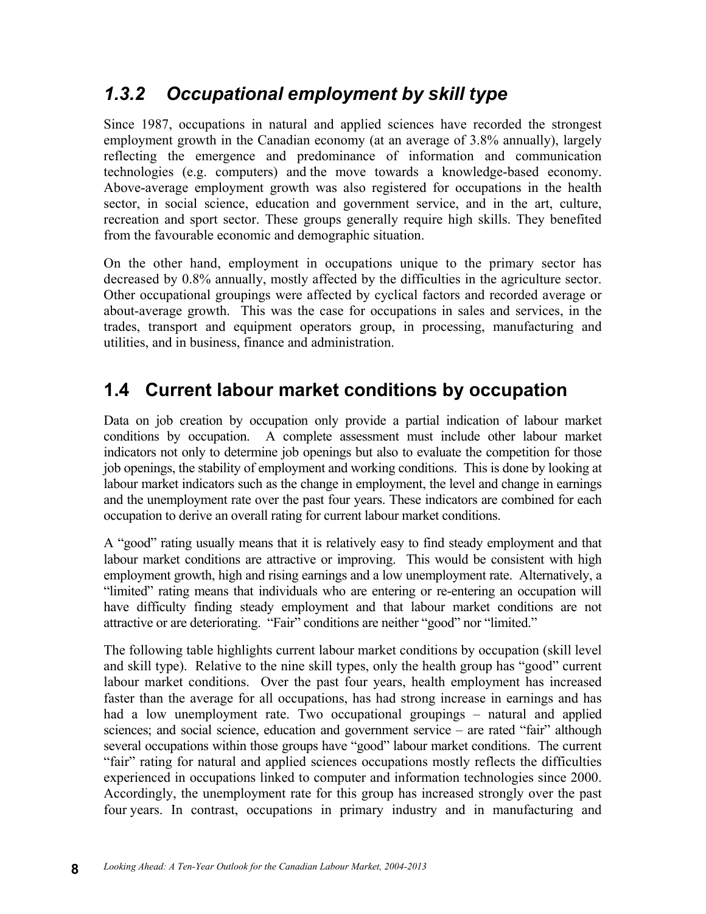### *1.3.2 Occupational employment by skill type*

Since 1987, occupations in natural and applied sciences have recorded the strongest employment growth in the Canadian economy (at an average of 3.8% annually), largely reflecting the emergence and predominance of information and communication technologies (e.g. computers) and the move towards a knowledge-based economy. Above-average employment growth was also registered for occupations in the health sector, in social science, education and government service, and in the art, culture, recreation and sport sector. These groups generally require high skills. They benefited from the favourable economic and demographic situation.

On the other hand, employment in occupations unique to the primary sector has decreased by 0.8% annually, mostly affected by the difficulties in the agriculture sector. Other occupational groupings were affected by cyclical factors and recorded average or about-average growth. This was the case for occupations in sales and services, in the trades, transport and equipment operators group, in processing, manufacturing and utilities, and in business, finance and administration.

## 1.4 Current labour market conditions by occupation

Data on job creation by occupation only provide a partial indication of labour market conditions by occupation. A complete assessment must include other labour market indicators not only to determine job openings but also to evaluate the competition for those job openings, the stability of employment and working conditions. This is done by looking at labour market indicators such as the change in employment, the level and change in earnings and the unemployment rate over the past four years. These indicators are combined for each occupation to derive an overall rating for current labour market conditions.

A "good" rating usually means that it is relatively easy to find steady employment and that labour market conditions are attractive or improving. This would be consistent with high employment growth, high and rising earnings and a low unemployment rate. Alternatively, a "limited" rating means that individuals who are entering or re-entering an occupation will have difficulty finding steady employment and that labour market conditions are not attractive or are deteriorating. "Fair" conditions are neither "good" nor "limited."

The following table highlights current labour market conditions by occupation (skill level and skill type). Relative to the nine skill types, only the health group has "good" current labour market conditions. Over the past four years, health employment has increased faster than the average for all occupations, has had strong increase in earnings and has had a low unemployment rate. Two occupational groupings – natural and applied sciences; and social science, education and government service – are rated "fair" although several occupations within those groups have "good" labour market conditions. The current "fair" rating for natural and applied sciences occupations mostly reflects the difficulties experienced in occupations linked to computer and information technologies since 2000. Accordingly, the unemployment rate for this group has increased strongly over the past four years. In contrast, occupations in primary industry and in manufacturing and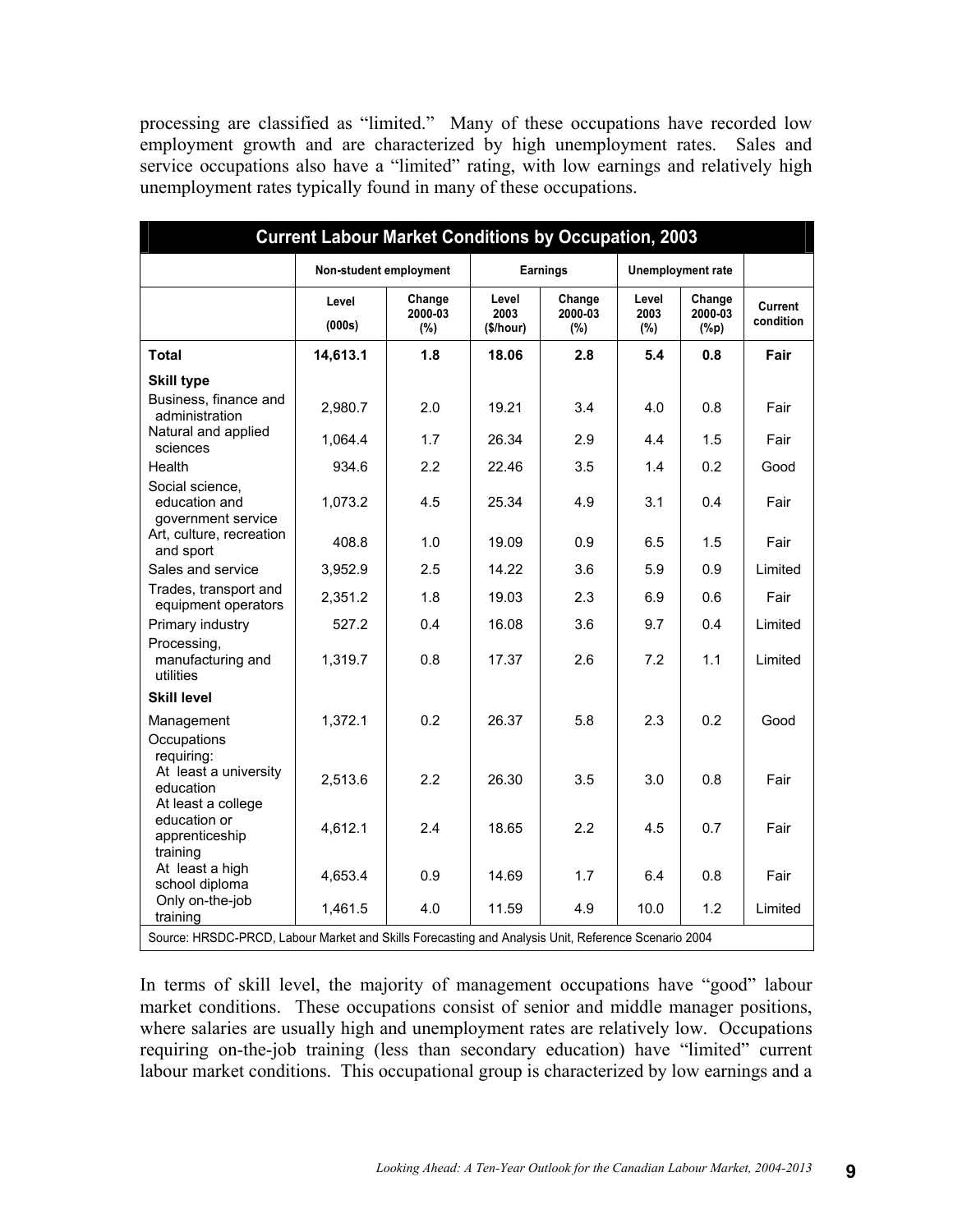processing are classified as "limited." Many of these occupations have recorded low employment growth and are characterized by high unemployment rates. Sales and service occupations also have a "limited" rating, with low earnings and relatively high unemployment rates typically found in many of these occupations.

| Current Labour Market Conditions by Occupation, 2003 | | | | | | | |
|---|---|---|---|---|---|---|---|
| | Non-student employment | | Earnings | | Unemployment rate | | |
| | Level (000s) | Change 2000-03 (%) | Level 2003 ($/hour) | Change 2000-03 (%) | Level 2003 (%) | Change 2000-03 (%p) | Current condition |
| **Total** | **14,613.1** | **1.8** | **18.06** | **2.8** | **5.4** | **0.8** | **Fair** |
| **Skill type** | | | | | | | |
| Business, finance and administration | 2,980.7 | 2.0 | 19.21 | 3.4 | 4.0 | 0.8 | Fair |
| Natural and applied sciences | 1,064.4 | 1.7 | 26.34 | 2.9 | 4.4 | 1.5 | Fair |
| Health | 934.6 | 2.2 | 22.46 | 3.5 | 1.4 | 0.2 | Good |
| Social science, education and government service | 1,073.2 | 4.5 | 25.34 | 4.9 | 3.1 | 0.4 | Fair |
| Art, culture, recreation and sport | 408.8 | 1.0 | 19.09 | 0.9 | 6.5 | 1.5 | Fair |
| Sales and service | 3,952.9 | 2.5 | 14.22 | 3.6 | 5.9 | 0.9 | Limited |
| Trades, transport and equipment operators | 2,351.2 | 1.8 | 19.03 | 2.3 | 6.9 | 0.6 | Fair |
| Primary industry | 527.2 | 0.4 | 16.08 | 3.6 | 9.7 | 0.4 | Limited |
| Processing, manufacturing and utilities | 1,319.7 | 0.8 | 17.37 | 2.6 | 7.2 | 1.1 | Limited |
| **Skill level** | | | | | | | |
| Management | 1,372.1 | 0.2 | 26.37 | 5.8 | 2.3 | 0.2 | Good |
| Occupations requiring: | | | | | | | |
| At least a university education | 2,513.6 | 2.2 | 26.30 | 3.5 | 3.0 | 0.8 | Fair |
| At least a college education or apprenticeship training | 4,612.1 | 2.4 | 18.65 | 2.2 | 4.5 | 0.7 | Fair |
| At least a high school diploma | 4,653.4 | 0.9 | 14.69 | 1.7 | 6.4 | 0.8 | Fair |
| Only on-the-job training | 1,461.5 | 4.0 | 11.59 | 4.9 | 10.0 | 1.2 | Limited |

Source: HRSDC-PRCD, Labour Market and Skills Forecasting and Analysis Unit, Reference Scenario 2004

In terms of skill level, the majority of management occupations have "good" labour market conditions. These occupations consist of senior and middle manager positions, where salaries are usually high and unemployment rates are relatively low. Occupations requiring on-the-job training (less than secondary education) have "limited" current labour market conditions. This occupational group is characterized by low earnings and a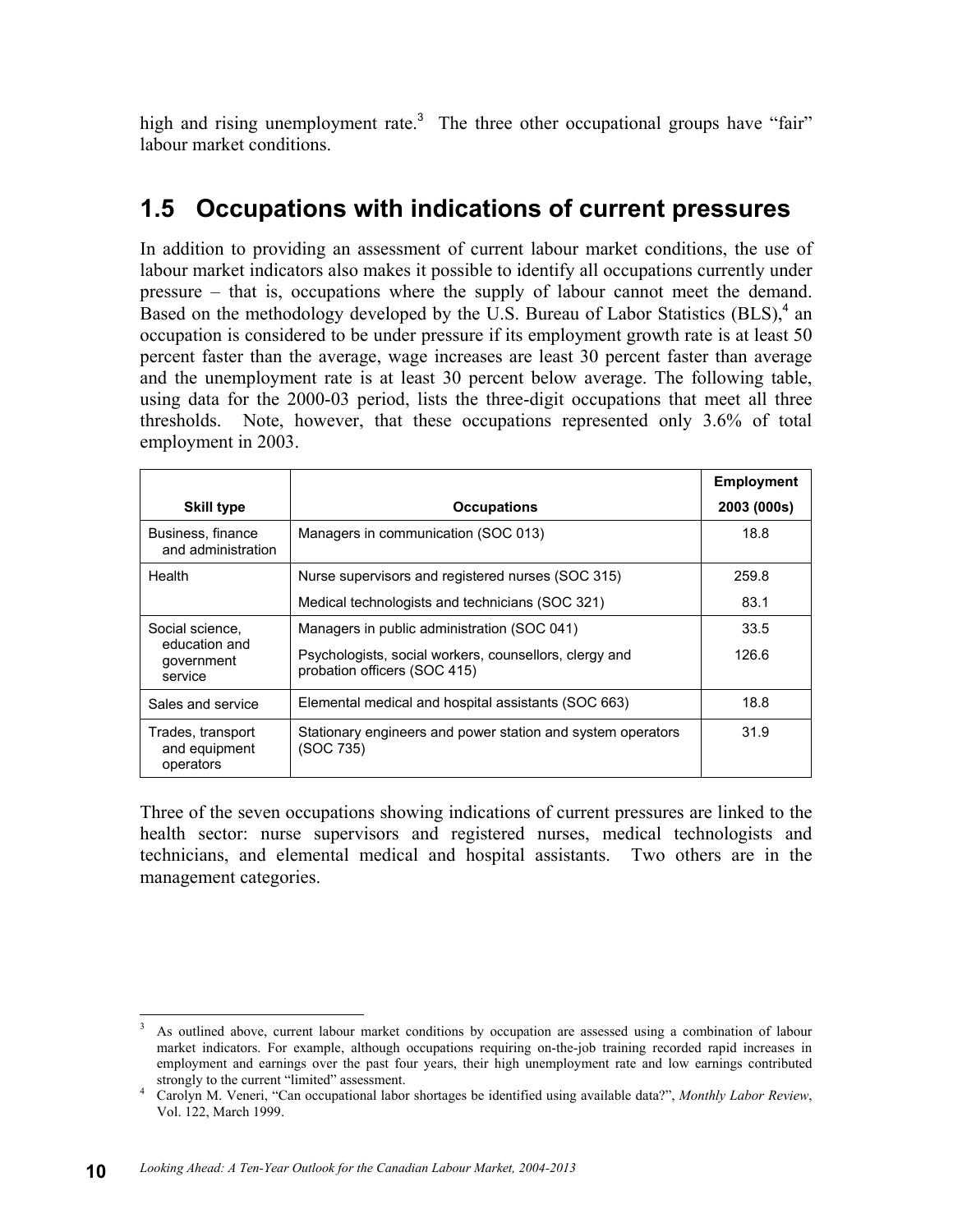high and rising unemployment rate.[3] The three other occupational groups have "fair" labour market conditions.

## 1.5 Occupations with indications of current pressures

In addition to providing an assessment of current labour market conditions, the use of labour market indicators also makes it possible to identify all occupations currently under pressure – that is, occupations where the supply of labour cannot meet the demand. Based on the methodology developed by the U.S. Bureau of Labor Statistics (BLS),[4] an occupation is considered to be under pressure if its employment growth rate is at least 50 percent faster than the average, wage increases are least 30 percent faster than average and the unemployment rate is at least 30 percent below average. The following table, using data for the 2000-03 period, lists the three-digit occupations that meet all three thresholds. Note, however, that these occupations represented only 3.6% of total employment in 2003.

| Skill type | Occupations | Employment 2003 (000s) |
|---|---|---|
| Business, finance and administration | Managers in communication (SOC 013) | 18.8 |
| Health | Nurse supervisors and registered nurses (SOC 315) | 259.8 |
| | Medical technologists and technicians (SOC 321) | 83.1 |
| Social science, education and government service | Managers in public administration (SOC 041) | 33.5 |
| | Psychologists, social workers, counsellors, clergy and probation officers (SOC 415) | 126.6 |
| Sales and service | Elemental medical and hospital assistants (SOC 663) | 18.8 |
| Trades, transport and equipment operators | Stationary engineers and power station and system operators (SOC 735) | 31.9 |

Three of the seven occupations showing indications of current pressures are linked to the health sector: nurse supervisors and registered nurses, medical technologists and technicians, and elemental medical and hospital assistants. Two others are in the management categories.

---

[3] As outlined above, current labour market conditions by occupation are assessed using a combination of labour market indicators. For example, although occupations requiring on-the-job training recorded rapid increases in employment and earnings over the past four years, their high unemployment rate and low earnings contributed strongly to the current "limited" assessment.

[4] Carolyn M. Veneri, "Can occupational labor shortages be identified using available data?", *Monthly Labor Review*, Vol. 122, March 1999.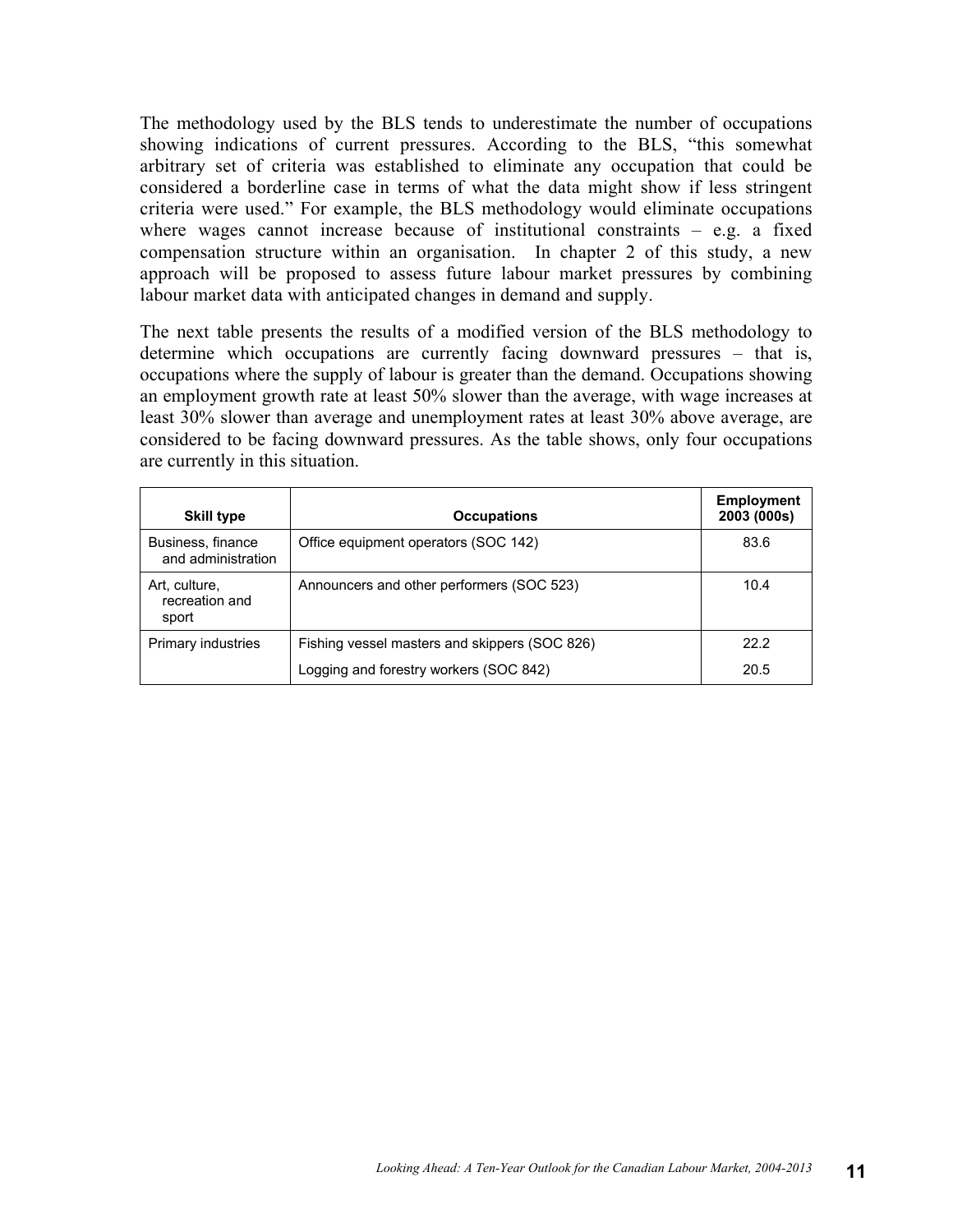The methodology used by the BLS tends to underestimate the number of occupations showing indications of current pressures. According to the BLS, "this somewhat arbitrary set of criteria was established to eliminate any occupation that could be considered a borderline case in terms of what the data might show if less stringent criteria were used." For example, the BLS methodology would eliminate occupations where wages cannot increase because of institutional constraints – e.g. a fixed compensation structure within an organisation. In chapter 2 of this study, a new approach will be proposed to assess future labour market pressures by combining labour market data with anticipated changes in demand and supply.

The next table presents the results of a modified version of the BLS methodology to determine which occupations are currently facing downward pressures – that is, occupations where the supply of labour is greater than the demand. Occupations showing an employment growth rate at least 50% slower than the average, with wage increases at least 30% slower than average and unemployment rates at least 30% above average, are considered to be facing downward pressures. As the table shows, only four occupations are currently in this situation.

| Skill type | Occupations | Employment 2003 (000s) |
|---|---|---|
| Business, finance and administration | Office equipment operators (SOC 142) | 83.6 |
| Art, culture, recreation and sport | Announcers and other performers (SOC 523) | 10.4 |
| Primary industries | Fishing vessel masters and skippers (SOC 826) | 22.2 |
| | Logging and forestry workers (SOC 842) | 20.5 |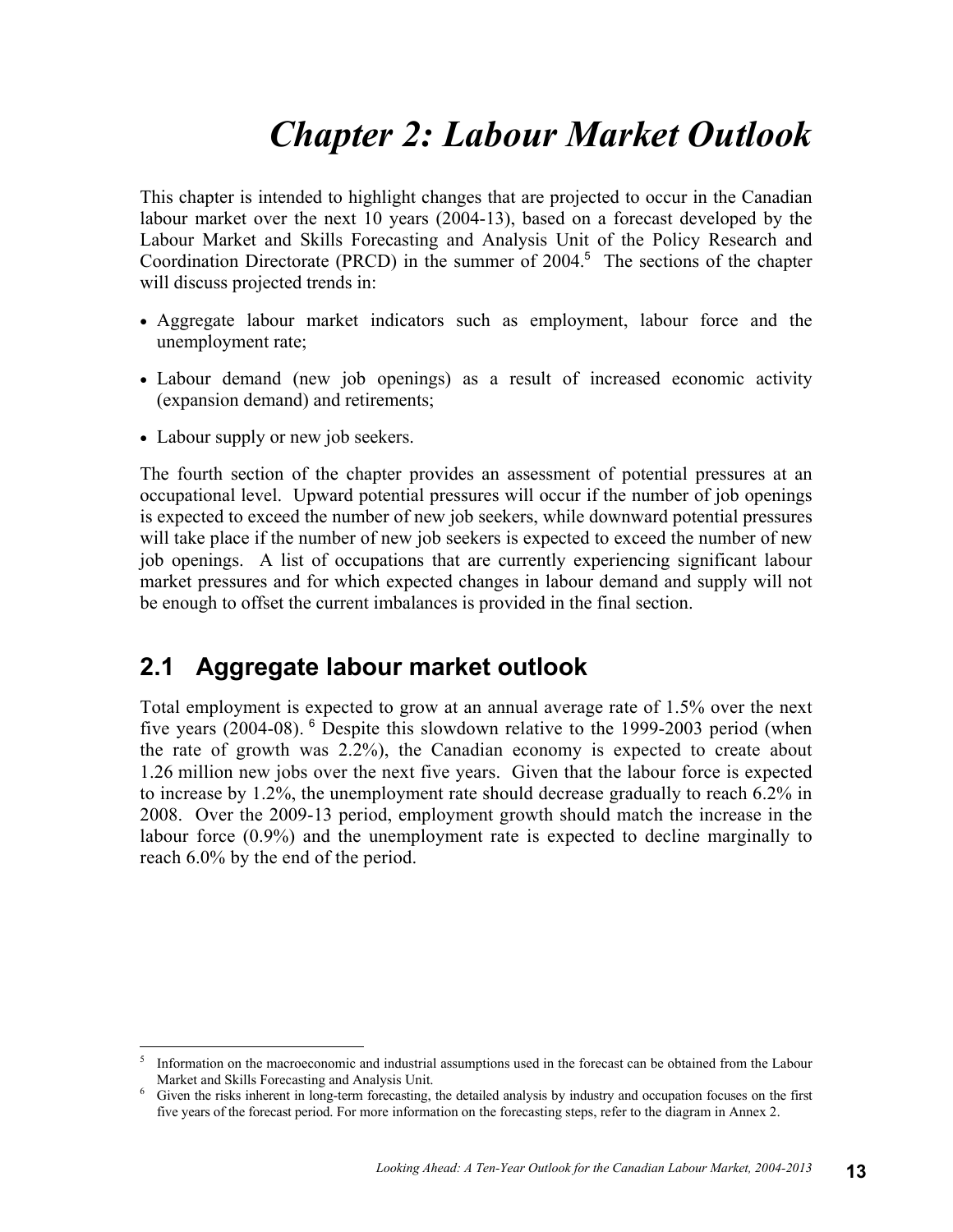# Chapter 2: Labour Market Outlook

This chapter is intended to highlight changes that are projected to occur in the Canadian labour market over the next 10 years (2004-13), based on a forecast developed by the Labour Market and Skills Forecasting and Analysis Unit of the Policy Research and Coordination Directorate (PRCD) in the summer of 2004.[5] The sections of the chapter will discuss projected trends in:

- Aggregate labour market indicators such as employment, labour force and the unemployment rate;
- Labour demand (new job openings) as a result of increased economic activity (expansion demand) and retirements;
- Labour supply or new job seekers.

The fourth section of the chapter provides an assessment of potential pressures at an occupational level. Upward potential pressures will occur if the number of job openings is expected to exceed the number of new job seekers, while downward potential pressures will take place if the number of new job seekers is expected to exceed the number of new job openings. A list of occupations that are currently experiencing significant labour market pressures and for which expected changes in labour demand and supply will not be enough to offset the current imbalances is provided in the final section.

## 2.1 Aggregate labour market outlook

Total employment is expected to grow at an annual average rate of 1.5% over the next five years (2004-08).[6] Despite this slowdown relative to the 1999-2003 period (when the rate of growth was 2.2%), the Canadian economy is expected to create about 1.26 million new jobs over the next five years. Given that the labour force is expected to increase by 1.2%, the unemployment rate should decrease gradually to reach 6.2% in 2008. Over the 2009-13 period, employment growth should match the increase in the labour force (0.9%) and the unemployment rate is expected to decline marginally to reach 6.0% by the end of the period.

---

[5] Information on the macroeconomic and industrial assumptions used in the forecast can be obtained from the Labour Market and Skills Forecasting and Analysis Unit.

[6] Given the risks inherent in long-term forecasting, the detailed analysis by industry and occupation focuses on the first five years of the forecast period. For more information on the forecasting steps, refer to the diagram in Annex 2.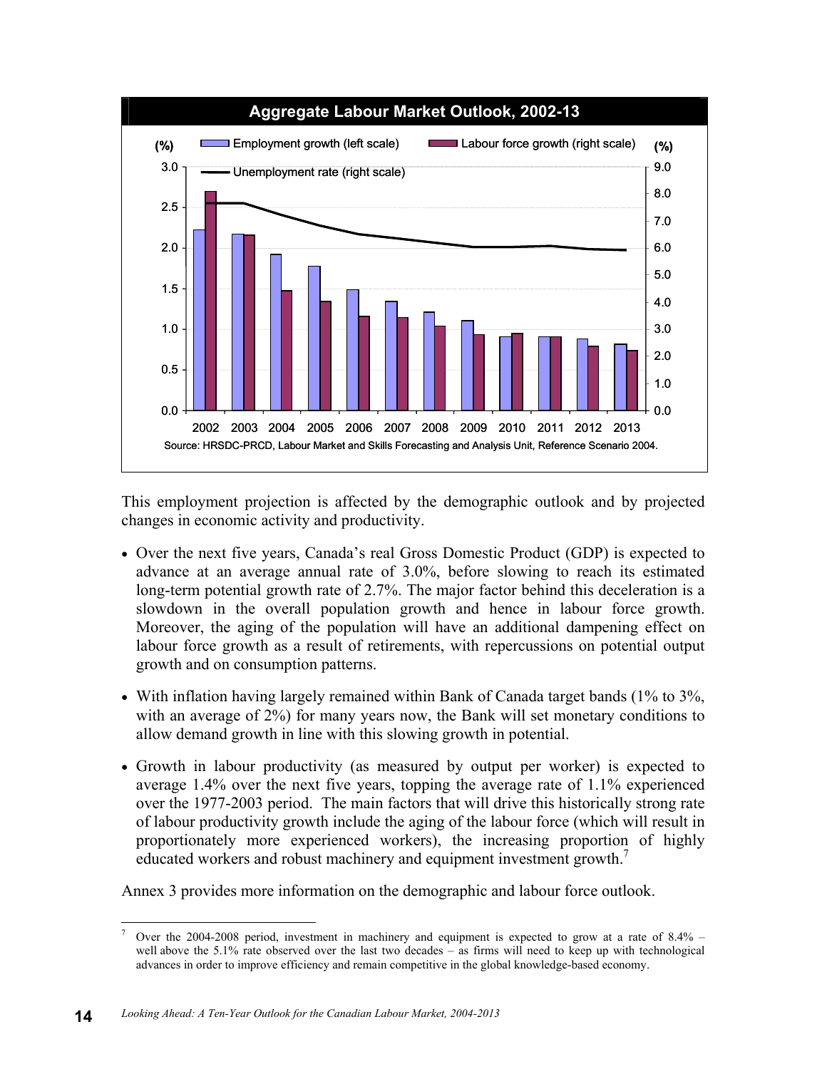**Aggregate Labour Market Outlook, 2002-13**

Source: HRSDC-PRCD, Labour Market and Skills Forecasting and Analysis Unit, Reference Scenario 2004.

This employment projection is affected by the demographic outlook and by projected changes in economic activity and productivity.

- Over the next five years, Canada's real Gross Domestic Product (GDP) is expected to advance at an average annual rate of 3.0%, before slowing to reach its estimated long-term potential growth rate of 2.7%. The major factor behind this deceleration is a slowdown in the overall population growth and hence in labour force growth. Moreover, the aging of the population will have an additional dampening effect on labour force growth as a result of retirements, with repercussions on potential output growth and on consumption patterns.
- With inflation having largely remained within Bank of Canada target bands (1% to 3%, with an average of 2%) for many years now, the Bank will set monetary conditions to allow demand growth in line with this slowing growth in potential.
- Growth in labour productivity (as measured by output per worker) is expected to average 1.4% over the next five years, topping the average rate of 1.1% experienced over the 1977-2003 period. The main factors that will drive this historically strong rate of labour productivity growth include the aging of the labour force (which will result in proportionately more experienced workers), the increasing proportion of highly educated workers and robust machinery and equipment investment growth.[7]

Annex 3 provides more information on the demographic and labour force outlook.

---

[7] Over the 2004-2008 period, investment in machinery and equipment is expected to grow at a rate of 8.4% – well above the 5.1% rate observed over the last two decades – as firms will need to keep up with technological advances in order to improve efficiency and remain competitive in the global knowledge-based economy.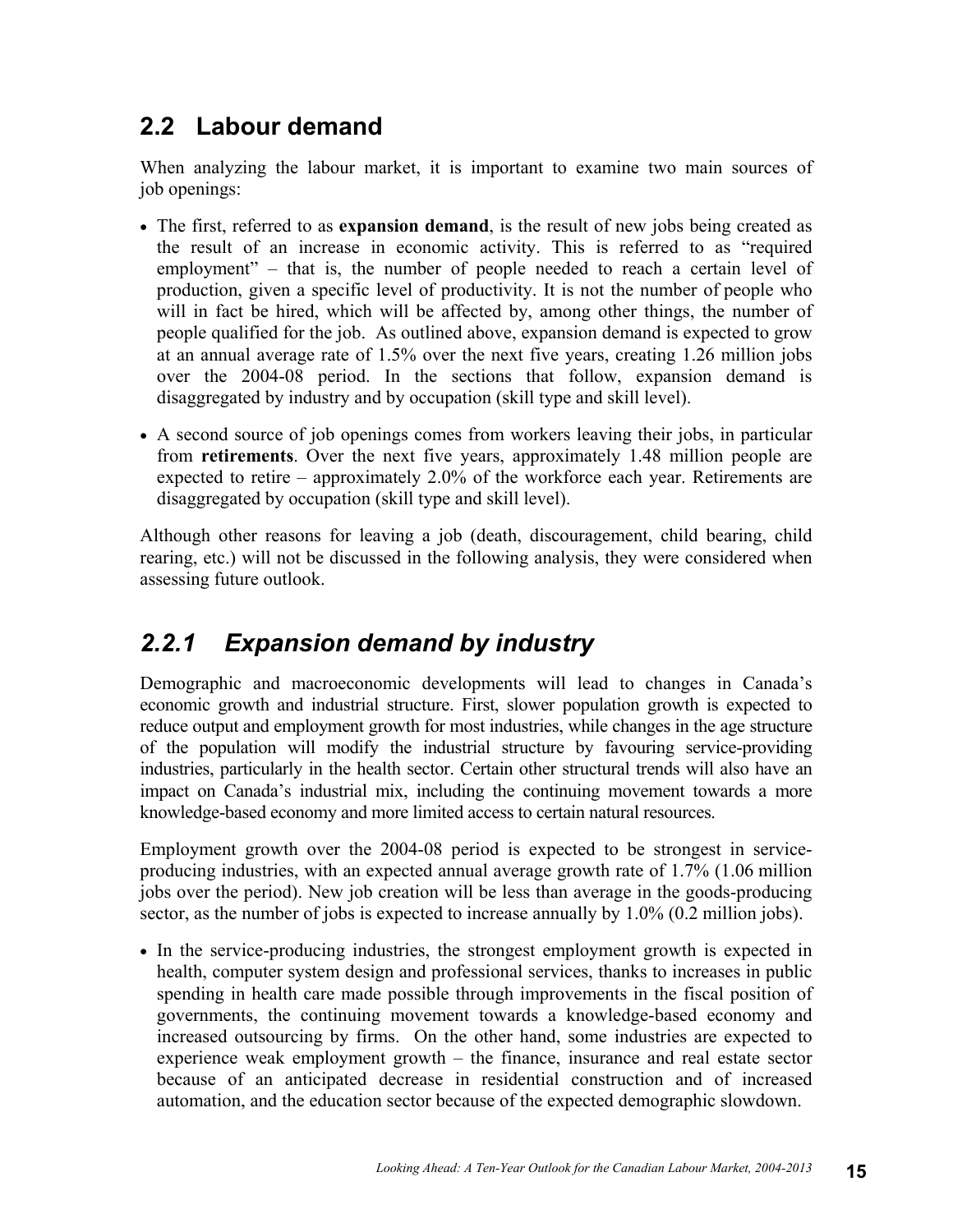## 2.2 Labour demand

When analyzing the labour market, it is important to examine two main sources of job openings:

- The first, referred to as **expansion demand**, is the result of new jobs being created as the result of an increase in economic activity. This is referred to as "required employment" – that is, the number of people needed to reach a certain level of production, given a specific level of productivity. It is not the number of people who will in fact be hired, which will be affected by, among other things, the number of people qualified for the job. As outlined above, expansion demand is expected to grow at an annual average rate of 1.5% over the next five years, creating 1.26 million jobs over the 2004-08 period. In the sections that follow, expansion demand is disaggregated by industry and by occupation (skill type and skill level).
- A second source of job openings comes from workers leaving their jobs, in particular from **retirements**. Over the next five years, approximately 1.48 million people are expected to retire – approximately 2.0% of the workforce each year. Retirements are disaggregated by occupation (skill type and skill level).

Although other reasons for leaving a job (death, discouragement, child bearing, child rearing, etc.) will not be discussed in the following analysis, they were considered when assessing future outlook.

### *2.2.1 Expansion demand by industry*

Demographic and macroeconomic developments will lead to changes in Canada's economic growth and industrial structure. First, slower population growth is expected to reduce output and employment growth for most industries, while changes in the age structure of the population will modify the industrial structure by favouring service-providing industries, particularly in the health sector. Certain other structural trends will also have an impact on Canada's industrial mix, including the continuing movement towards a more knowledge-based economy and more limited access to certain natural resources.

Employment growth over the 2004-08 period is expected to be strongest in service-producing industries, with an expected annual average growth rate of 1.7% (1.06 million jobs over the period). New job creation will be less than average in the goods-producing sector, as the number of jobs is expected to increase annually by 1.0% (0.2 million jobs).

- In the service-producing industries, the strongest employment growth is expected in health, computer system design and professional services, thanks to increases in public spending in health care made possible through improvements in the fiscal position of governments, the continuing movement towards a knowledge-based economy and increased outsourcing by firms. On the other hand, some industries are expected to experience weak employment growth – the finance, insurance and real estate sector because of an anticipated decrease in residential construction and of increased automation, and the education sector because of the expected demographic slowdown.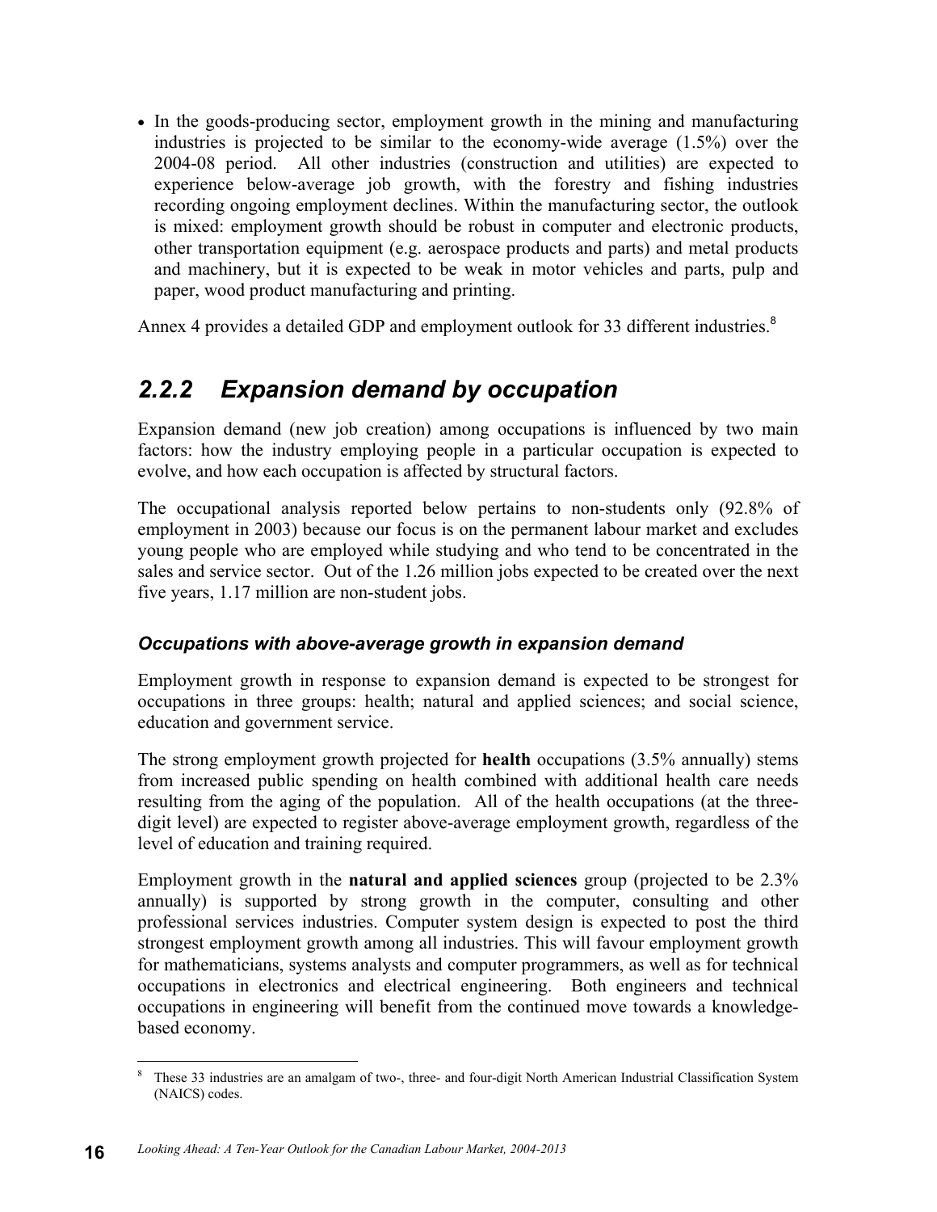- In the goods-producing sector, employment growth in the mining and manufacturing industries is projected to be similar to the economy-wide average (1.5%) over the 2004-08 period. All other industries (construction and utilities) are expected to experience below-average job growth, with the forestry and fishing industries recording ongoing employment declines. Within the manufacturing sector, the outlook is mixed: employment growth should be robust in computer and electronic products, other transportation equipment (e.g. aerospace products and parts) and metal products and machinery, but it is expected to be weak in motor vehicles and parts, pulp and paper, wood product manufacturing and printing.

Annex 4 provides a detailed GDP and employment outlook for 33 different industries.[8]

## *2.2.2 Expansion demand by occupation*

Expansion demand (new job creation) among occupations is influenced by two main factors: how the industry employing people in a particular occupation is expected to evolve, and how each occupation is affected by structural factors.

The occupational analysis reported below pertains to non-students only (92.8% of employment in 2003) because our focus is on the permanent labour market and excludes young people who are employed while studying and who tend to be concentrated in the sales and service sector. Out of the 1.26 million jobs expected to be created over the next five years, 1.17 million are non-student jobs.

### *Occupations with above-average growth in expansion demand*

Employment growth in response to expansion demand is expected to be strongest for occupations in three groups: health; natural and applied sciences; and social science, education and government service.

The strong employment growth projected for **health** occupations (3.5% annually) stems from increased public spending on health combined with additional health care needs resulting from the aging of the population. All of the health occupations (at the three-digit level) are expected to register above-average employment growth, regardless of the level of education and training required.

Employment growth in the **natural and applied sciences** group (projected to be 2.3% annually) is supported by strong growth in the computer, consulting and other professional services industries. Computer system design is expected to post the third strongest employment growth among all industries. This will favour employment growth for mathematicians, systems analysts and computer programmers, as well as for technical occupations in electronics and electrical engineering. Both engineers and technical occupations in engineering will benefit from the continued move towards a knowledge-based economy.

[8] These 33 industries are an amalgam of two-, three- and four-digit North American Industrial Classification System (NAICS) codes.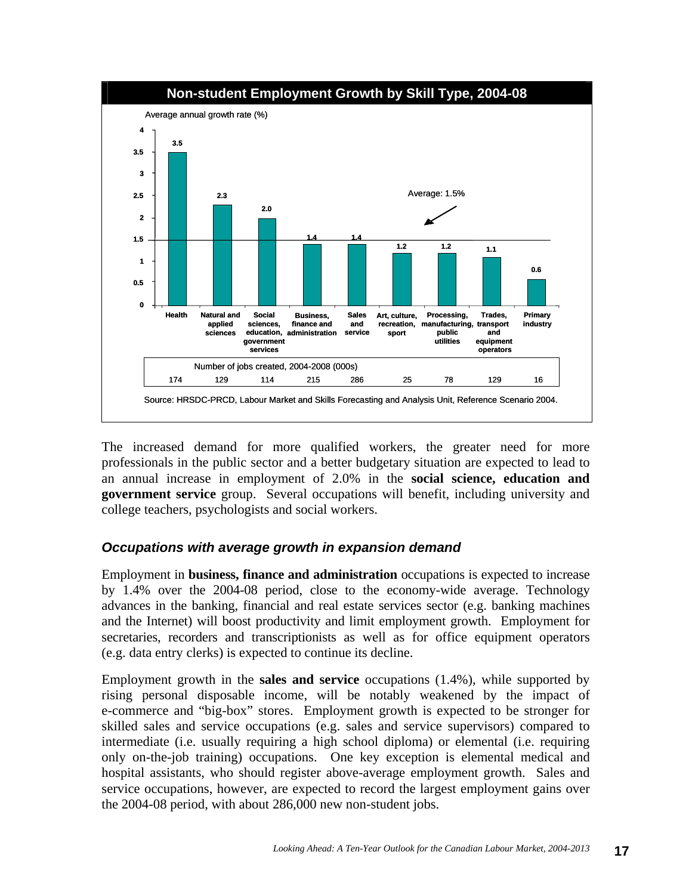**Non-student Employment Growth by Skill Type, 2004-08**

Average annual growth rate (%)

| Skill type | Average annual growth rate (%) | Number of jobs created, 2004-2008 (000s) |
|---|---|---|
| Health | 3.5 | 174 |
| Natural and applied sciences | 2.3 | 129 |
| Social sciences, education, government services | 2.0 | 114 |
| Business, finance and administration | 1.4 | 215 |
| Sales and service | 1.4 | 286 |
| Art, culture, recreation, sport | 1.2 | 25 |
| Processing, manufacturing, public utilities | 1.2 | 78 |
| Trades, transport and equipment operators | 1.1 | 129 |
| Primary industry | 0.6 | 16 |

Average: 1.5%

Source: HRSDC-PRCD, Labour Market and Skills Forecasting and Analysis Unit, Reference Scenario 2004.

The increased demand for more qualified workers, the greater need for more professionals in the public sector and a better budgetary situation are expected to lead to an annual increase in employment of 2.0% in the **social science, education and government service** group. Several occupations will benefit, including university and college teachers, psychologists and social workers.

### *Occupations with average growth in expansion demand*

Employment in **business, finance and administration** occupations is expected to increase by 1.4% over the 2004-08 period, close to the economy-wide average. Technology advances in the banking, financial and real estate services sector (e.g. banking machines and the Internet) will boost productivity and limit employment growth. Employment for secretaries, recorders and transcriptionists as well as for office equipment operators (e.g. data entry clerks) is expected to continue its decline.

Employment growth in the **sales and service** occupations (1.4%), while supported by rising personal disposable income, will be notably weakened by the impact of e-commerce and "big-box" stores. Employment growth is expected to be stronger for skilled sales and service occupations (e.g. sales and service supervisors) compared to intermediate (i.e. usually requiring a high school diploma) or elemental (i.e. requiring only on-the-job training) occupations. One key exception is elemental medical and hospital assistants, who should register above-average employment growth. Sales and service occupations, however, are expected to record the largest employment gains over the 2004-08 period, with about 286,000 new non-student jobs.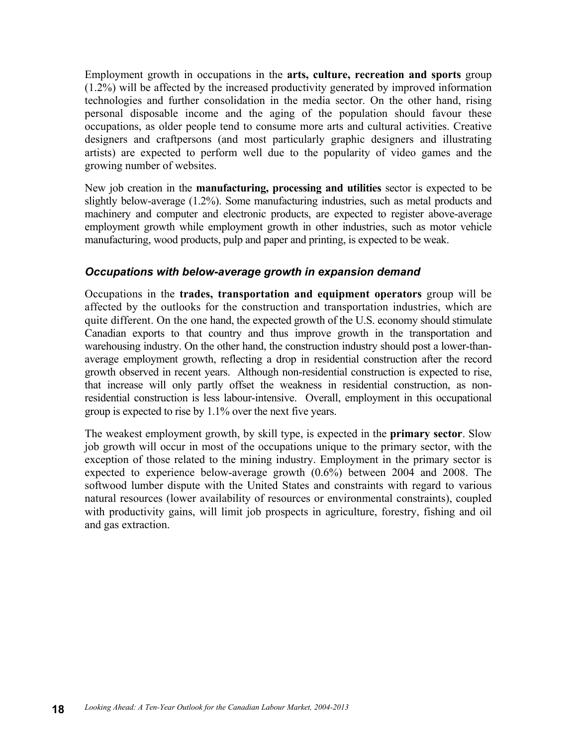Employment growth in occupations in the **arts, culture, recreation and sports** group (1.2%) will be affected by the increased productivity generated by improved information technologies and further consolidation in the media sector. On the other hand, rising personal disposable income and the aging of the population should favour these occupations, as older people tend to consume more arts and cultural activities. Creative designers and craftpersons (and most particularly graphic designers and illustrating artists) are expected to perform well due to the popularity of video games and the growing number of websites.

New job creation in the **manufacturing, processing and utilities** sector is expected to be slightly below-average (1.2%). Some manufacturing industries, such as metal products and machinery and computer and electronic products, are expected to register above-average employment growth while employment growth in other industries, such as motor vehicle manufacturing, wood products, pulp and paper and printing, is expected to be weak.

### *Occupations with below-average growth in expansion demand*

Occupations in the **trades, transportation and equipment operators** group will be affected by the outlooks for the construction and transportation industries, which are quite different. On the one hand, the expected growth of the U.S. economy should stimulate Canadian exports to that country and thus improve growth in the transportation and warehousing industry. On the other hand, the construction industry should post a lower-than-average employment growth, reflecting a drop in residential construction after the record growth observed in recent years. Although non-residential construction is expected to rise, that increase will only partly offset the weakness in residential construction, as non-residential construction is less labour-intensive. Overall, employment in this occupational group is expected to rise by 1.1% over the next five years.

The weakest employment growth, by skill type, is expected in the **primary sector**. Slow job growth will occur in most of the occupations unique to the primary sector, with the exception of those related to the mining industry. Employment in the primary sector is expected to experience below-average growth (0.6%) between 2004 and 2008. The softwood lumber dispute with the United States and constraints with regard to various natural resources (lower availability of resources or environmental constraints), coupled with productivity gains, will limit job prospects in agriculture, forestry, fishing and oil and gas extraction.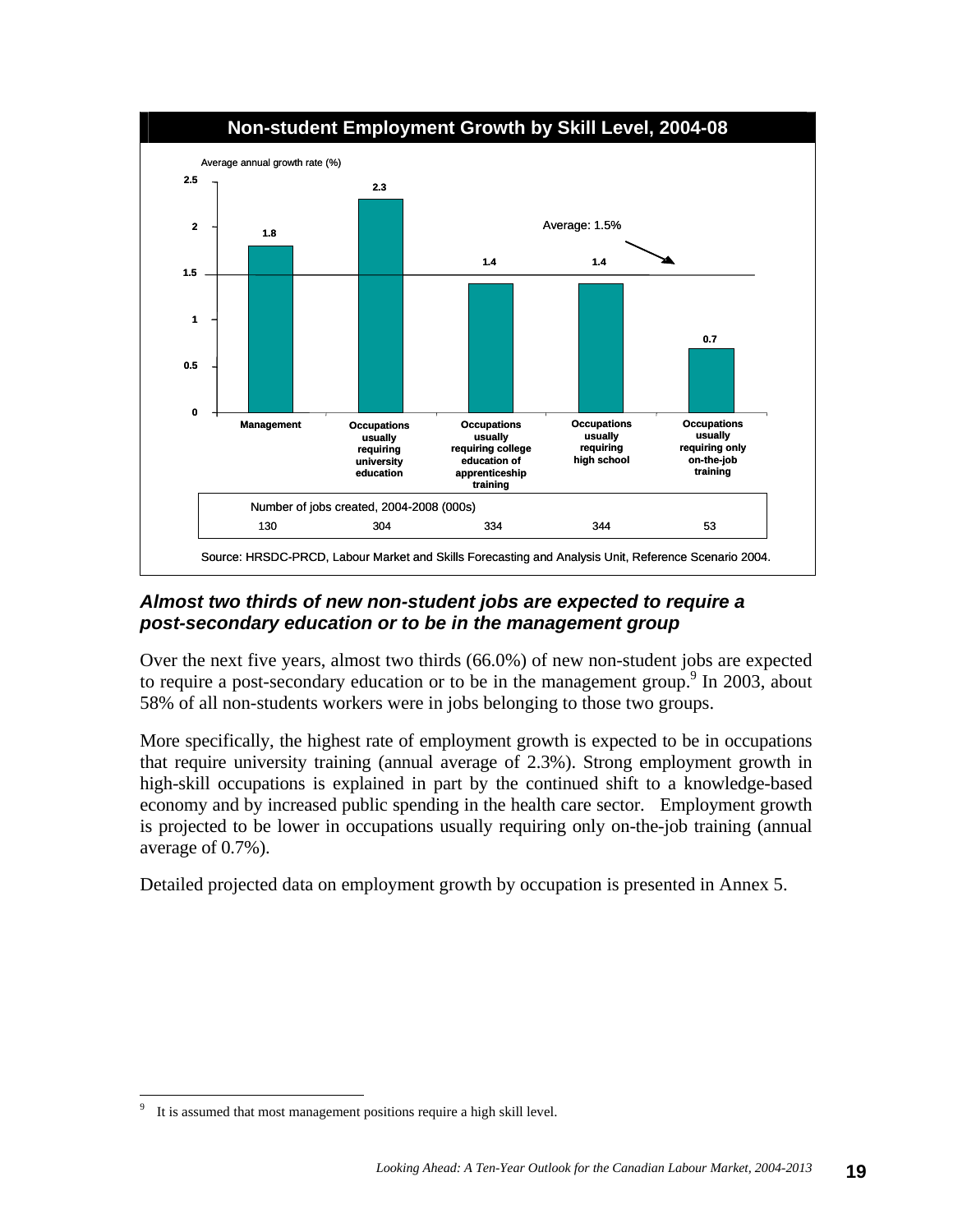**Non-student Employment Growth by Skill Level, 2004-08**

Average annual growth rate (%)

| | Management | Occupations usually requiring university education | Occupations usually requiring college education of apprenticeship training | Occupations usually requiring high school | Occupations usually requiring only on-the-job training |
|---|---|---|---|---|---|
| Average annual growth rate (%) | 1.8 | 2.3 | 1.4 | 1.4 | 0.7 |
| Number of jobs created, 2004-2008 (000s) | 130 | 304 | 334 | 344 | 53 |

Average: 1.5%

Source: HRSDC-PRCD, Labour Market and Skills Forecasting and Analysis Unit, Reference Scenario 2004.

### *Almost two thirds of new non-student jobs are expected to require a post-secondary education or to be in the management group*

Over the next five years, almost two thirds (66.0%) of new non-student jobs are expected to require a post-secondary education or to be in the management group.[9] In 2003, about 58% of all non-students workers were in jobs belonging to those two groups.

More specifically, the highest rate of employment growth is expected to be in occupations that require university training (annual average of 2.3%). Strong employment growth in high-skill occupations is explained in part by the continued shift to a knowledge-based economy and by increased public spending in the health care sector. Employment growth is projected to be lower in occupations usually requiring only on-the-job training (annual average of 0.7%).

Detailed projected data on employment growth by occupation is presented in Annex 5.

---

[9] It is assumed that most management positions require a high skill level.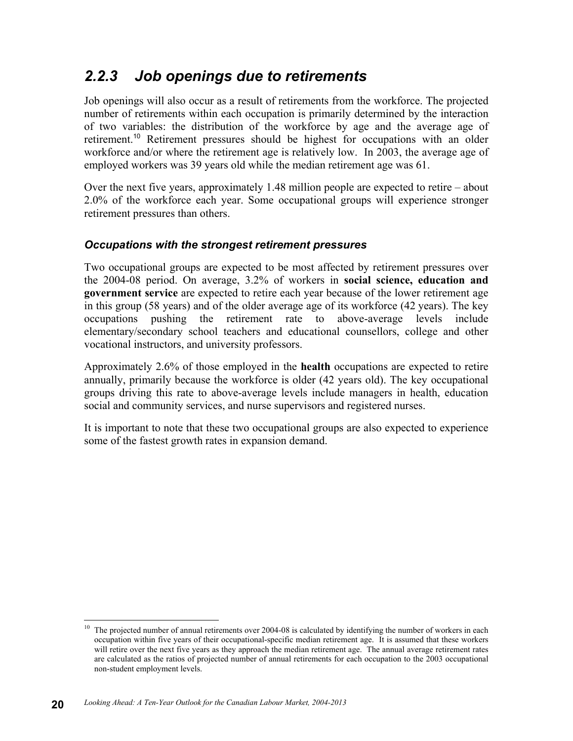## 2.2.3 Job openings due to retirements

Job openings will also occur as a result of retirements from the workforce. The projected number of retirements within each occupation is primarily determined by the interaction of two variables: the distribution of the workforce by age and the average age of retirement.[10] Retirement pressures should be highest for occupations with an older workforce and/or where the retirement age is relatively low. In 2003, the average age of employed workers was 39 years old while the median retirement age was 61.

Over the next five years, approximately 1.48 million people are expected to retire – about 2.0% of the workforce each year. Some occupational groups will experience stronger retirement pressures than others.

### *Occupations with the strongest retirement pressures*

Two occupational groups are expected to be most affected by retirement pressures over the 2004-08 period. On average, 3.2% of workers in **social science, education and government service** are expected to retire each year because of the lower retirement age in this group (58 years) and of the older average age of its workforce (42 years). The key occupations pushing the retirement rate to above-average levels include elementary/secondary school teachers and educational counsellors, college and other vocational instructors, and university professors.

Approximately 2.6% of those employed in the **health** occupations are expected to retire annually, primarily because the workforce is older (42 years old). The key occupational groups driving this rate to above-average levels include managers in health, education social and community services, and nurse supervisors and registered nurses.

It is important to note that these two occupational groups are also expected to experience some of the fastest growth rates in expansion demand.

---

[10] The projected number of annual retirements over 2004-08 is calculated by identifying the number of workers in each occupation within five years of their occupational-specific median retirement age. It is assumed that these workers will retire over the next five years as they approach the median retirement age. The annual average retirement rates are calculated as the ratios of projected number of annual retirements for each occupation to the 2003 occupational non-student employment levels.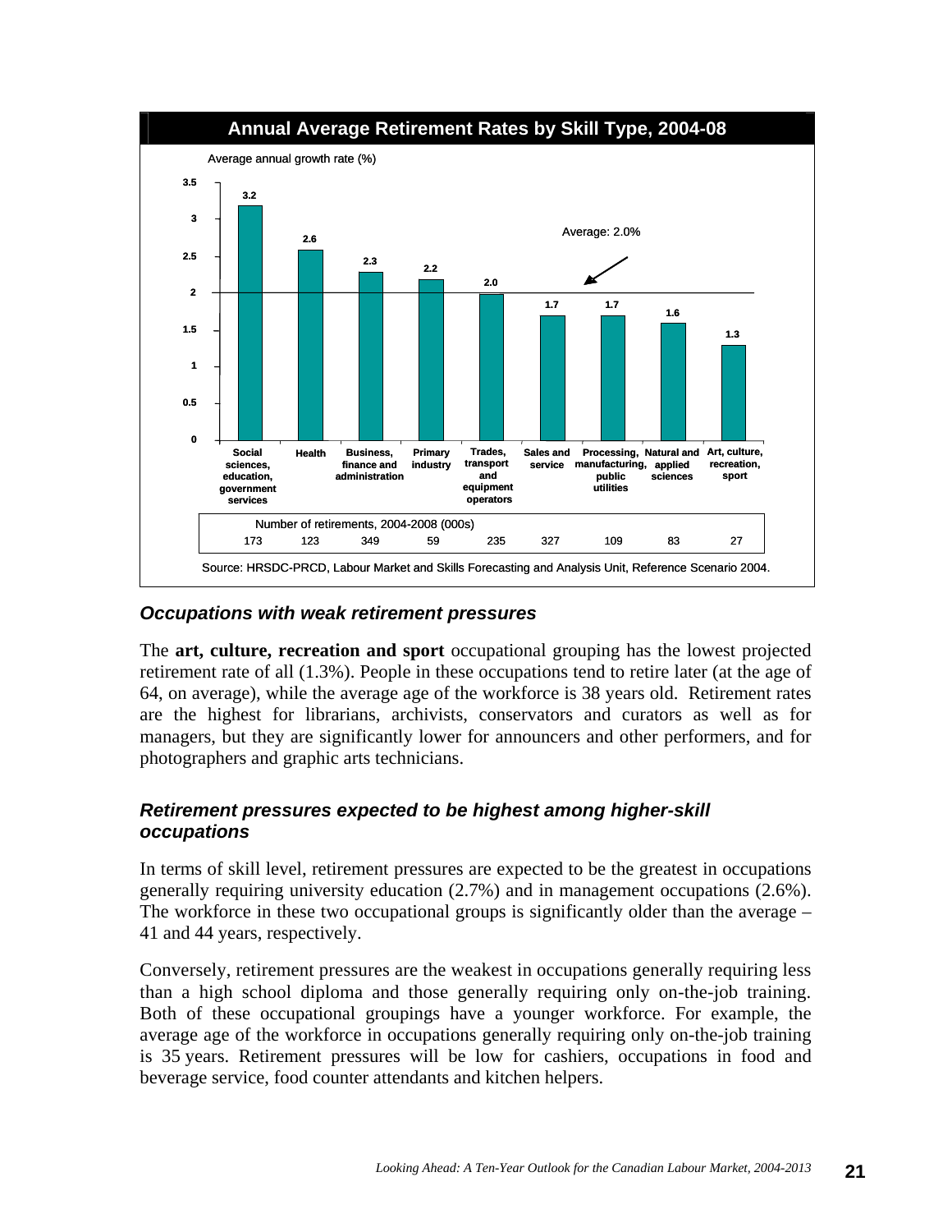**Annual Average Retirement Rates by Skill Type, 2004-08**

Average annual growth rate (%)

| Skill type | Average annual retirement rate (%) | Number of retirements, 2004-2008 (000s) |
|---|---|---|
| Social sciences, education, government services | 3.2 | 173 |
| Health | 2.6 | 123 |
| Business, finance and administration | 2.3 | 349 |
| Primary industry | 2.2 | 59 |
| Trades, transport and equipment operators | 2.0 | 235 |
| Sales and service | 1.7 | 327 |
| Processing, manufacturing, public utilities | 1.7 | 109 |
| Natural and applied sciences | 1.6 | 83 |
| Art, culture, recreation, sport | 1.3 | 27 |

Average: 2.0%

Source: HRSDC-PRCD, Labour Market and Skills Forecasting and Analysis Unit, Reference Scenario 2004.

### *Occupations with weak retirement pressures*

The **art, culture, recreation and sport** occupational grouping has the lowest projected retirement rate of all (1.3%). People in these occupations tend to retire later (at the age of 64, on average), while the average age of the workforce is 38 years old. Retirement rates are the highest for librarians, archivists, conservators and curators as well as for managers, but they are significantly lower for announcers and other performers, and for photographers and graphic arts technicians.

### *Retirement pressures expected to be highest among higher-skill occupations*

In terms of skill level, retirement pressures are expected to be the greatest in occupations generally requiring university education (2.7%) and in management occupations (2.6%). The workforce in these two occupational groups is significantly older than the average – 41 and 44 years, respectively.

Conversely, retirement pressures are the weakest in occupations generally requiring less than a high school diploma and those generally requiring only on-the-job training. Both of these occupational groupings have a younger workforce. For example, the average age of the workforce in occupations generally requiring only on-the-job training is 35 years. Retirement pressures will be low for cashiers, occupations in food and beverage service, food counter attendants and kitchen helpers.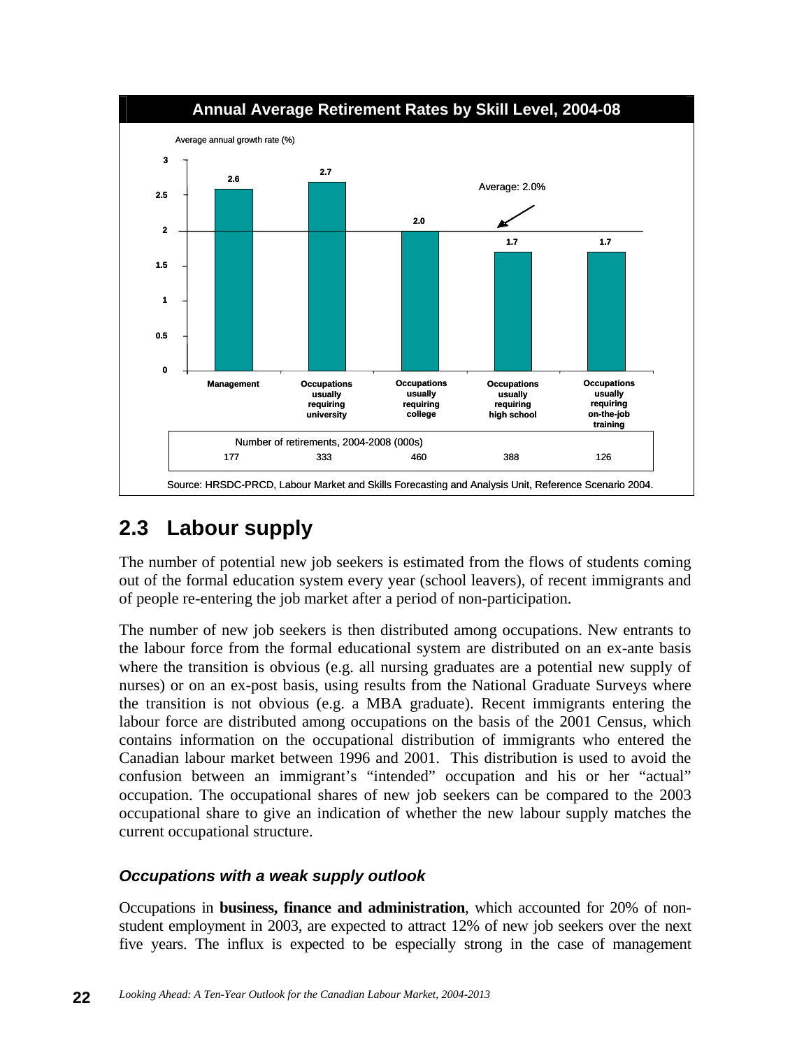**Annual Average Retirement Rates by Skill Level, 2004-08**

Average annual growth rate (%)

| | Management | Occupations usually requiring university | Occupations usually requiring college | Occupations usually requiring high school | Occupations usually requiring on-the-job training |
|---|---|---|---|---|---|
| Average annual growth rate (%) | 2.6 | 2.7 | 2.0 | 1.7 | 1.7 |
| Number of retirements, 2004-2008 (000s) | 177 | 333 | 460 | 388 | 126 |

Average: 2.0%

Source: HRSDC-PRCD, Labour Market and Skills Forecasting and Analysis Unit, Reference Scenario 2004.

## 2.3 Labour supply

The number of potential new job seekers is estimated from the flows of students coming out of the formal education system every year (school leavers), of recent immigrants and of people re-entering the job market after a period of non-participation.

The number of new job seekers is then distributed among occupations. New entrants to the labour force from the formal educational system are distributed on an ex-ante basis where the transition is obvious (e.g. all nursing graduates are a potential new supply of nurses) or on an ex-post basis, using results from the National Graduate Surveys where the transition is not obvious (e.g. a MBA graduate). Recent immigrants entering the labour force are distributed among occupations on the basis of the 2001 Census, which contains information on the occupational distribution of immigrants who entered the Canadian labour market between 1996 and 2001. This distribution is used to avoid the confusion between an immigrant's "intended" occupation and his or her "actual" occupation. The occupational shares of new job seekers can be compared to the 2003 occupational share to give an indication of whether the new labour supply matches the current occupational structure.

### *Occupations with a weak supply outlook*

Occupations in **business, finance and administration**, which accounted for 20% of non-student employment in 2003, are expected to attract 12% of new job seekers over the next five years. The influx is expected to be especially strong in the case of management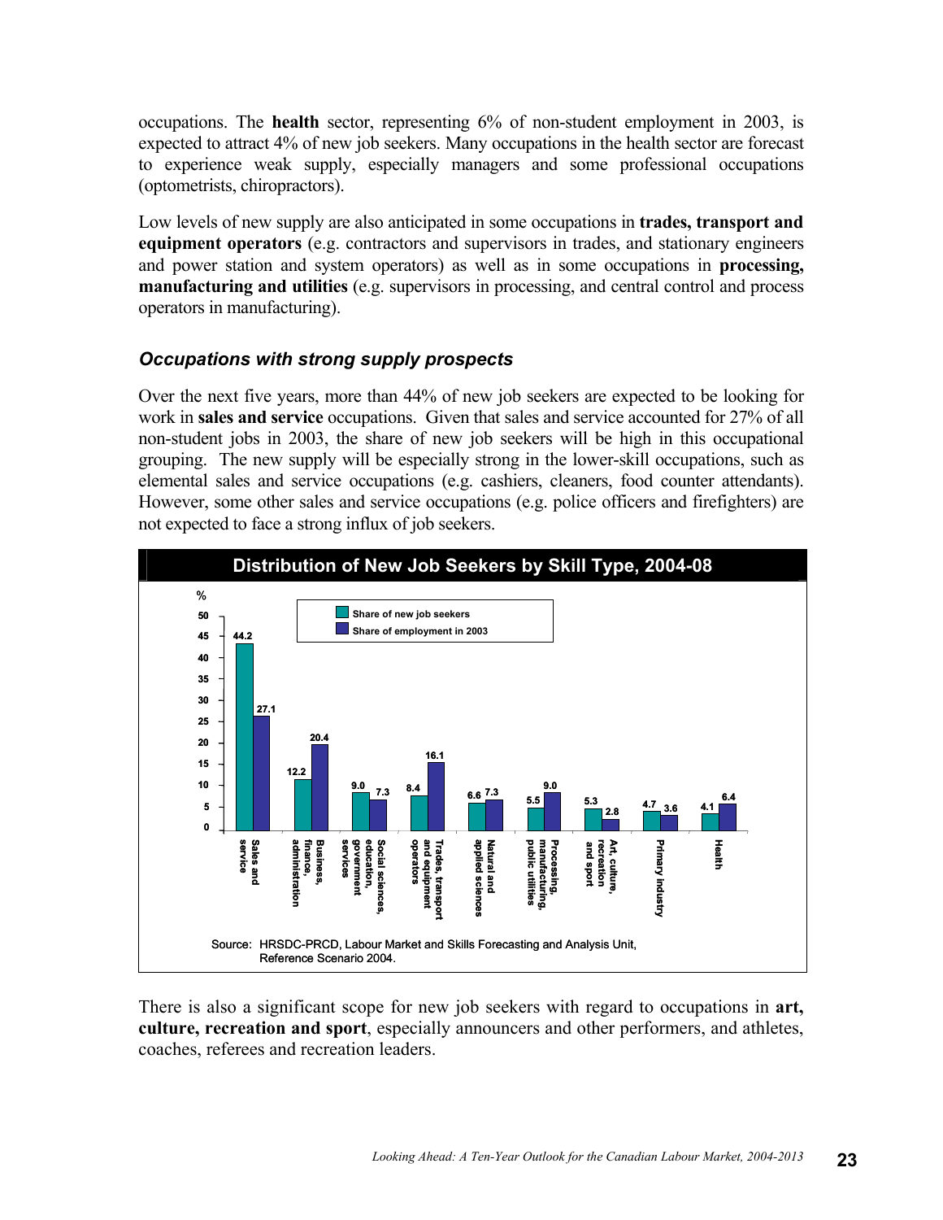occupations. The **health** sector, representing 6% of non-student employment in 2003, is expected to attract 4% of new job seekers. Many occupations in the health sector are forecast to experience weak supply, especially managers and some professional occupations (optometrists, chiropractors).

Low levels of new supply are also anticipated in some occupations in **trades, transport and equipment operators** (e.g. contractors and supervisors in trades, and stationary engineers and power station and system operators) as well as in some occupations in **processing, manufacturing and utilities** (e.g. supervisors in processing, and central control and process operators in manufacturing).

### *Occupations with strong supply prospects*

Over the next five years, more than 44% of new job seekers are expected to be looking for work in **sales and service** occupations. Given that sales and service accounted for 27% of all non-student jobs in 2003, the share of new job seekers will be high in this occupational grouping. The new supply will be especially strong in the lower-skill occupations, such as elemental sales and service occupations (e.g. cashiers, cleaners, food counter attendants). However, some other sales and service occupations (e.g. police officers and firefighters) are not expected to face a strong influx of job seekers.

**Distribution of New Job Seekers by Skill Type, 2004-08**

| Skill type | Share of new job seekers (%) | Share of employment in 2003 (%) |
|---|---|---|
| Sales and service | 44.2 | 27.1 |
| Business, finance, administration | 12.2 | 20.4 |
| Social sciences, education, government services | 9.0 | 7.3 |
| Trades, transport and equipment operators | 8.4 | 16.1 |
| Natural and applied sciences | 6.6 | 7.3 |
| Processing, manufacturing, public utilities | 5.5 | 9.0 |
| Art, culture, recreation and sport | 5.3 | 2.8 |
| Primary industry | 4.7 | 3.6 |
| Health | 4.1 | 6.4 |

Source: HRSDC-PRCD, Labour Market and Skills Forecasting and Analysis Unit, Reference Scenario 2004.

There is also a significant scope for new job seekers with regard to occupations in **art, culture, recreation and sport**, especially announcers and other performers, and athletes, coaches, referees and recreation leaders.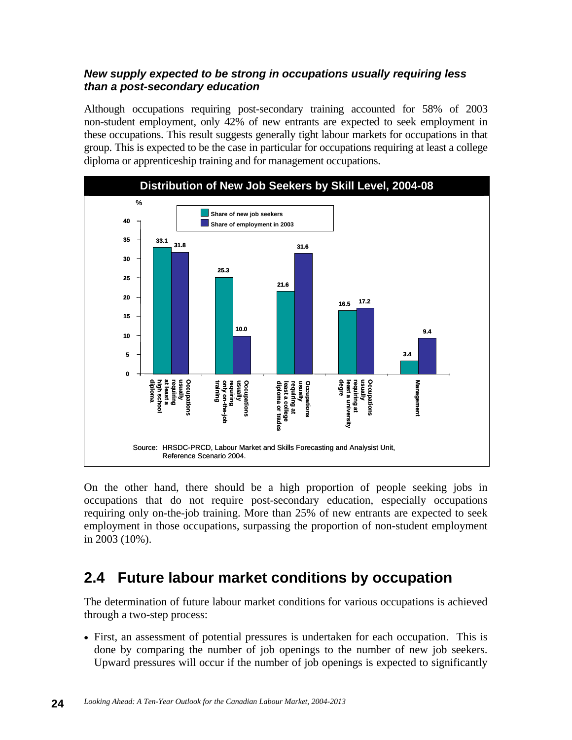### *New supply expected to be strong in occupations usually requiring less than a post-secondary education*

Although occupations requiring post-secondary training accounted for 58% of 2003 non-student employment, only 42% of new entrants are expected to seek employment in these occupations. This result suggests generally tight labour markets for occupations in that group. This is expected to be the case in particular for occupations requiring at least a college diploma or apprenticeship training and for management occupations.

**Distribution of New Job Seekers by Skill Level, 2004-08**

| Skill level | Share of new job seekers (%) | Share of employment in 2003 (%) |
|---|---|---|
| Occupations usually requiring at least a high school diploma | 33.1 | 31.8 |
| Occupations usually requiring only on-the-job training | 25.3 | 10.0 |
| Occupations usually requiring at least a college diploma or trades | 21.6 | 31.6 |
| Occupations usually requiring at least a university degre | 16.5 | 17.2 |
| Management | 3.4 | 9.4 |

Source: HRSDC-PRCD, Labour Market and Skills Forecasting and Analysist Unit, Reference Scenario 2004.

On the other hand, there should be a high proportion of people seeking jobs in occupations that do not require post-secondary education, especially occupations requiring only on-the-job training. More than 25% of new entrants are expected to seek employment in those occupations, surpassing the proportion of non-student employment in 2003 (10%).

## 2.4 Future labour market conditions by occupation

The determination of future labour market conditions for various occupations is achieved through a two-step process:

- First, an assessment of potential pressures is undertaken for each occupation. This is done by comparing the number of job openings to the number of new job seekers. Upward pressures will occur if the number of job openings is expected to significantly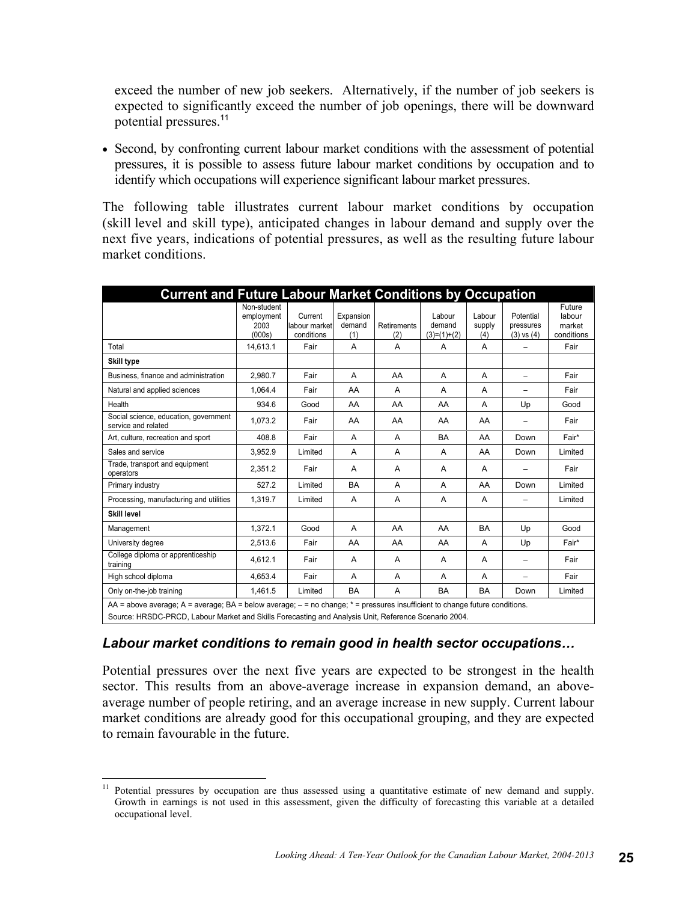exceed the number of new job seekers. Alternatively, if the number of job seekers is expected to significantly exceed the number of job openings, there will be downward potential pressures.[11]

- Second, by confronting current labour market conditions with the assessment of potential pressures, it is possible to assess future labour market conditions by occupation and to identify which occupations will experience significant labour market pressures.

The following table illustrates current labour market conditions by occupation (skill level and skill type), anticipated changes in labour demand and supply over the next five years, indications of potential pressures, as well as the resulting future labour market conditions.

**Current and Future Labour Market Conditions by Occupation**

| | Non-student employment 2003 (000s) | Current labour market conditions | Expansion demand (1) | Retirements (2) | Labour demand (3)=(1)+(2) | Labour supply (4) | Potential pressures (3) vs (4) | Future labour market conditions |
|---|---|---|---|---|---|---|---|---|
| Total | 14,613.1 | Fair | A | A | A | A | – | Fair |
| **Skill type** | | | | | | | | |
| Business, finance and administration | 2,980.7 | Fair | A | AA | A | A | – | Fair |
| Natural and applied sciences | 1,064.4 | Fair | AA | A | A | A | – | Fair |
| Health | 934.6 | Good | AA | AA | AA | A | Up | Good |
| Social science, education, government service and related | 1,073.2 | Fair | AA | AA | AA | AA | – | Fair |
| Art, culture, recreation and sport | 408.8 | Fair | A | A | BA | AA | Down | Fair* |
| Sales and service | 3,952.9 | Limited | A | A | A | AA | Down | Limited |
| Trade, transport and equipment operators | 2,351.2 | Fair | A | A | A | A | – | Fair |
| Primary industry | 527.2 | Limited | BA | A | A | AA | Down | Limited |
| Processing, manufacturing and utilities | 1,319.7 | Limited | A | A | A | A | – | Limited |
| **Skill level** | | | | | | | | |
| Management | 1,372.1 | Good | A | AA | AA | BA | Up | Good |
| University degree | 2,513.6 | Fair | AA | AA | AA | A | Up | Fair* |
| College diploma or apprenticeship training | 4,612.1 | Fair | A | A | A | A | – | Fair |
| High school diploma | 4,653.4 | Fair | A | A | A | A | – | Fair |
| Only on-the-job training | 1,461.5 | Limited | BA | A | BA | BA | Down | Limited |

AA = above average; A = average; BA = below average; – = no change; * = pressures insufficient to change future conditions.
Source: HRSDC-PRCD, Labour Market and Skills Forecasting and Analysis Unit, Reference Scenario 2004.

### *Labour market conditions to remain good in health sector occupations…*

Potential pressures over the next five years are expected to be strongest in the health sector. This results from an above-average increase in expansion demand, an above-average number of people retiring, and an average increase in new supply. Current labour market conditions are already good for this occupational grouping, and they are expected to remain favourable in the future.

[11] Potential pressures by occupation are thus assessed using a quantitative estimate of new demand and supply. Growth in earnings is not used in this assessment, given the difficulty of forecasting this variable at a detailed occupational level.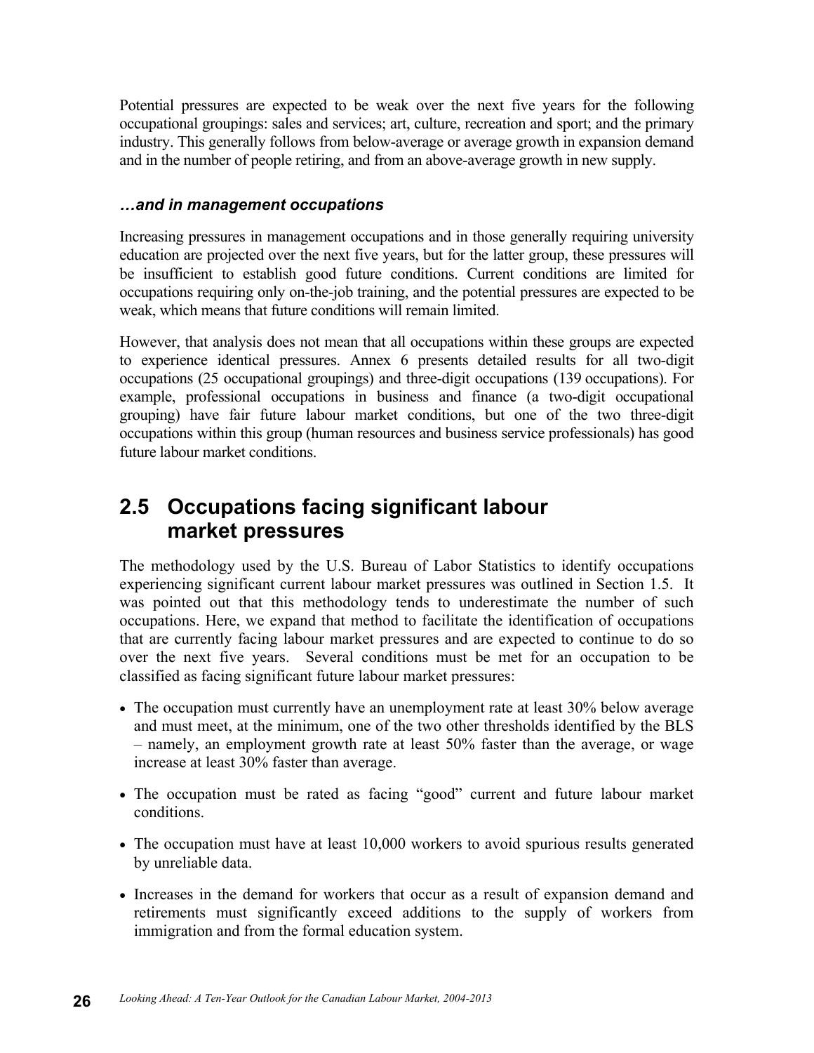Potential pressures are expected to be weak over the next five years for the following occupational groupings: sales and services; art, culture, recreation and sport; and the primary industry. This generally follows from below-average or average growth in expansion demand and in the number of people retiring, and from an above-average growth in new supply.

### *…and in management occupations*

Increasing pressures in management occupations and in those generally requiring university education are projected over the next five years, but for the latter group, these pressures will be insufficient to establish good future conditions. Current conditions are limited for occupations requiring only on-the-job training, and the potential pressures are expected to be weak, which means that future conditions will remain limited.

However, that analysis does not mean that all occupations within these groups are expected to experience identical pressures. Annex 6 presents detailed results for all two-digit occupations (25 occupational groupings) and three-digit occupations (139 occupations). For example, professional occupations in business and finance (a two-digit occupational grouping) have fair future labour market conditions, but one of the two three-digit occupations within this group (human resources and business service professionals) has good future labour market conditions.

## 2.5 Occupations facing significant labour market pressures

The methodology used by the U.S. Bureau of Labor Statistics to identify occupations experiencing significant current labour market pressures was outlined in Section 1.5. It was pointed out that this methodology tends to underestimate the number of such occupations. Here, we expand that method to facilitate the identification of occupations that are currently facing labour market pressures and are expected to continue to do so over the next five years. Several conditions must be met for an occupation to be classified as facing significant future labour market pressures:

- The occupation must currently have an unemployment rate at least 30% below average and must meet, at the minimum, one of the two other thresholds identified by the BLS – namely, an employment growth rate at least 50% faster than the average, or wage increase at least 30% faster than average.
- The occupation must be rated as facing "good" current and future labour market conditions.
- The occupation must have at least 10,000 workers to avoid spurious results generated by unreliable data.
- Increases in the demand for workers that occur as a result of expansion demand and retirements must significantly exceed additions to the supply of workers from immigration and from the formal education system.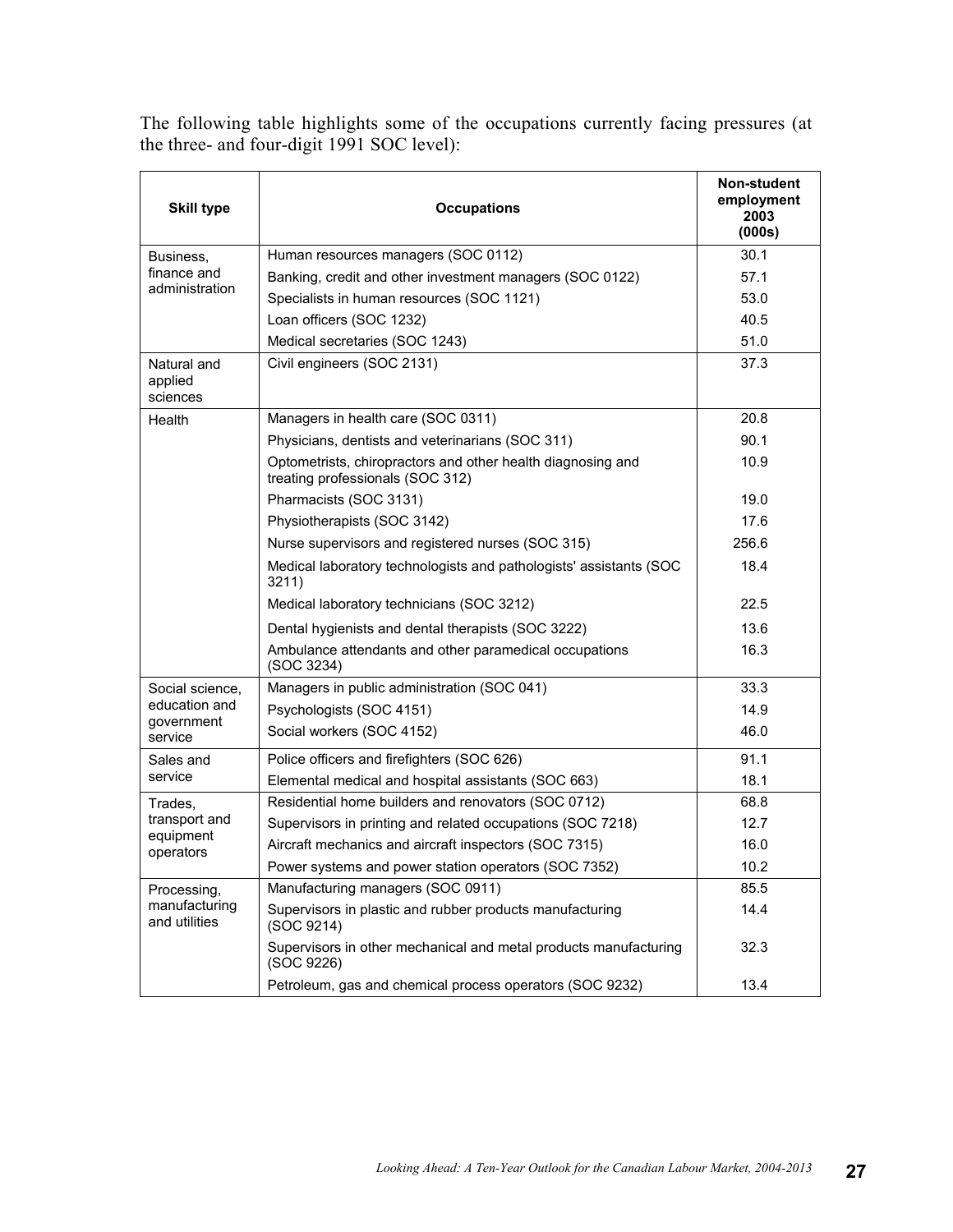The following table highlights some of the occupations currently facing pressures (at the three- and four-digit 1991 SOC level):

| Skill type | Occupations | Non-student employment 2003 (000s) |
|---|---|---|
| Business, finance and administration | Human resources managers (SOC 0112) | 30.1 |
| | Banking, credit and other investment managers (SOC 0122) | 57.1 |
| | Specialists in human resources (SOC 1121) | 53.0 |
| | Loan officers (SOC 1232) | 40.5 |
| | Medical secretaries (SOC 1243) | 51.0 |
| Natural and applied sciences | Civil engineers (SOC 2131) | 37.3 |
| Health | Managers in health care (SOC 0311) | 20.8 |
| | Physicians, dentists and veterinarians (SOC 311) | 90.1 |
| | Optometrists, chiropractors and other health diagnosing and treating professionals (SOC 312) | 10.9 |
| | Pharmacists (SOC 3131) | 19.0 |
| | Physiotherapists (SOC 3142) | 17.6 |
| | Nurse supervisors and registered nurses (SOC 315) | 256.6 |
| | Medical laboratory technologists and pathologists' assistants (SOC 3211) | 18.4 |
| | Medical laboratory technicians (SOC 3212) | 22.5 |
| | Dental hygienists and dental therapists (SOC 3222) | 13.6 |
| | Ambulance attendants and other paramedical occupations (SOC 3234) | 16.3 |
| Social science, education and government service | Managers in public administration (SOC 041) | 33.3 |
| | Psychologists (SOC 4151) | 14.9 |
| | Social workers (SOC 4152) | 46.0 |
| Sales and service | Police officers and firefighters (SOC 626) | 91.1 |
| | Elemental medical and hospital assistants (SOC 663) | 18.1 |
| Trades, transport and equipment operators | Residential home builders and renovators (SOC 0712) | 68.8 |
| | Supervisors in printing and related occupations (SOC 7218) | 12.7 |
| | Aircraft mechanics and aircraft inspectors (SOC 7315) | 16.0 |
| | Power systems and power station operators (SOC 7352) | 10.2 |
| Processing, manufacturing and utilities | Manufacturing managers (SOC 0911) | 85.5 |
| | Supervisors in plastic and rubber products manufacturing (SOC 9214) | 14.4 |
| | Supervisors in other mechanical and metal products manufacturing (SOC 9226) | 32.3 |
| | Petroleum, gas and chemical process operators (SOC 9232) | 13.4 |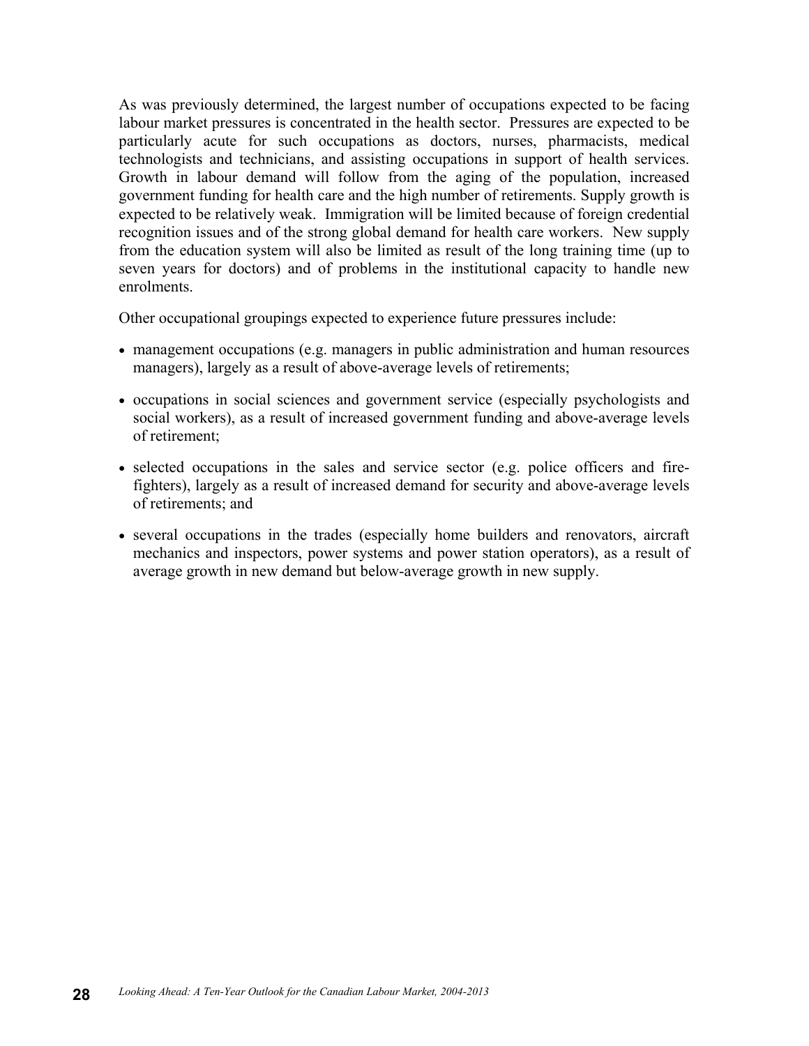As was previously determined, the largest number of occupations expected to be facing labour market pressures is concentrated in the health sector. Pressures are expected to be particularly acute for such occupations as doctors, nurses, pharmacists, medical technologists and technicians, and assisting occupations in support of health services. Growth in labour demand will follow from the aging of the population, increased government funding for health care and the high number of retirements. Supply growth is expected to be relatively weak. Immigration will be limited because of foreign credential recognition issues and of the strong global demand for health care workers. New supply from the education system will also be limited as result of the long training time (up to seven years for doctors) and of problems in the institutional capacity to handle new enrolments.

Other occupational groupings expected to experience future pressures include:

- management occupations (e.g. managers in public administration and human resources managers), largely as a result of above-average levels of retirements;
- occupations in social sciences and government service (especially psychologists and social workers), as a result of increased government funding and above-average levels of retirement;
- selected occupations in the sales and service sector (e.g. police officers and fire-fighters), largely as a result of increased demand for security and above-average levels of retirements; and
- several occupations in the trades (especially home builders and renovators, aircraft mechanics and inspectors, power systems and power station operators), as a result of average growth in new demand but below-average growth in new supply.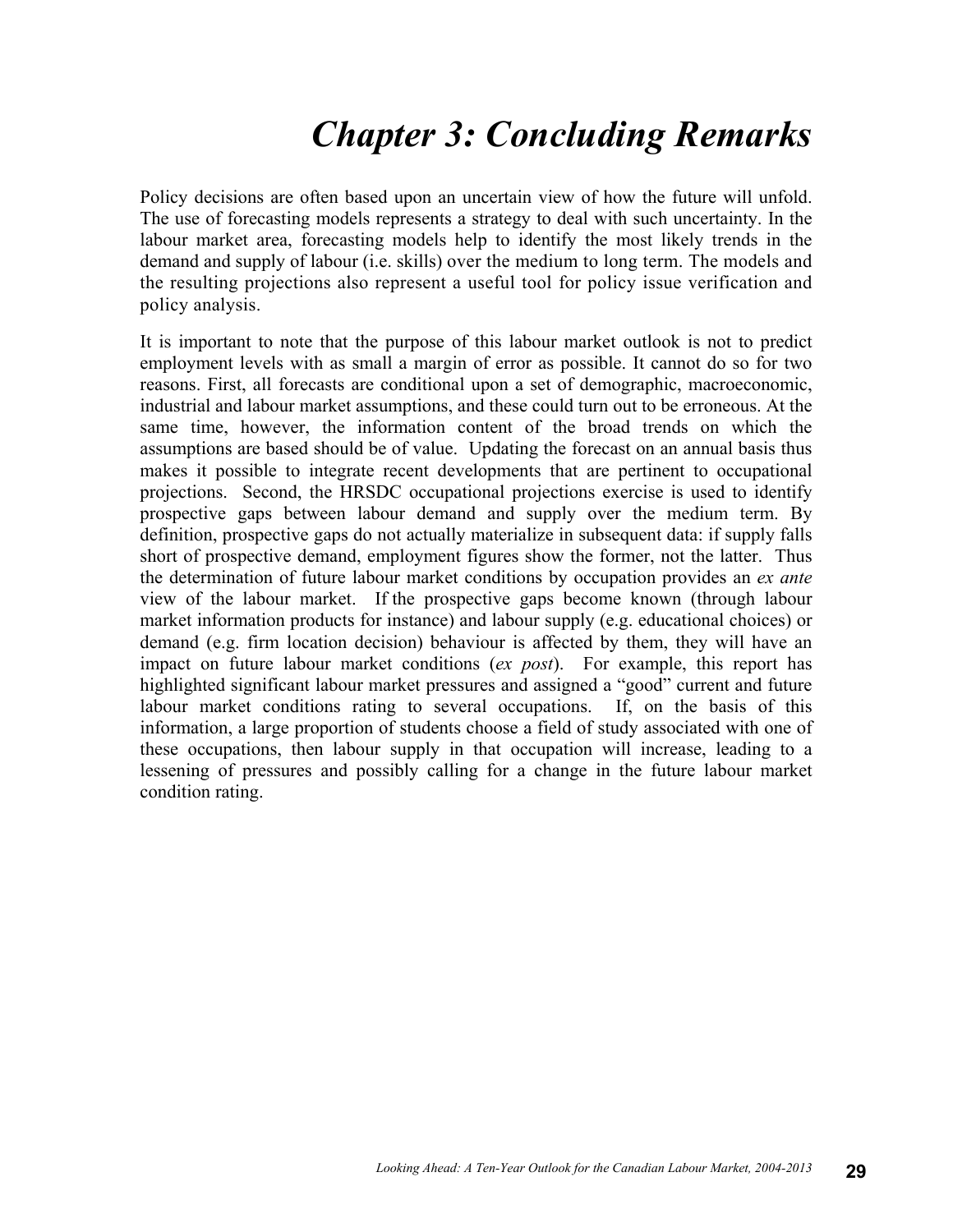# *Chapter 3: Concluding Remarks*

Policy decisions are often based upon an uncertain view of how the future will unfold. The use of forecasting models represents a strategy to deal with such uncertainty. In the labour market area, forecasting models help to identify the most likely trends in the demand and supply of labour (i.e. skills) over the medium to long term. The models and the resulting projections also represent a useful tool for policy issue verification and policy analysis.

It is important to note that the purpose of this labour market outlook is not to predict employment levels with as small a margin of error as possible. It cannot do so for two reasons. First, all forecasts are conditional upon a set of demographic, macroeconomic, industrial and labour market assumptions, and these could turn out to be erroneous. At the same time, however, the information content of the broad trends on which the assumptions are based should be of value. Updating the forecast on an annual basis thus makes it possible to integrate recent developments that are pertinent to occupational projections. Second, the HRSDC occupational projections exercise is used to identify prospective gaps between labour demand and supply over the medium term. By definition, prospective gaps do not actually materialize in subsequent data: if supply falls short of prospective demand, employment figures show the former, not the latter. Thus the determination of future labour market conditions by occupation provides an *ex ante* view of the labour market. If the prospective gaps become known (through labour market information products for instance) and labour supply (e.g. educational choices) or demand (e.g. firm location decision) behaviour is affected by them, they will have an impact on future labour market conditions (*ex post*). For example, this report has highlighted significant labour market pressures and assigned a "good" current and future labour market conditions rating to several occupations. If, on the basis of this information, a large proportion of students choose a field of study associated with one of these occupations, then labour supply in that occupation will increase, leading to a lessening of pressures and possibly calling for a change in the future labour market condition rating.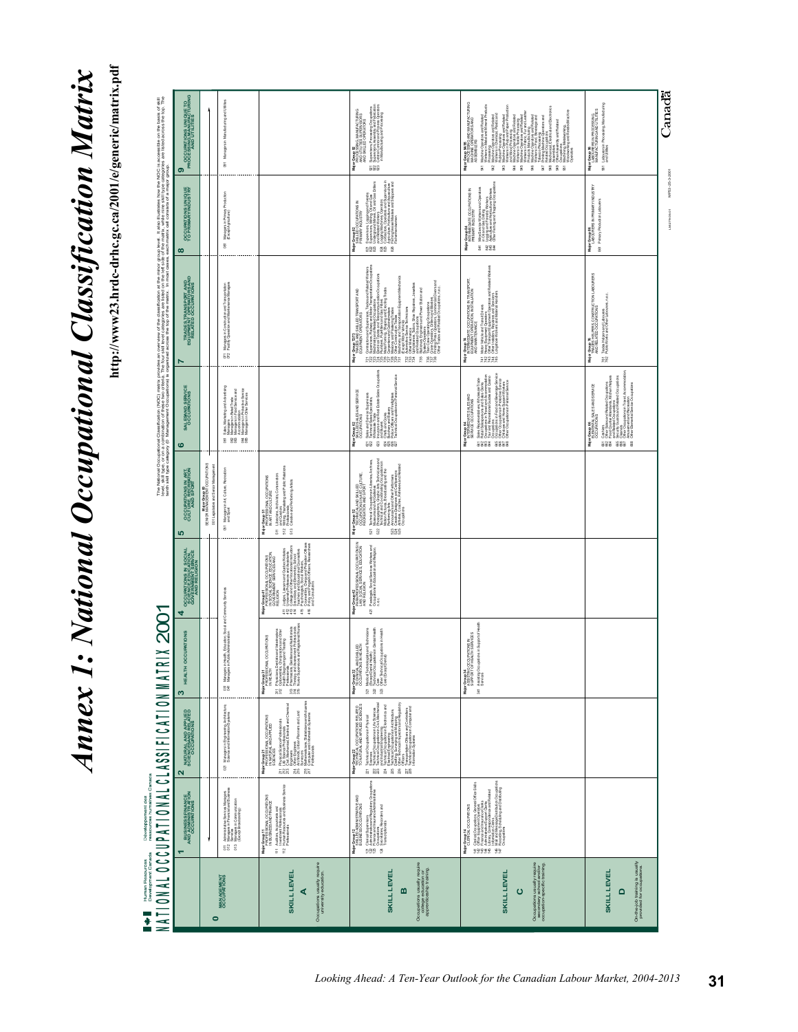# Annex 1: National Occupational Classification Matrix

**http://www23.hrdc-drhc.gc.ca/2001/e/generic/matrix.pdf**

Human Resources Development Canada / Développement des ressources humaines Canada

## NATIONAL OCCUPATIONAL CLASSIFICATION MATRIX 2001

The National Occupational Classification (NOC) matrix provides an overview of the classification at the major group level. It also illustrates how the NOC is accessible on the basis of skill level, skill type or on a combination of these two criteria. The four skill level categories are listed on the vertical axis, while nine skill type categories are listed across the top. The tenth skill type category (0 Management Occupations) is organized across the top of the matrix. In most cases, each matrix cell consists of a major group.

| | 1 BUSINESS, FINANCE AND ADMINISTRATION OCCUPATIONS | 2 NATURAL AND APPLIED SCIENCES AND RELATED OCCUPATIONS | 3 HEALTH OCCUPATIONS | 4 OCCUPATIONS IN SOCIAL SCIENCE, EDUCATION, GOVERNMENT SERVICE AND RELIGION | 5 OCCUPATIONS IN ART, CULTURE, RECREATION AND SPORT | 6 SALES AND SERVICE OCCUPATIONS | 7 TRADES, TRANSPORT AND EQUIPMENT OPERATORS AND RELATED OCCUPATIONS | 8 OCCUPATIONS UNIQUE TO PRIMARY INDUSTRY | 9 OCCUPATIONS UNIQUE TO PROCESSING, MANUFACTURING AND UTILITIES |
|---|---|---|---|---|---|---|---|---|---|
| **0 MANAGEMENT OCCUPATIONS** | 011 Administrative Services Managers<br>012 Managers in Financial and Business Services<br>013 Managers in Communication (Except Broadcasting) | 021 Managers in Engineering, Architecture, Science and Information Systems | 031 Managers in Health, Education, Social and Community Services<br>041 Managers in Public Administration | | Major Group 00 SENIOR MANAGEMENT OCCUPATIONS<br>001 Legislators and Senior Management<br>051 Managers in Art, Culture, Recreation and Sport | 061 Sales, Marketing and Advertising Managers<br>062 Managers in Retail Trade<br>063 Managers in Food Service and Accommodation<br>064 Managers in Protective Service<br>065 Managers in Other Services | 071 Managers in Construction and Transportation<br>072 Facility Operation and Maintenance Managers | 081 Managers in Primary Production (Except Agriculture) | 091 Managers in Manufacturing and Utilities |
| **SKILL LEVEL A**<br>Occupations usually require university education. | Major Group 11 PROFESSIONAL OCCUPATIONS IN BUSINESS AND FINANCE<br>111 Auditors, Accountants and Investment Professionals<br>112 Human Resources and Business Service Professionals | Major Group 21 PROFESSIONAL OCCUPATIONS IN NATURAL AND APPLIED SCIENCES<br>211 Physical Science Professionals<br>212 Life Science Professionals<br>213 Civil, Mechanical, Electrical and Chemical Engineers<br>214 Other Engineers<br>215 Architects, Urban Planners and Land Surveyors<br>216 Mathematicians, Statisticians and Actuaries<br>217 Computer and Information Systems Professionals | Major Group 31 PROFESSIONAL OCCUPATIONS IN HEALTH<br>311 Physicians, Dentists and Veterinarians<br>312 Optometrists, Chiropractors and Other Health Diagnosing and Treating Professionals<br>313 Pharmacists, Dietitians and Nutritionists<br>314 Therapy and Assessment Professionals<br>315 Nurse Supervisors and Registered Nurses | Major Group 41 PROFESSIONAL OCCUPATIONS IN SOCIAL SCIENCE, EDUCATION, GOVERNMENT SERVICES AND RELIGION<br>411 Judges, Lawyers and Quebec Notaries<br>412 University Professors and Assistants<br>413 College and Other Vocational Instructors<br>414 Secondary and Elementary School Teachers and Counsellors<br>415 Psychologists, Social Workers, Counsellors, Clergy and Probation Officers<br>416 Policy and Program Officers, Researchers and Consultants | Major Group 51 PROFESSIONAL OCCUPATIONS IN ART AND CULTURE<br>511 Librarians, Archivists, Conservators and Curators<br>512 Writing, Translating and Public Relations Professionals<br>513 Creative and Performing Artists | | | | |
| **SKILL LEVEL B**<br>Occupations usually require college education or apprenticeship training. | Major Group 12 SKILLED ADMINISTRATIVE AND BUSINESS OCCUPATIONS<br>121 Clerical Supervisors<br>122 Administrative and Regulatory Occupations<br>123 Finance and Insurance Administrative Occupations<br>124 Secretaries, Recorders and Transcriptionists | Major Group 22 TECHNICAL OCCUPATIONS RELATED TO NATURAL AND APPLIED SCIENCES<br>221 Technical Occupations in Physical Sciences<br>222 Technical Occupations in Life Sciences<br>223 Technical Occupations in Civil, Mechanical and Industrial Engineering<br>224 Technical Occupations in Electronics and Electrical Engineering<br>225 Technical Occupations in Architecture, Drafting, Surveying and Mapping<br>226 Other Technical Inspectors and Regulatory Officers<br>227 Transportation Officers and Controllers<br>228 Technical Occupations in Computer and Information Systems | Major Group 32 TECHNICAL AND SKILLED OCCUPATIONS IN HEALTH<br>321 Medical Technologists and Technicians (Except Dental Health)<br>322 Technical Occupations in Dental Health Care<br>323 Other Technical Occupations in Health Care (Except Dental) | Major Group 42 PARAPROFESSIONAL OCCUPATIONS IN LAW, SOCIAL SERVICES, EDUCATION AND RELIGION<br>421 Paralegals, Social Services Workers and Occupations in Education and Religion, n.e.c. | Major Group 52 TECHNICAL AND SKILLED OCCUPATIONS IN ART, CULTURE, RECREATION AND SPORT<br>521 Technical Occupations in Libraries, Archives, Museums and Galleries<br>522 Photographers, Graphic Arts Technicians and Technical and Co-ordinating Occupations in Motion Pictures, Broadcasting and the Performing Arts<br>523 Announcers and Other Performers<br>524 Creative Designers and Craftspersons<br>525 Athletes, Coaches, Referees and Related Occupations | Major Group 62 SKILLED SALES AND SERVICE OCCUPATIONS<br>621 Sales and Service Supervisors<br>622 Technical Sales Specialists, Wholesale Trade<br>623 Insurance and Real Estate Sales Occupations and Buyers<br>624 Chefs and Cooks<br>625 Butchers and Bakers<br>626 Police Officers and Firefighters<br>627 Technical Occupations in Personal Service | Major Group 72/73 TRADES AND SKILLED TRANSPORT AND EQUIPMENT OPERATORS<br>721 Contractors and Supervisors, Trades and Related Workers<br>722 Supervisors, Railway and Motor Transportation Occupations<br>723 Machinists and Related Occupations<br>724 Electrical Trades and Telecommunication Occupations<br>725 Plumbers, Pipefitters and Gas Fitters<br>726 Metal Forming, Shaping and Erecting Trades<br>727 Carpenters and Cabinetmakers<br>728 Masonry and Plastering Trades<br>729 Other Construction Trades<br>731 Machinery and Transportation Equipment Mechanics (Except Motor Vehicle)<br>732 Automotive Service Technicians<br>733 Other Mechanics<br>734 Upholsterers, Tailors, Shoe Repairers, Jewellers and Related Occupations<br>735 Stationary Engineers and Power Station and System Operators<br>736 Train Crew Operating Occupations<br>737 Crane Operators, Drillers and Blasters<br>738 Printing Press Operators, Commercial Divers and Other Trades and Related Occupations, n.e.c. | Major Group 82 SKILLED OCCUPATIONS IN PRIMARY INDUSTRY<br>821 Supervisors, Logging and Forestry<br>822 Supervisors, Mining, Oil and Gas<br>823 Underground Miners, Oil and Gas Drillers and Related Workers<br>824 Logging Machinery Operators<br>825 Contractors, Operators and Supervisors in Agriculture, Horticulture and Aquaculture<br>826 Fishing Vessel Masters and Skippers and Fishermen/women | Major Group 92 PROCESSING, MANUFACTURING AND UTILITIES SUPERVISORS AND SKILLED OPERATORS<br>921 Supervisors, Processing Occupations<br>922 Supervisors, Assembly and Fabrication<br>923 Central Control and Process Operators in Manufacturing and Processing |
| **SKILL LEVEL C**<br>Occupations usually require secondary school and/or occupation-specific training. | Major Group 14 CLERICAL OCCUPATIONS<br>141 Clerical Occupations, General Office Skills<br>142 Office Equipment Operators<br>143 Finance and Insurance Clerks<br>144 Administrative Support Clerks<br>145 Library, Correspondence and Related Information Clerks<br>146 Mail and Message Distribution Occupations<br>147 Recording, Scheduling and Distributing Occupations | | Major Group 34 ASSISTING OCCUPATIONS IN SUPPORT OF HEALTH SERVICES<br>341 Assisting Occupations in Support of Health Services | | | Major Group 64 INTERMEDIATE SALES AND SERVICE OCCUPATIONS<br>641 Sales Representatives, Wholesale Trade<br>642 Retail Salespersons and Sales Clerks<br>643 Occupations in Travel and Accommodation<br>644 Tour and Recreational Guides and Casino Occupations<br>645 Occupations in Food and Beverage Service<br>646 Other Occupations in Protective Service<br>647 Childcare and Home Support Workers<br>648 Other Occupations in Personal Service | Major Group 74 INTERMEDIATE OCCUPATIONS IN TRANSPORT, EQUIPMENT OPERATION, INSTALLATION AND MAINTENANCE<br>741 Motor Vehicle and Transit Drivers<br>742 Heavy Equipment Operators<br>743 Other Transport Equipment Operators and Related Workers<br>744 Other Installers, Repairers and Servicers<br>745 Longshore Workers and Material Handlers | Major Group 84 INTERMEDIATE OCCUPATIONS IN PRIMARY INDUSTRY<br>841 Mine Service Workers and Operators in Oil and Gas Drilling<br>842 Logging and Forestry Workers<br>843 Agriculture and Horticulture Workers<br>844 Other Fishing and Trapping Occupations | Major Group 94/95 PROCESSING AND MANUFACTURING MACHINE OPERATORS AND ASSEMBLERS<br>941 Machine Operators and Related Workers in Metal and Mineral Products Processing<br>942 Machine Operators and Related Workers in Chemical, Plastic and Rubber Processing<br>943 Machine Operators and Related Workers in Pulp and Paper Production and Wood Processing<br>944 Machine Operators and Related Workers in Textile Processing<br>945 Machine Operators and Related Workers in Fabric, Fur and Leather Products Manufacturing<br>946 Machine Operators and Related Workers in Food, Beverage and Tobacco Processing<br>947 Printing Machine Operators and Related Occupations<br>948 Mechanical, Electrical and Electronics Assemblers<br>949 Other Assembly and Related Occupations<br>951 Machining, Metalworking, Woodworking and Related Machine Operators |
| **SKILL LEVEL D**<br>On-the-job training is usually provided for occupations. | | | | | | Major Group 66 ELEMENTAL SALES AND SERVICE OCCUPATIONS<br>661 Cashiers<br>662 Other Sales and Related Occupations<br>663 Elemental Medical and Hospital Assistants<br>664 Food Counter Attendants, Kitchen Helpers and Related Occupations<br>665 Security Guards and Related Occupations<br>666 Cleaners<br>667 Other Occupations in Travel, Accommodation, Amusement and Recreation<br>668 Other Elemental Service Occupations | Major Group 76 TRADES HELPERS, CONSTRUCTION LABOURERS AND RELATED OCCUPATIONS<br>761 Trades Helpers and Labourers<br>762 Public Works and Other Labourers, n.e.c. | Major Group 86 LABOURERS IN PRIMARY INDUSTRY<br>861 Primary Production Labourers | Major Group 96 LABOURERS IN PROCESSING, MANUFACTURING AND UTILITIES<br>961 Labourers in Processing, Manufacturing and Utilities |

Canada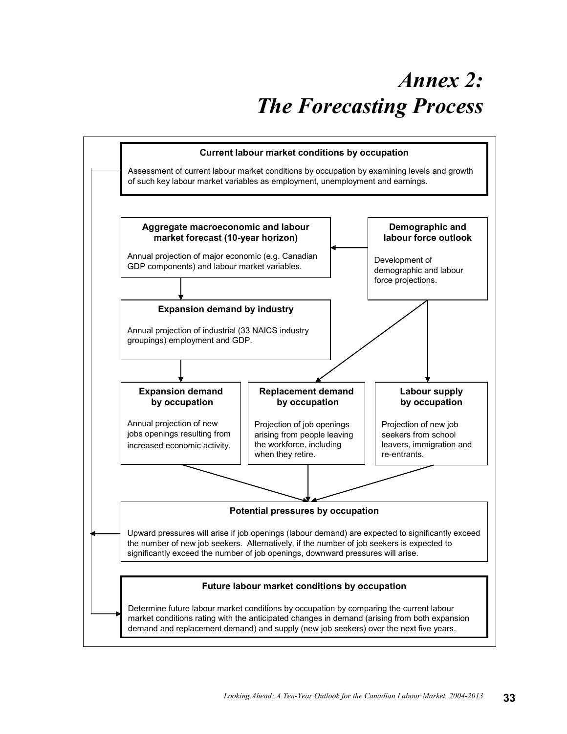# Annex 2: The Forecasting Process

**Current labour market conditions by occupation**

Assessment of current labour market conditions by occupation by examining levels and growth of such key labour market variables as employment, unemployment and earnings.

**Aggregate macroeconomic and labour market forecast (10-year horizon)**

Annual projection of major economic (e.g. Canadian GDP components) and labour market variables.

**Demographic and labour force outlook**

Development of demographic and labour force projections.

**Expansion demand by industry**

Annual projection of industrial (33 NAICS industry groupings) employment and GDP.

**Expansion demand by occupation**

Annual projection of new jobs openings resulting from increased economic activity.

**Replacement demand by occupation**

Projection of job openings arising from people leaving the workforce, including when they retire.

**Labour supply by occupation**

Projection of new job seekers from school leavers, immigration and re-entrants.

**Potential pressures by occupation**

Upward pressures will arise if job openings (labour demand) are expected to significantly exceed the number of new job seekers. Alternatively, if the number of job seekers is expected to significantly exceed the number of job openings, downward pressures will arise.

**Future labour market conditions by occupation**

Determine future labour market conditions by occupation by comparing the current labour market conditions rating with the anticipated changes in demand (arising from both expansion demand and replacement demand) and supply (new job seekers) over the next five years.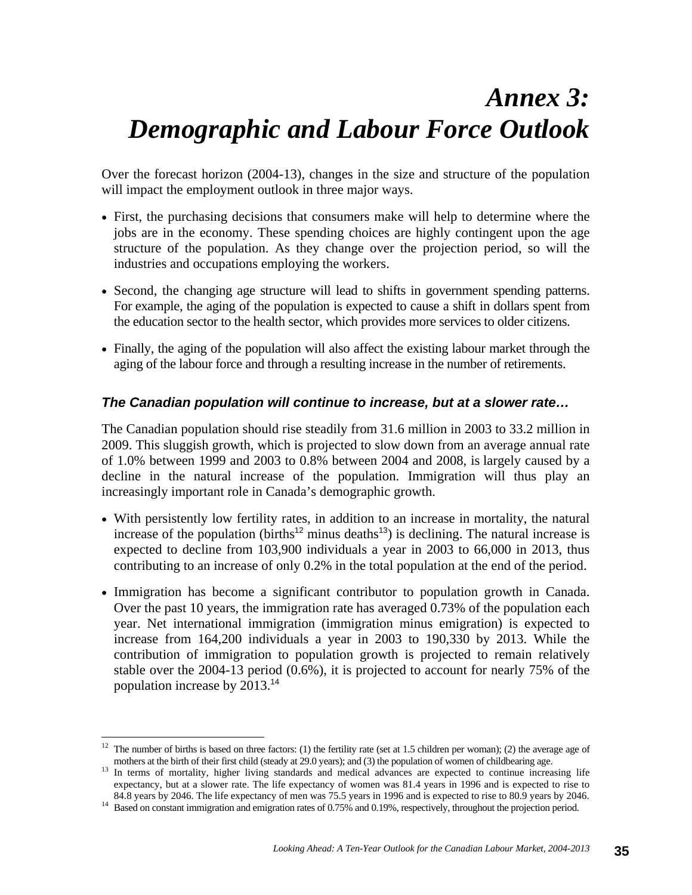# *Annex 3: Demographic and Labour Force Outlook*

Over the forecast horizon (2004-13), changes in the size and structure of the population will impact the employment outlook in three major ways.

- First, the purchasing decisions that consumers make will help to determine where the jobs are in the economy. These spending choices are highly contingent upon the age structure of the population. As they change over the projection period, so will the industries and occupations employing the workers.
- Second, the changing age structure will lead to shifts in government spending patterns. For example, the aging of the population is expected to cause a shift in dollars spent from the education sector to the health sector, which provides more services to older citizens.
- Finally, the aging of the population will also affect the existing labour market through the aging of the labour force and through a resulting increase in the number of retirements.

### *The Canadian population will continue to increase, but at a slower rate…*

The Canadian population should rise steadily from 31.6 million in 2003 to 33.2 million in 2009. This sluggish growth, which is projected to slow down from an average annual rate of 1.0% between 1999 and 2003 to 0.8% between 2004 and 2008, is largely caused by a decline in the natural increase of the population. Immigration will thus play an increasingly important role in Canada's demographic growth.

- With persistently low fertility rates, in addition to an increase in mortality, the natural increase of the population (births[12] minus deaths[13]) is declining. The natural increase is expected to decline from 103,900 individuals a year in 2003 to 66,000 in 2013, thus contributing to an increase of only 0.2% in the total population at the end of the period.
- Immigration has become a significant contributor to population growth in Canada. Over the past 10 years, the immigration rate has averaged 0.73% of the population each year. Net international immigration (immigration minus emigration) is expected to increase from 164,200 individuals a year in 2003 to 190,330 by 2013. While the contribution of immigration to population growth is projected to remain relatively stable over the 2004-13 period (0.6%), it is projected to account for nearly 75% of the population increase by 2013.[14]

---

[12] The number of births is based on three factors: (1) the fertility rate (set at 1.5 children per woman); (2) the average age of mothers at the birth of their first child (steady at 29.0 years); and (3) the population of women of childbearing age.

[13] In terms of mortality, higher living standards and medical advances are expected to continue increasing life expectancy, but at a slower rate. The life expectancy of women was 81.4 years in 1996 and is expected to rise to 84.8 years by 2046. The life expectancy of men was 75.5 years in 1996 and is expected to rise to 80.9 years by 2046.

[14] Based on constant immigration and emigration rates of 0.75% and 0.19%, respectively, throughout the projection period.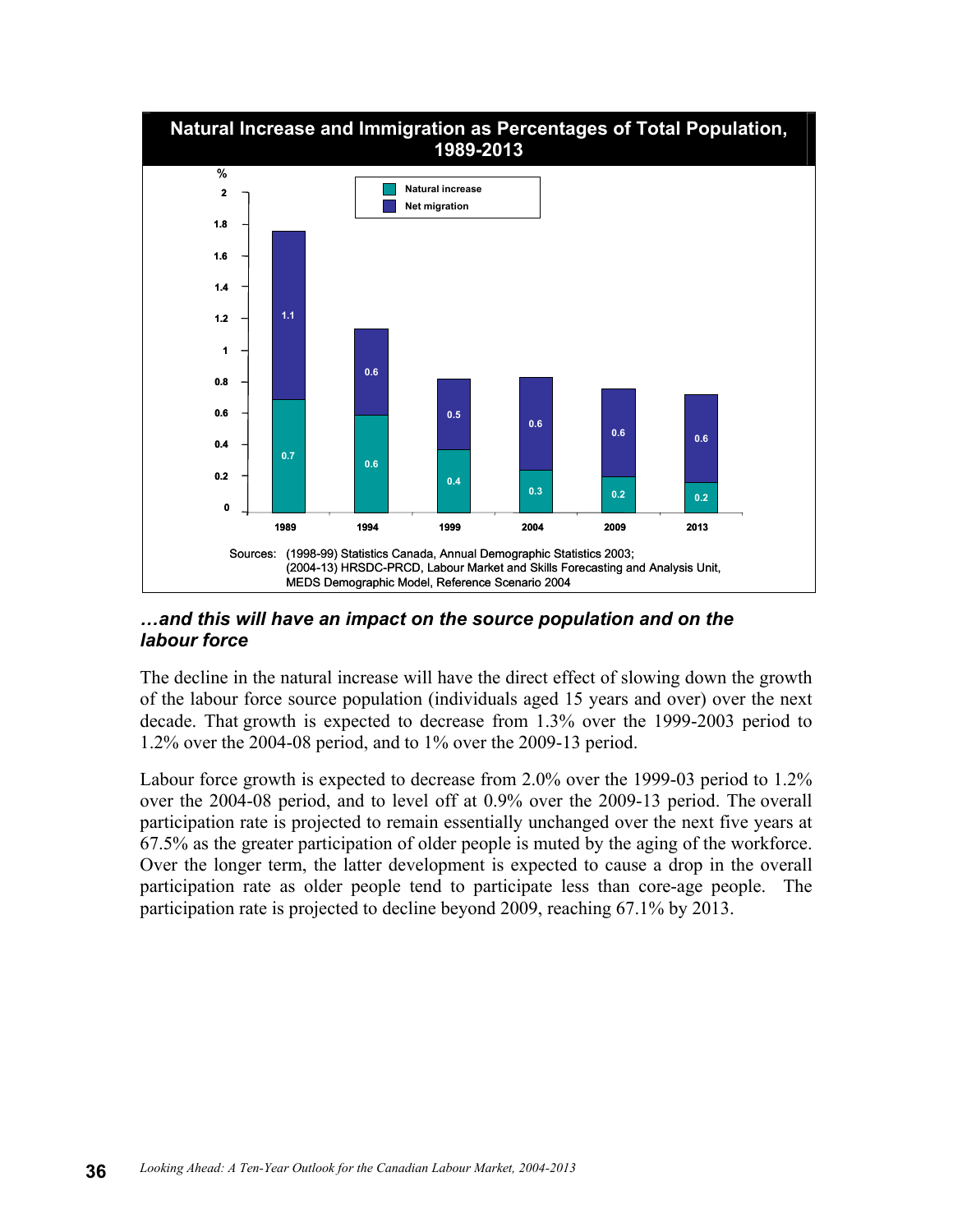**Natural Increase and Immigration as Percentages of Total Population, 1989-2013**

| Year | Natural increase (%) | Net migration (%) |
|---|---|---|
| 1989 | 0.7 | 1.1 |
| 1994 | 0.6 | 0.6 |
| 1999 | 0.4 | 0.5 |
| 2004 | 0.3 | 0.6 |
| 2009 | 0.2 | 0.6 |
| 2013 | 0.2 | 0.6 |

Sources: (1998-99) Statistics Canada, Annual Demographic Statistics 2003; (2004-13) HRSDC-PRCD, Labour Market and Skills Forecasting and Analysis Unit, MEDS Demographic Model, Reference Scenario 2004

### *…and this will have an impact on the source population and on the labour force*

The decline in the natural increase will have the direct effect of slowing down the growth of the labour force source population (individuals aged 15 years and over) over the next decade. That growth is expected to decrease from 1.3% over the 1999-2003 period to 1.2% over the 2004-08 period, and to 1% over the 2009-13 period.

Labour force growth is expected to decrease from 2.0% over the 1999-03 period to 1.2% over the 2004-08 period, and to level off at 0.9% over the 2009-13 period. The overall participation rate is projected to remain essentially unchanged over the next five years at 67.5% as the greater participation of older people is muted by the aging of the workforce. Over the longer term, the latter development is expected to cause a drop in the overall participation rate as older people tend to participate less than core-age people. The participation rate is projected to decline beyond 2009, reaching 67.1% by 2013.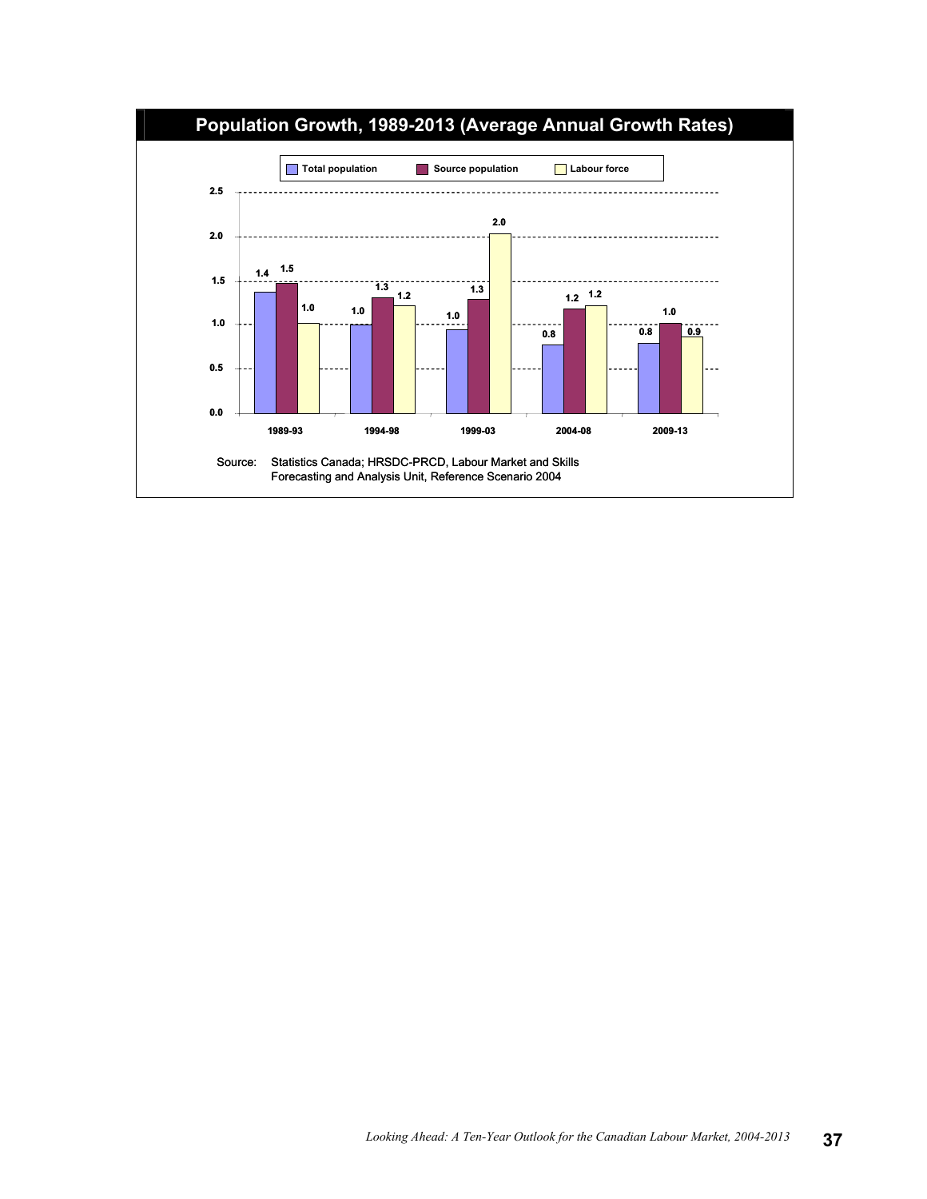## Population Growth, 1989-2013 (Average Annual Growth Rates)

| Period | Total population | Source population | Labour force |
| --- | --- | --- | --- |
| 1989-93 | 1.4 | 1.5 | 1.0 |
| 1994-98 | 1.0 | 1.3 | 1.2 |
| 1999-03 | 1.0 | 1.3 | 2.0 |
| 2004-08 | 0.8 | 1.2 | 1.2 |
| 2009-13 | 0.8 | 1.0 | 0.9 |

Source: Statistics Canada; HRSDC-PRCD, Labour Market and Skills Forecasting and Analysis Unit, Reference Scenario 2004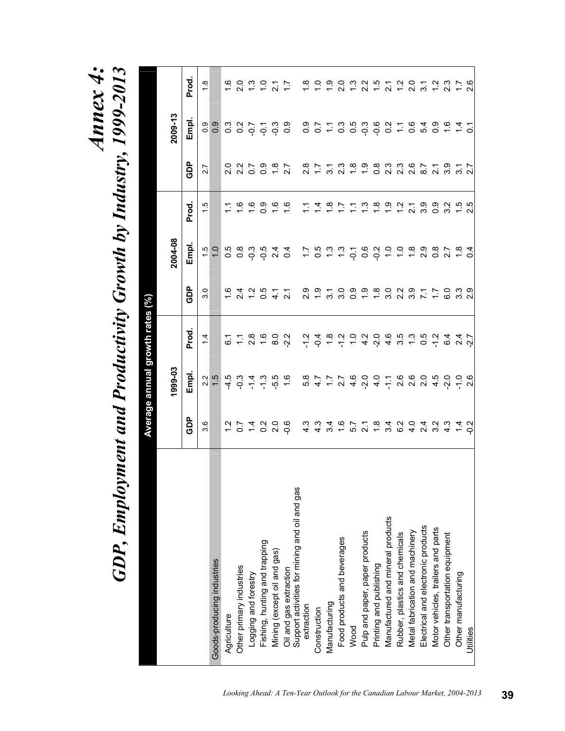# Annex 4:

# GDP, Employment and Productivity Growth by Industry, 1999-2013

| | Average annual growth rates (%) | | | | | | | | |
|---|---|---|---|---|---|---|---|---|---|
| | 1999-03 | | | 2004-08 | | | 2009-13 | | |
| | GDP | Empl. | Prod. | GDP | Empl. | Prod. | GDP | Empl. | Prod. |
| Goods-producing industries | 3.6 | 2.2 | 1.4 | 3.0 | 1.5 | 1.5 | 2.7 | 0.9 | 1.8 |
| | | 1.5 | | | 1.0 | | | 0.9 | |
| Agriculture | 1.2 | -4.5 | 6.1 | 1.6 | 0.5 | 1.1 | 2.0 | 0.3 | 1.6 |
| Other primary industries | 0.7 | -0.3 | 1.1 | 2.4 | 0.8 | 1.6 | 2.2 | 0.2 | 2.0 |
| Logging and forestry | 1.4 | -1.4 | 2.8 | 1.2 | -0.3 | 1.6 | 0.7 | -0.7 | 1.3 |
| Fishing, hunting and trapping | 0.2 | -1.3 | 1.6 | 0.5 | -0.5 | 0.9 | 0.9 | -0.1 | 1.0 |
| Mining (except oil and gas) | 2.0 | -5.5 | 8.0 | 4.1 | 2.4 | 1.6 | 1.8 | -0.3 | 2.1 |
| Oil and gas extraction | -0.6 | 1.6 | -2.2 | 2.1 | 0.4 | 1.6 | 2.7 | 0.9 | 1.7 |
| Support activities for mining and oil and gas extraction | 4.3 | 5.8 | -1.2 | 2.9 | 1.7 | 1.1 | 2.8 | 0.9 | 1.8 |
| Construction | 4.3 | 4.7 | -0.4 | 1.9 | 0.5 | 1.4 | 1.7 | 0.7 | 1.0 |
| Manufacturing | 3.4 | 1.7 | 1.8 | 3.1 | 1.3 | 1.8 | 3.1 | 1.1 | 1.9 |
| Food products and beverages | 1.6 | 2.7 | -1.2 | 3.0 | 1.3 | 1.7 | 2.3 | 0.3 | 2.0 |
| Wood | 5.7 | 4.6 | 1.0 | 0.9 | -0.1 | 1.1 | 1.8 | 0.5 | 1.3 |
| Pulp and paper, paper products | 2.1 | -2.0 | 4.2 | 1.9 | 0.6 | 1.3 | 1.9 | -0.3 | 2.2 |
| Printing and publishing | 1.8 | 4.0 | -2.0 | 1.8 | -0.2 | 1.8 | 0.8 | -0.6 | 1.5 |
| Manufactured and mineral products | 3.4 | -1.1 | 4.6 | 3.0 | 1.0 | 1.9 | 2.3 | 0.2 | 2.1 |
| Rubber, plastics and chemicals | 6.2 | 2.6 | 3.5 | 2.2 | 1.0 | 1.2 | 2.3 | 1.1 | 1.2 |
| Metal fabrication and machinery | 4.0 | 2.6 | 1.3 | 3.9 | 1.8 | 2.1 | 2.6 | 0.6 | 2.0 |
| Electrical and electronic products | 2.4 | 2.0 | 0.5 | 7.1 | 2.9 | 3.9 | 8.7 | 5.4 | 3.1 |
| Motor vehicles, trailers and parts | 3.2 | 4.5 | -1.2 | 1.7 | 0.8 | 0.9 | 2.1 | 0.9 | 1.2 |
| Other transportation equipment | 4.3 | -2.0 | 6.4 | 6.0 | 2.7 | 3.2 | 3.9 | 1.6 | 2.3 |
| Other manufacturing | 1.4 | -1.0 | 2.4 | 3.3 | 1.8 | 1.5 | 3.1 | 1.4 | 1.7 |
| Utilities | -0.2 | 2.6 | -2.7 | 2.9 | 0.4 | 2.5 | 2.7 | 0.1 | 2.6 |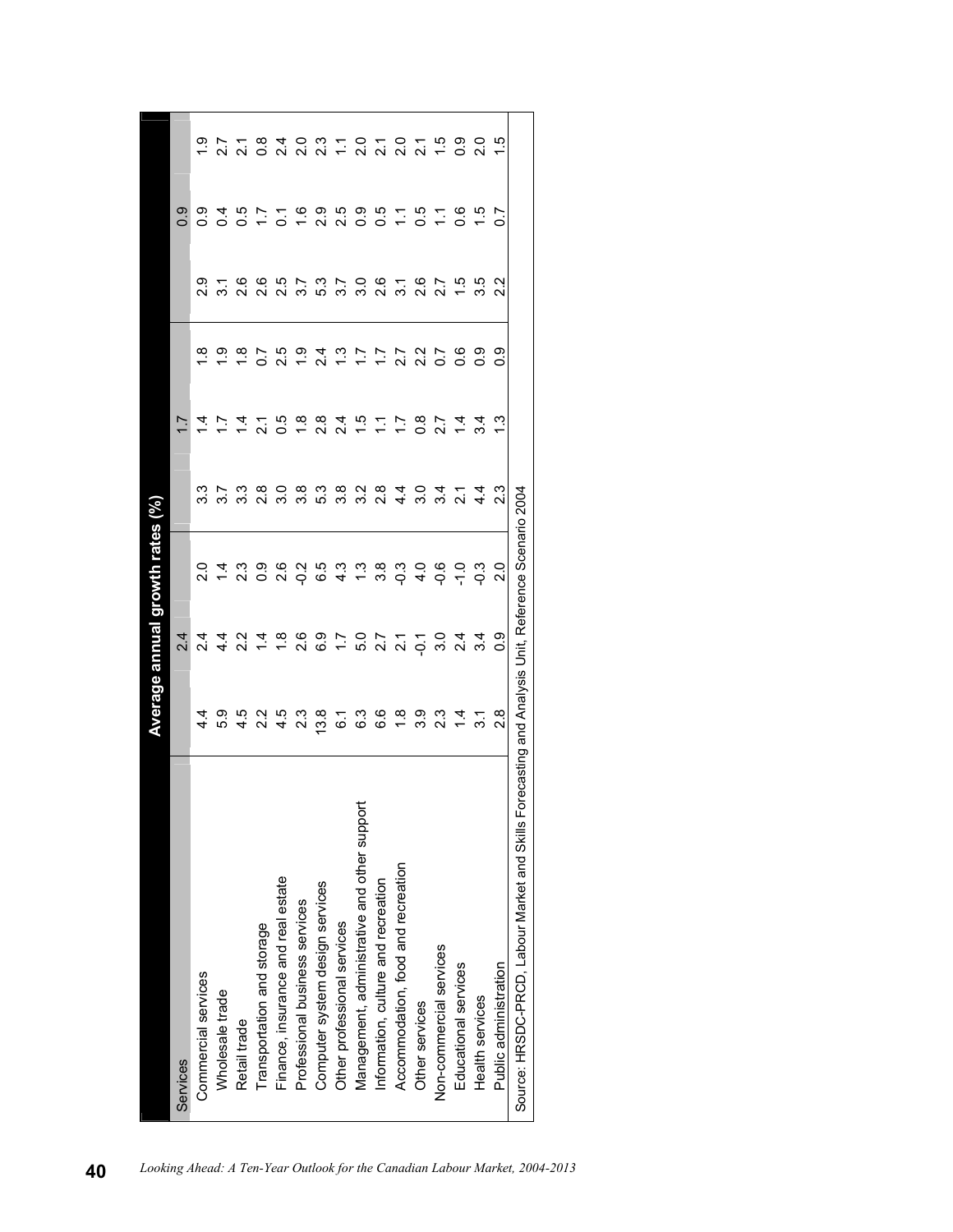| Average annual growth rates (%) | | | | | | | | | |
|---|---|---|---|---|---|---|---|---|---|
| Services | | 2.4 | | | 1.7 | | | 0.9 | |
| Commercial services | 4.4 | 2.4 | 2.0 | 3.3 | 1.4 | 1.8 | 2.9 | 0.9 | 1.9 |
| Wholesale trade | 5.9 | 4.4 | 1.4 | 3.7 | 1.7 | 1.9 | 3.1 | 0.4 | 2.7 |
| Retail trade | 4.5 | 2.2 | 2.3 | 3.3 | 1.4 | 1.8 | 2.6 | 0.5 | 2.1 |
| Transportation and storage | 2.2 | 1.4 | 0.9 | 2.8 | 2.1 | 0.7 | 2.6 | 1.7 | 0.8 |
| Finance, insurance and real estate | 4.5 | 1.8 | 2.6 | 3.0 | 0.5 | 2.5 | 2.5 | 0.1 | 2.4 |
| Professional business services | 2.3 | 2.6 | -0.2 | 3.8 | 1.8 | 1.9 | 3.7 | 1.6 | 2.0 |
| Computer system design services | 13.8 | 6.9 | 6.5 | 5.3 | 2.8 | 2.4 | 5.3 | 2.9 | 2.3 |
| Other professional services | 6.1 | 1.7 | 4.3 | 3.8 | 2.4 | 1.3 | 3.7 | 2.5 | 1.1 |
| Management, administrative and other support | 6.3 | 5.0 | 1.3 | 3.2 | 1.5 | 1.7 | 3.0 | 0.9 | 2.0 |
| Information, culture and recreation | 6.6 | 2.7 | 3.8 | 2.8 | 1.1 | 1.7 | 2.6 | 0.5 | 2.1 |
| Accommodation, food and recreation | 1.8 | 2.1 | -0.3 | 4.4 | 1.7 | 2.7 | 3.1 | 1.1 | 2.0 |
| Other services | 3.9 | -0.1 | 4.0 | 3.0 | 0.8 | 2.2 | 2.6 | 0.5 | 2.1 |
| Non-commercial services | 2.3 | 3.0 | -0.6 | 3.4 | 2.7 | 0.7 | 2.7 | 1.1 | 1.5 |
| Educational services | 1.4 | 2.4 | -1.0 | 2.1 | 1.4 | 0.6 | 1.5 | 0.6 | 0.9 |
| Health services | 3.1 | 3.4 | -0.3 | 4.4 | 3.4 | 0.9 | 3.5 | 1.5 | 2.0 |
| Public administration | 2.8 | 0.9 | 2.0 | 2.3 | 1.3 | 0.9 | 2.2 | 0.7 | 1.5 |

Source: HRSDC-PRCD, Labour Market and Skills Forecasting and Analysis Unit, Reference Scenario 2004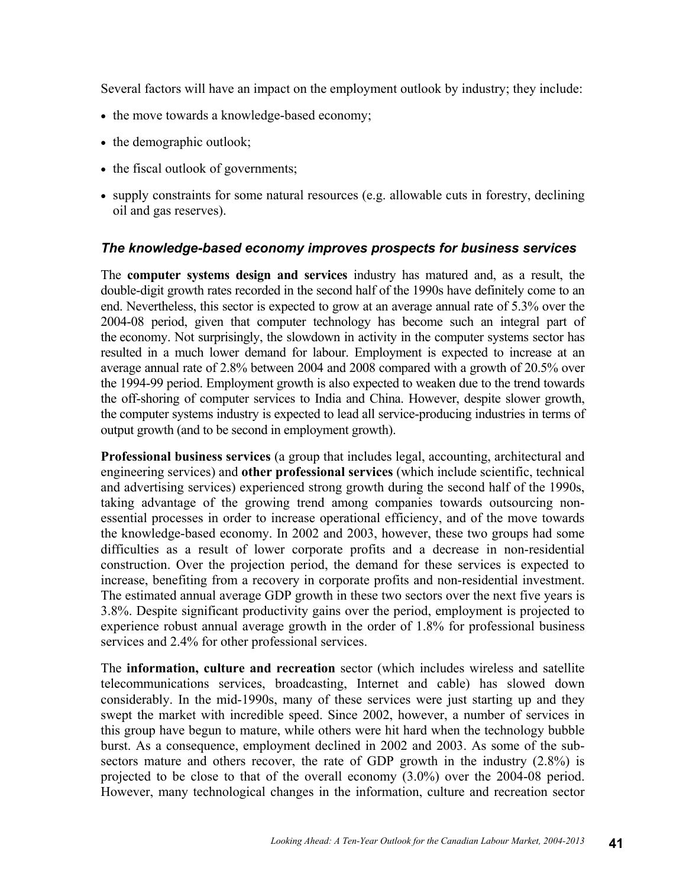Several factors will have an impact on the employment outlook by industry; they include:

- the move towards a knowledge-based economy;
- the demographic outlook;
- the fiscal outlook of governments;
- supply constraints for some natural resources (e.g. allowable cuts in forestry, declining oil and gas reserves).

### *The knowledge-based economy improves prospects for business services*

The **computer systems design and services** industry has matured and, as a result, the double-digit growth rates recorded in the second half of the 1990s have definitely come to an end. Nevertheless, this sector is expected to grow at an average annual rate of 5.3% over the 2004-08 period, given that computer technology has become such an integral part of the economy. Not surprisingly, the slowdown in activity in the computer systems sector has resulted in a much lower demand for labour. Employment is expected to increase at an average annual rate of 2.8% between 2004 and 2008 compared with a growth of 20.5% over the 1994-99 period. Employment growth is also expected to weaken due to the trend towards the off-shoring of computer services to India and China. However, despite slower growth, the computer systems industry is expected to lead all service-producing industries in terms of output growth (and to be second in employment growth).

**Professional business services** (a group that includes legal, accounting, architectural and engineering services) and **other professional services** (which include scientific, technical and advertising services) experienced strong growth during the second half of the 1990s, taking advantage of the growing trend among companies towards outsourcing non-essential processes in order to increase operational efficiency, and of the move towards the knowledge-based economy. In 2002 and 2003, however, these two groups had some difficulties as a result of lower corporate profits and a decrease in non-residential construction. Over the projection period, the demand for these services is expected to increase, benefiting from a recovery in corporate profits and non-residential investment. The estimated annual average GDP growth in these two sectors over the next five years is 3.8%. Despite significant productivity gains over the period, employment is projected to experience robust annual average growth in the order of 1.8% for professional business services and 2.4% for other professional services.

The **information, culture and recreation** sector (which includes wireless and satellite telecommunications services, broadcasting, Internet and cable) has slowed down considerably. In the mid-1990s, many of these services were just starting up and they swept the market with incredible speed. Since 2002, however, a number of services in this group have begun to mature, while others were hit hard when the technology bubble burst. As a consequence, employment declined in 2002 and 2003. As some of the sub-sectors mature and others recover, the rate of GDP growth in the industry (2.8%) is projected to be close to that of the overall economy (3.0%) over the 2004-08 period. However, many technological changes in the information, culture and recreation sector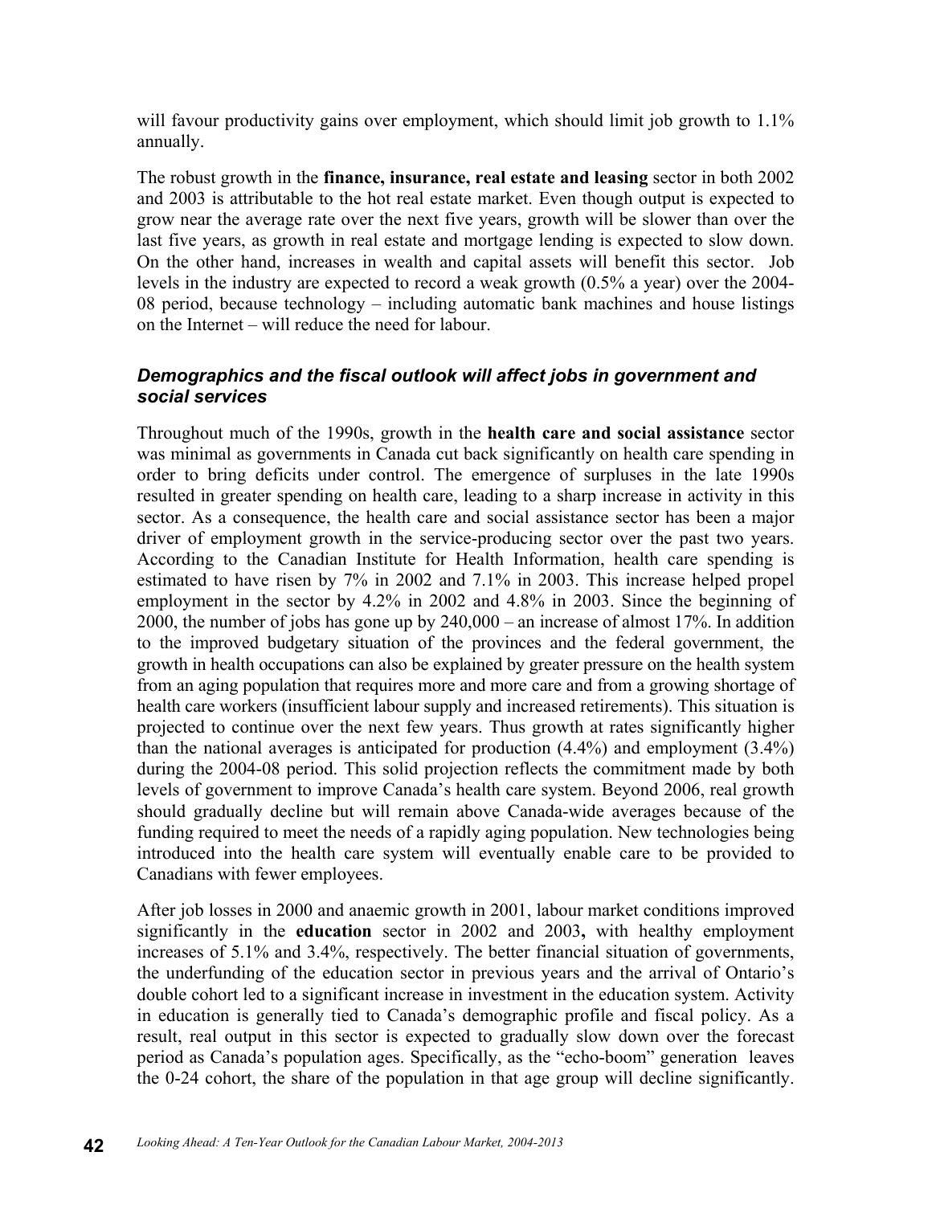will favour productivity gains over employment, which should limit job growth to 1.1% annually.

The robust growth in the **finance, insurance, real estate and leasing** sector in both 2002 and 2003 is attributable to the hot real estate market. Even though output is expected to grow near the average rate over the next five years, growth will be slower than over the last five years, as growth in real estate and mortgage lending is expected to slow down. On the other hand, increases in wealth and capital assets will benefit this sector. Job levels in the industry are expected to record a weak growth (0.5% a year) over the 2004-08 period, because technology – including automatic bank machines and house listings on the Internet – will reduce the need for labour.

### *Demographics and the fiscal outlook will affect jobs in government and social services*

Throughout much of the 1990s, growth in the **health care and social assistance** sector was minimal as governments in Canada cut back significantly on health care spending in order to bring deficits under control. The emergence of surpluses in the late 1990s resulted in greater spending on health care, leading to a sharp increase in activity in this sector. As a consequence, the health care and social assistance sector has been a major driver of employment growth in the service-producing sector over the past two years. According to the Canadian Institute for Health Information, health care spending is estimated to have risen by 7% in 2002 and 7.1% in 2003. This increase helped propel employment in the sector by 4.2% in 2002 and 4.8% in 2003. Since the beginning of 2000, the number of jobs has gone up by 240,000 – an increase of almost 17%. In addition to the improved budgetary situation of the provinces and the federal government, the growth in health occupations can also be explained by greater pressure on the health system from an aging population that requires more and more care and from a growing shortage of health care workers (insufficient labour supply and increased retirements). This situation is projected to continue over the next few years. Thus growth at rates significantly higher than the national averages is anticipated for production (4.4%) and employment (3.4%) during the 2004-08 period. This solid projection reflects the commitment made by both levels of government to improve Canada's health care system. Beyond 2006, real growth should gradually decline but will remain above Canada-wide averages because of the funding required to meet the needs of a rapidly aging population. New technologies being introduced into the health care system will eventually enable care to be provided to Canadians with fewer employees.

After job losses in 2000 and anaemic growth in 2001, labour market conditions improved significantly in the **education** sector in 2002 and 2003**,** with healthy employment increases of 5.1% and 3.4%, respectively. The better financial situation of governments, the underfunding of the education sector in previous years and the arrival of Ontario's double cohort led to a significant increase in investment in the education system. Activity in education is generally tied to Canada's demographic profile and fiscal policy. As a result, real output in this sector is expected to gradually slow down over the forecast period as Canada's population ages. Specifically, as the "echo-boom" generation leaves the 0-24 cohort, the share of the population in that age group will decline significantly.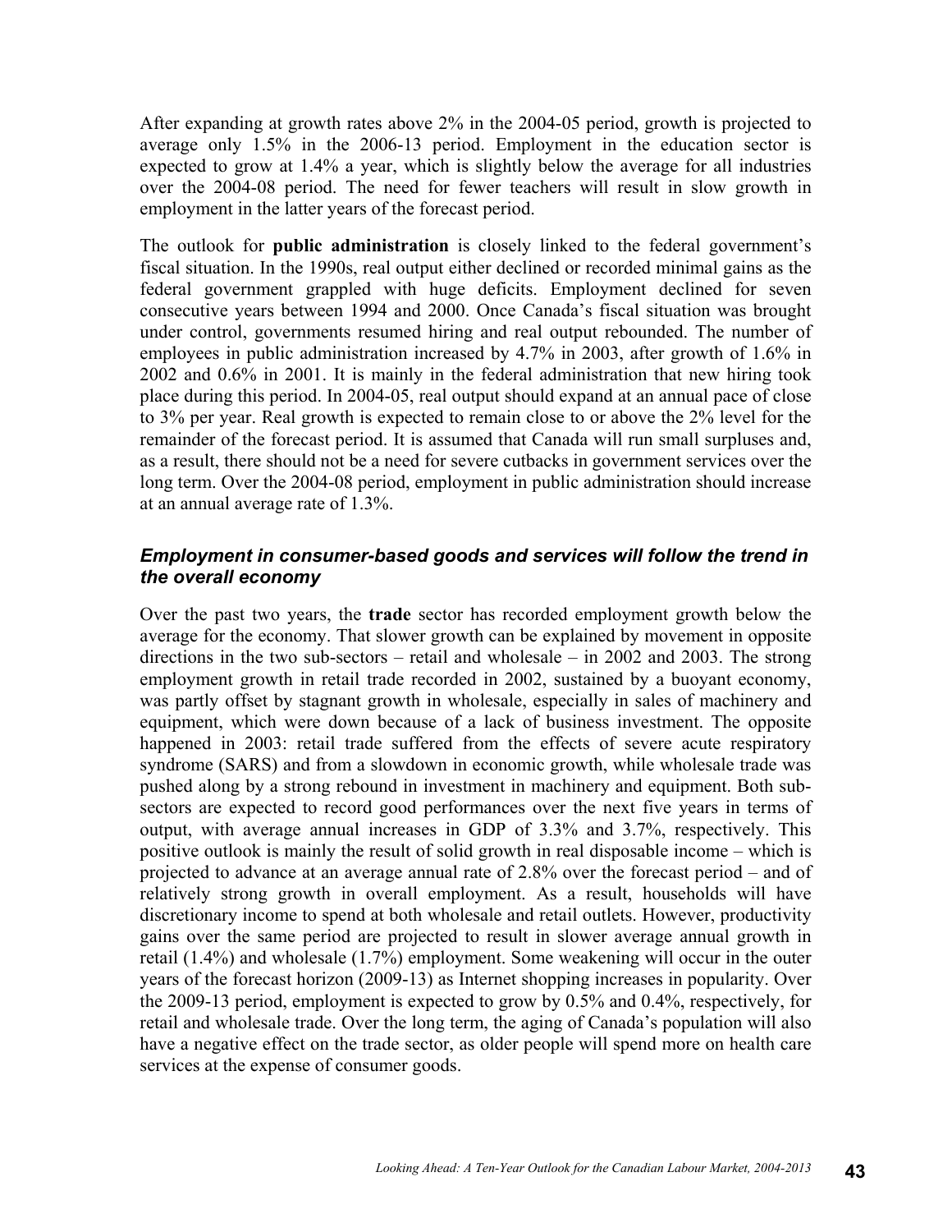After expanding at growth rates above 2% in the 2004-05 period, growth is projected to average only 1.5% in the 2006-13 period. Employment in the education sector is expected to grow at 1.4% a year, which is slightly below the average for all industries over the 2004-08 period. The need for fewer teachers will result in slow growth in employment in the latter years of the forecast period.

The outlook for **public administration** is closely linked to the federal government's fiscal situation. In the 1990s, real output either declined or recorded minimal gains as the federal government grappled with huge deficits. Employment declined for seven consecutive years between 1994 and 2000. Once Canada's fiscal situation was brought under control, governments resumed hiring and real output rebounded. The number of employees in public administration increased by 4.7% in 2003, after growth of 1.6% in 2002 and 0.6% in 2001. It is mainly in the federal administration that new hiring took place during this period. In 2004-05, real output should expand at an annual pace of close to 3% per year. Real growth is expected to remain close to or above the 2% level for the remainder of the forecast period. It is assumed that Canada will run small surpluses and, as a result, there should not be a need for severe cutbacks in government services over the long term. Over the 2004-08 period, employment in public administration should increase at an annual average rate of 1.3%.

### *Employment in consumer-based goods and services will follow the trend in the overall economy*

Over the past two years, the **trade** sector has recorded employment growth below the average for the economy. That slower growth can be explained by movement in opposite directions in the two sub-sectors – retail and wholesale – in 2002 and 2003. The strong employment growth in retail trade recorded in 2002, sustained by a buoyant economy, was partly offset by stagnant growth in wholesale, especially in sales of machinery and equipment, which were down because of a lack of business investment. The opposite happened in 2003: retail trade suffered from the effects of severe acute respiratory syndrome (SARS) and from a slowdown in economic growth, while wholesale trade was pushed along by a strong rebound in investment in machinery and equipment. Both sub-sectors are expected to record good performances over the next five years in terms of output, with average annual increases in GDP of 3.3% and 3.7%, respectively. This positive outlook is mainly the result of solid growth in real disposable income – which is projected to advance at an average annual rate of 2.8% over the forecast period – and of relatively strong growth in overall employment. As a result, households will have discretionary income to spend at both wholesale and retail outlets. However, productivity gains over the same period are projected to result in slower average annual growth in retail (1.4%) and wholesale (1.7%) employment. Some weakening will occur in the outer years of the forecast horizon (2009-13) as Internet shopping increases in popularity. Over the 2009-13 period, employment is expected to grow by 0.5% and 0.4%, respectively, for retail and wholesale trade. Over the long term, the aging of Canada's population will also have a negative effect on the trade sector, as older people will spend more on health care services at the expense of consumer goods.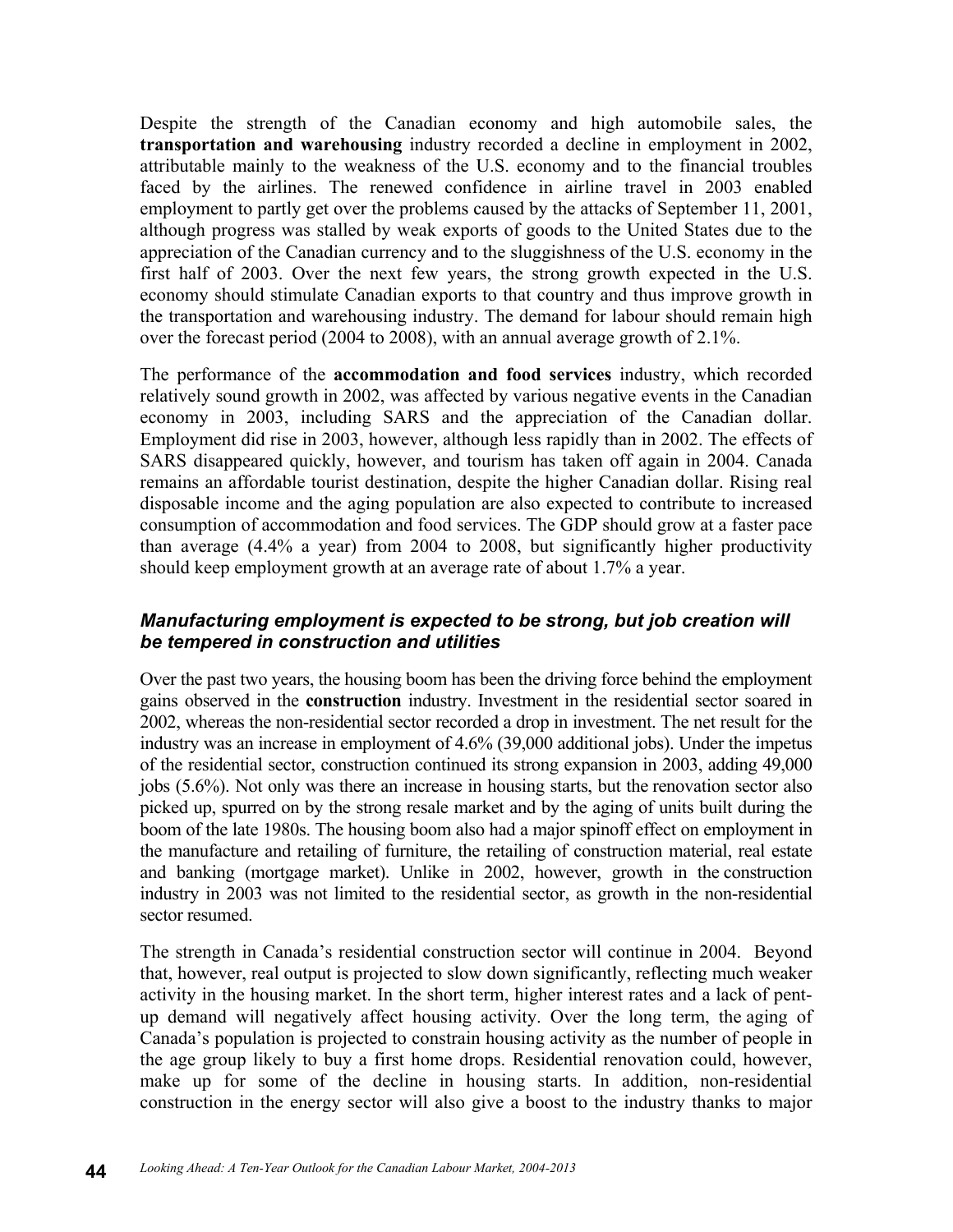Despite the strength of the Canadian economy and high automobile sales, the **transportation and warehousing** industry recorded a decline in employment in 2002, attributable mainly to the weakness of the U.S. economy and to the financial troubles faced by the airlines. The renewed confidence in airline travel in 2003 enabled employment to partly get over the problems caused by the attacks of September 11, 2001, although progress was stalled by weak exports of goods to the United States due to the appreciation of the Canadian currency and to the sluggishness of the U.S. economy in the first half of 2003. Over the next few years, the strong growth expected in the U.S. economy should stimulate Canadian exports to that country and thus improve growth in the transportation and warehousing industry. The demand for labour should remain high over the forecast period (2004 to 2008), with an annual average growth of 2.1%.

The performance of the **accommodation and food services** industry, which recorded relatively sound growth in 2002, was affected by various negative events in the Canadian economy in 2003, including SARS and the appreciation of the Canadian dollar. Employment did rise in 2003, however, although less rapidly than in 2002. The effects of SARS disappeared quickly, however, and tourism has taken off again in 2004. Canada remains an affordable tourist destination, despite the higher Canadian dollar. Rising real disposable income and the aging population are also expected to contribute to increased consumption of accommodation and food services. The GDP should grow at a faster pace than average (4.4% a year) from 2004 to 2008, but significantly higher productivity should keep employment growth at an average rate of about 1.7% a year.

### *Manufacturing employment is expected to be strong, but job creation will be tempered in construction and utilities*

Over the past two years, the housing boom has been the driving force behind the employment gains observed in the **construction** industry. Investment in the residential sector soared in 2002, whereas the non-residential sector recorded a drop in investment. The net result for the industry was an increase in employment of 4.6% (39,000 additional jobs). Under the impetus of the residential sector, construction continued its strong expansion in 2003, adding 49,000 jobs (5.6%). Not only was there an increase in housing starts, but the renovation sector also picked up, spurred on by the strong resale market and by the aging of units built during the boom of the late 1980s. The housing boom also had a major spinoff effect on employment in the manufacture and retailing of furniture, the retailing of construction material, real estate and banking (mortgage market). Unlike in 2002, however, growth in the construction industry in 2003 was not limited to the residential sector, as growth in the non-residential sector resumed.

The strength in Canada's residential construction sector will continue in 2004. Beyond that, however, real output is projected to slow down significantly, reflecting much weaker activity in the housing market. In the short term, higher interest rates and a lack of pent-up demand will negatively affect housing activity. Over the long term, the aging of Canada's population is projected to constrain housing activity as the number of people in the age group likely to buy a first home drops. Residential renovation could, however, make up for some of the decline in housing starts. In addition, non-residential construction in the energy sector will also give a boost to the industry thanks to major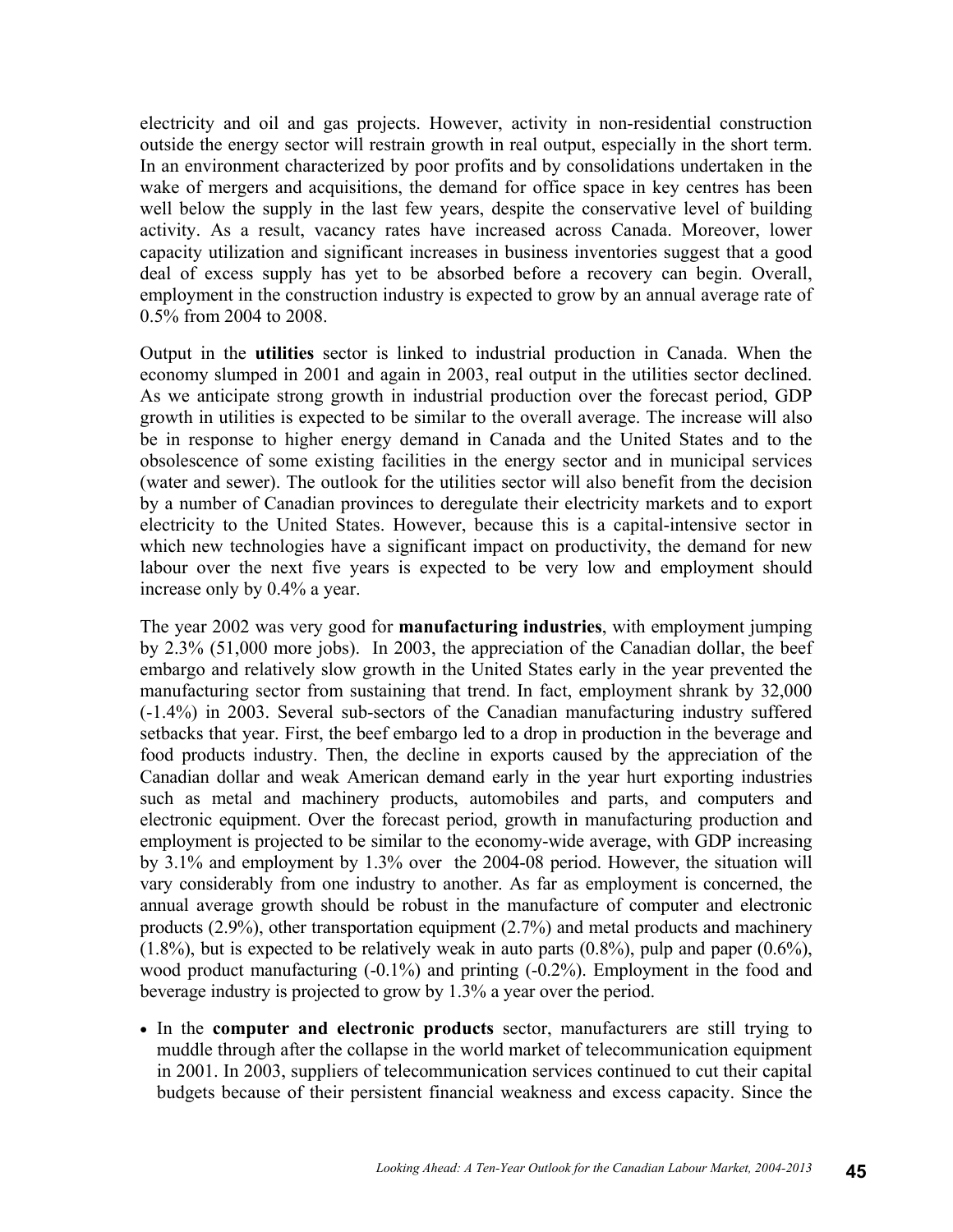electricity and oil and gas projects. However, activity in non-residential construction outside the energy sector will restrain growth in real output, especially in the short term. In an environment characterized by poor profits and by consolidations undertaken in the wake of mergers and acquisitions, the demand for office space in key centres has been well below the supply in the last few years, despite the conservative level of building activity. As a result, vacancy rates have increased across Canada. Moreover, lower capacity utilization and significant increases in business inventories suggest that a good deal of excess supply has yet to be absorbed before a recovery can begin. Overall, employment in the construction industry is expected to grow by an annual average rate of 0.5% from 2004 to 2008.

Output in the **utilities** sector is linked to industrial production in Canada. When the economy slumped in 2001 and again in 2003, real output in the utilities sector declined. As we anticipate strong growth in industrial production over the forecast period, GDP growth in utilities is expected to be similar to the overall average. The increase will also be in response to higher energy demand in Canada and the United States and to the obsolescence of some existing facilities in the energy sector and in municipal services (water and sewer). The outlook for the utilities sector will also benefit from the decision by a number of Canadian provinces to deregulate their electricity markets and to export electricity to the United States. However, because this is a capital-intensive sector in which new technologies have a significant impact on productivity, the demand for new labour over the next five years is expected to be very low and employment should increase only by 0.4% a year.

The year 2002 was very good for **manufacturing industries**, with employment jumping by 2.3% (51,000 more jobs). In 2003, the appreciation of the Canadian dollar, the beef embargo and relatively slow growth in the United States early in the year prevented the manufacturing sector from sustaining that trend. In fact, employment shrank by 32,000 (-1.4%) in 2003. Several sub-sectors of the Canadian manufacturing industry suffered setbacks that year. First, the beef embargo led to a drop in production in the beverage and food products industry. Then, the decline in exports caused by the appreciation of the Canadian dollar and weak American demand early in the year hurt exporting industries such as metal and machinery products, automobiles and parts, and computers and electronic equipment. Over the forecast period, growth in manufacturing production and employment is projected to be similar to the economy-wide average, with GDP increasing by 3.1% and employment by 1.3% over the 2004-08 period. However, the situation will vary considerably from one industry to another. As far as employment is concerned, the annual average growth should be robust in the manufacture of computer and electronic products (2.9%), other transportation equipment (2.7%) and metal products and machinery (1.8%), but is expected to be relatively weak in auto parts (0.8%), pulp and paper (0.6%), wood product manufacturing (-0.1%) and printing (-0.2%). Employment in the food and beverage industry is projected to grow by 1.3% a year over the period.

- In the **computer and electronic products** sector, manufacturers are still trying to muddle through after the collapse in the world market of telecommunication equipment in 2001. In 2003, suppliers of telecommunication services continued to cut their capital budgets because of their persistent financial weakness and excess capacity. Since the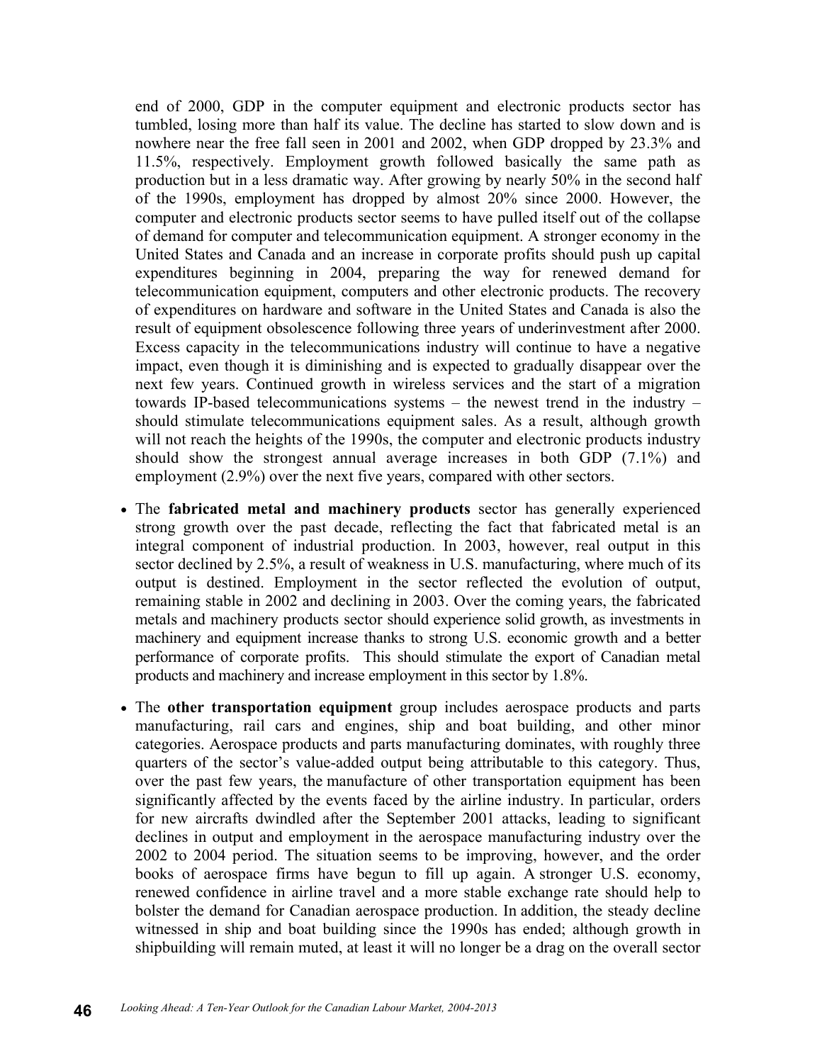end of 2000, GDP in the computer equipment and electronic products sector has tumbled, losing more than half its value. The decline has started to slow down and is nowhere near the free fall seen in 2001 and 2002, when GDP dropped by 23.3% and 11.5%, respectively. Employment growth followed basically the same path as production but in a less dramatic way. After growing by nearly 50% in the second half of the 1990s, employment has dropped by almost 20% since 2000. However, the computer and electronic products sector seems to have pulled itself out of the collapse of demand for computer and telecommunication equipment. A stronger economy in the United States and Canada and an increase in corporate profits should push up capital expenditures beginning in 2004, preparing the way for renewed demand for telecommunication equipment, computers and other electronic products. The recovery of expenditures on hardware and software in the United States and Canada is also the result of equipment obsolescence following three years of underinvestment after 2000. Excess capacity in the telecommunications industry will continue to have a negative impact, even though it is diminishing and is expected to gradually disappear over the next few years. Continued growth in wireless services and the start of a migration towards IP-based telecommunications systems – the newest trend in the industry – should stimulate telecommunications equipment sales. As a result, although growth will not reach the heights of the 1990s, the computer and electronic products industry should show the strongest annual average increases in both GDP (7.1%) and employment (2.9%) over the next five years, compared with other sectors.

- The **fabricated metal and machinery products** sector has generally experienced strong growth over the past decade, reflecting the fact that fabricated metal is an integral component of industrial production. In 2003, however, real output in this sector declined by 2.5%, a result of weakness in U.S. manufacturing, where much of its output is destined. Employment in the sector reflected the evolution of output, remaining stable in 2002 and declining in 2003. Over the coming years, the fabricated metals and machinery products sector should experience solid growth, as investments in machinery and equipment increase thanks to strong U.S. economic growth and a better performance of corporate profits. This should stimulate the export of Canadian metal products and machinery and increase employment in this sector by 1.8%.

- The **other transportation equipment** group includes aerospace products and parts manufacturing, rail cars and engines, ship and boat building, and other minor categories. Aerospace products and parts manufacturing dominates, with roughly three quarters of the sector's value-added output being attributable to this category. Thus, over the past few years, the manufacture of other transportation equipment has been significantly affected by the events faced by the airline industry. In particular, orders for new aircrafts dwindled after the September 2001 attacks, leading to significant declines in output and employment in the aerospace manufacturing industry over the 2002 to 2004 period. The situation seems to be improving, however, and the order books of aerospace firms have begun to fill up again. A stronger U.S. economy, renewed confidence in airline travel and a more stable exchange rate should help to bolster the demand for Canadian aerospace production. In addition, the steady decline witnessed in ship and boat building since the 1990s has ended; although growth in shipbuilding will remain muted, at least it will no longer be a drag on the overall sector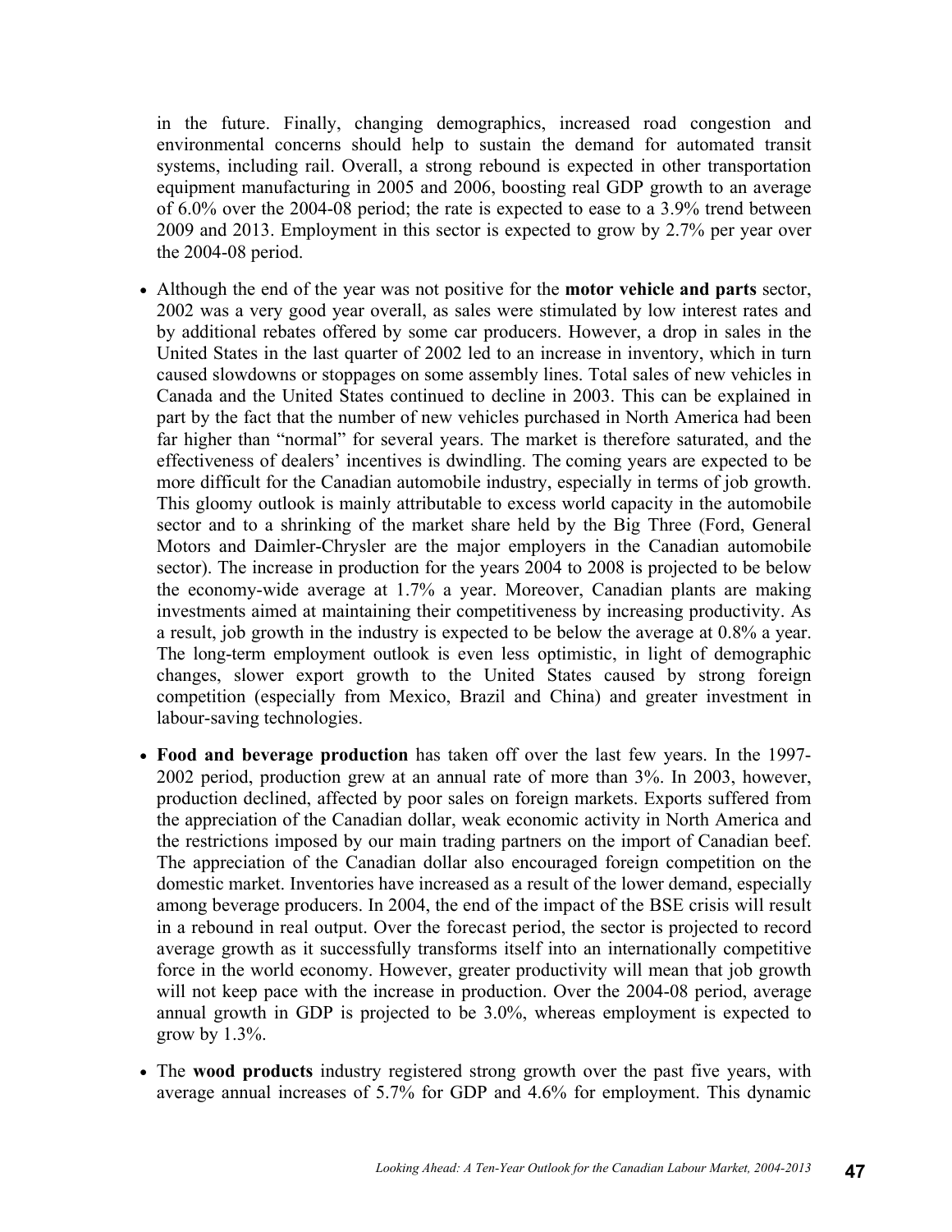in the future. Finally, changing demographics, increased road congestion and environmental concerns should help to sustain the demand for automated transit systems, including rail. Overall, a strong rebound is expected in other transportation equipment manufacturing in 2005 and 2006, boosting real GDP growth to an average of 6.0% over the 2004-08 period; the rate is expected to ease to a 3.9% trend between 2009 and 2013. Employment in this sector is expected to grow by 2.7% per year over the 2004-08 period.

- Although the end of the year was not positive for the **motor vehicle and parts** sector, 2002 was a very good year overall, as sales were stimulated by low interest rates and by additional rebates offered by some car producers. However, a drop in sales in the United States in the last quarter of 2002 led to an increase in inventory, which in turn caused slowdowns or stoppages on some assembly lines. Total sales of new vehicles in Canada and the United States continued to decline in 2003. This can be explained in part by the fact that the number of new vehicles purchased in North America had been far higher than "normal" for several years. The market is therefore saturated, and the effectiveness of dealers' incentives is dwindling. The coming years are expected to be more difficult for the Canadian automobile industry, especially in terms of job growth. This gloomy outlook is mainly attributable to excess world capacity in the automobile sector and to a shrinking of the market share held by the Big Three (Ford, General Motors and Daimler-Chrysler are the major employers in the Canadian automobile sector). The increase in production for the years 2004 to 2008 is projected to be below the economy-wide average at 1.7% a year. Moreover, Canadian plants are making investments aimed at maintaining their competitiveness by increasing productivity. As a result, job growth in the industry is expected to be below the average at 0.8% a year. The long-term employment outlook is even less optimistic, in light of demographic changes, slower export growth to the United States caused by strong foreign competition (especially from Mexico, Brazil and China) and greater investment in labour-saving technologies.
- **Food and beverage production** has taken off over the last few years. In the 1997-2002 period, production grew at an annual rate of more than 3%. In 2003, however, production declined, affected by poor sales on foreign markets. Exports suffered from the appreciation of the Canadian dollar, weak economic activity in North America and the restrictions imposed by our main trading partners on the import of Canadian beef. The appreciation of the Canadian dollar also encouraged foreign competition on the domestic market. Inventories have increased as a result of the lower demand, especially among beverage producers. In 2004, the end of the impact of the BSE crisis will result in a rebound in real output. Over the forecast period, the sector is projected to record average growth as it successfully transforms itself into an internationally competitive force in the world economy. However, greater productivity will mean that job growth will not keep pace with the increase in production. Over the 2004-08 period, average annual growth in GDP is projected to be 3.0%, whereas employment is expected to grow by 1.3%.
- The **wood products** industry registered strong growth over the past five years, with average annual increases of 5.7% for GDP and 4.6% for employment. This dynamic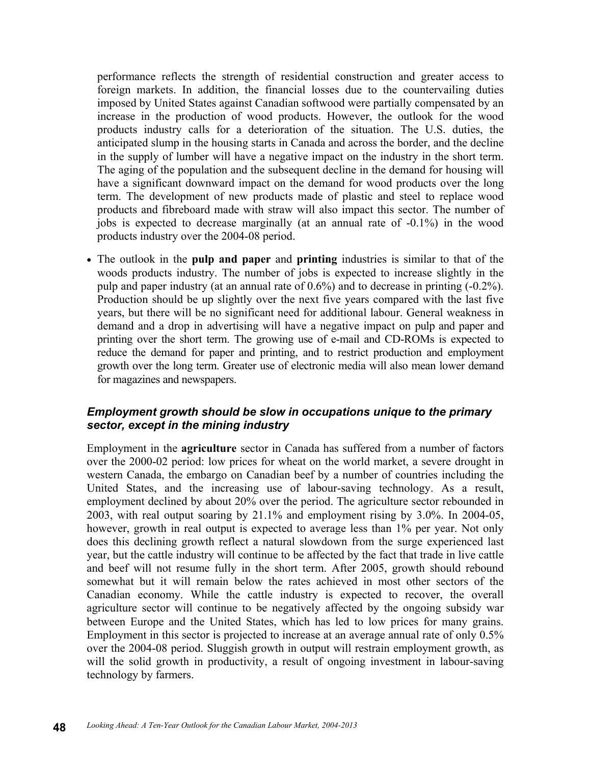performance reflects the strength of residential construction and greater access to foreign markets. In addition, the financial losses due to the countervailing duties imposed by United States against Canadian softwood were partially compensated by an increase in the production of wood products. However, the outlook for the wood products industry calls for a deterioration of the situation. The U.S. duties, the anticipated slump in the housing starts in Canada and across the border, and the decline in the supply of lumber will have a negative impact on the industry in the short term. The aging of the population and the subsequent decline in the demand for housing will have a significant downward impact on the demand for wood products over the long term. The development of new products made of plastic and steel to replace wood products and fibreboard made with straw will also impact this sector. The number of jobs is expected to decrease marginally (at an annual rate of -0.1%) in the wood products industry over the 2004-08 period.

- The outlook in the **pulp and paper** and **printing** industries is similar to that of the woods products industry. The number of jobs is expected to increase slightly in the pulp and paper industry (at an annual rate of 0.6%) and to decrease in printing (-0.2%). Production should be up slightly over the next five years compared with the last five years, but there will be no significant need for additional labour. General weakness in demand and a drop in advertising will have a negative impact on pulp and paper and printing over the short term. The growing use of e-mail and CD-ROMs is expected to reduce the demand for paper and printing, and to restrict production and employment growth over the long term. Greater use of electronic media will also mean lower demand for magazines and newspapers.

### *Employment growth should be slow in occupations unique to the primary sector, except in the mining industry*

Employment in the **agriculture** sector in Canada has suffered from a number of factors over the 2000-02 period: low prices for wheat on the world market, a severe drought in western Canada, the embargo on Canadian beef by a number of countries including the United States, and the increasing use of labour-saving technology. As a result, employment declined by about 20% over the period. The agriculture sector rebounded in 2003, with real output soaring by 21.1% and employment rising by 3.0%. In 2004-05, however, growth in real output is expected to average less than 1% per year. Not only does this declining growth reflect a natural slowdown from the surge experienced last year, but the cattle industry will continue to be affected by the fact that trade in live cattle and beef will not resume fully in the short term. After 2005, growth should rebound somewhat but it will remain below the rates achieved in most other sectors of the Canadian economy. While the cattle industry is expected to recover, the overall agriculture sector will continue to be negatively affected by the ongoing subsidy war between Europe and the United States, which has led to low prices for many grains. Employment in this sector is projected to increase at an average annual rate of only 0.5% over the 2004-08 period. Sluggish growth in output will restrain employment growth, as will the solid growth in productivity, a result of ongoing investment in labour-saving technology by farmers.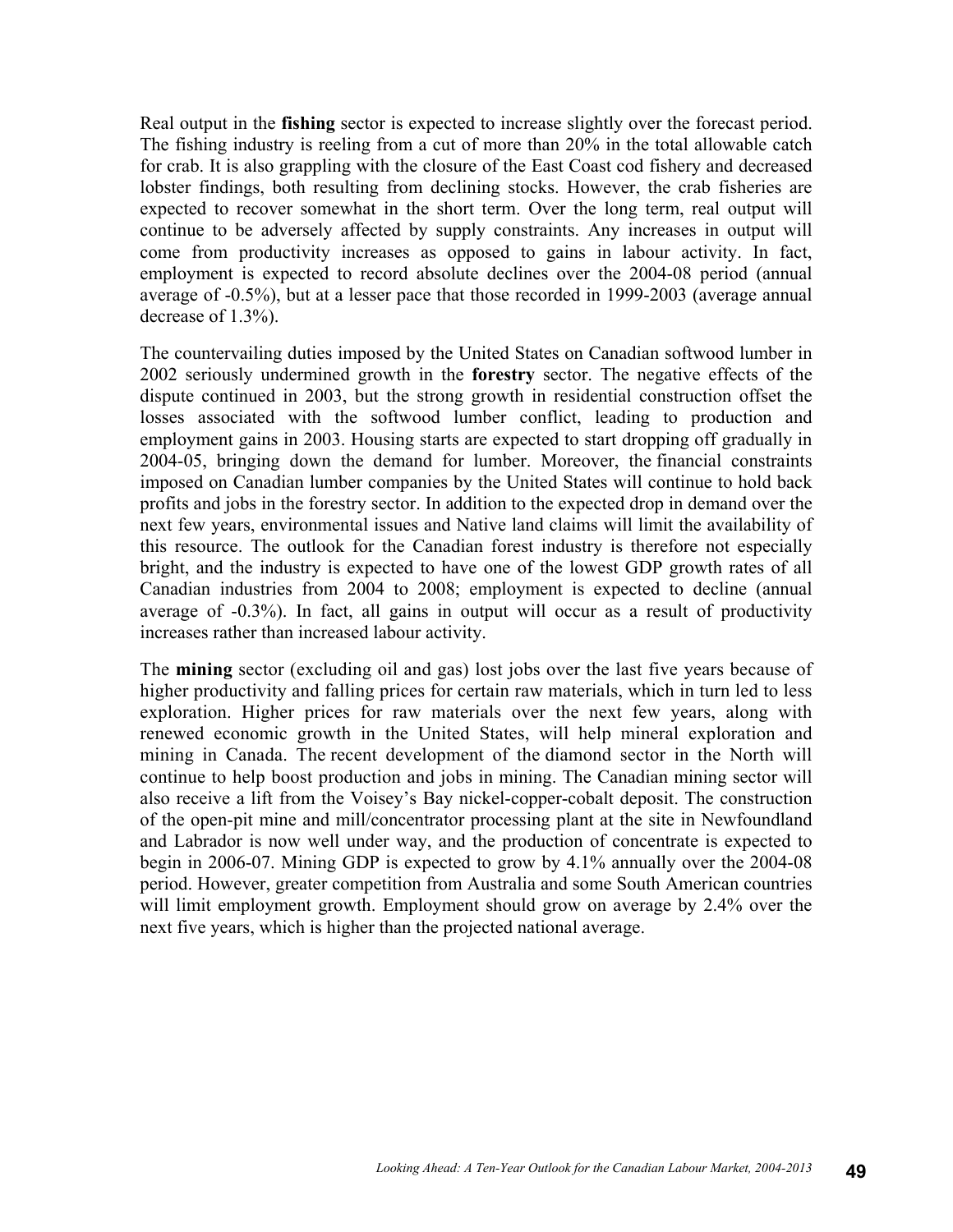Real output in the **fishing** sector is expected to increase slightly over the forecast period. The fishing industry is reeling from a cut of more than 20% in the total allowable catch for crab. It is also grappling with the closure of the East Coast cod fishery and decreased lobster findings, both resulting from declining stocks. However, the crab fisheries are expected to recover somewhat in the short term. Over the long term, real output will continue to be adversely affected by supply constraints. Any increases in output will come from productivity increases as opposed to gains in labour activity. In fact, employment is expected to record absolute declines over the 2004-08 period (annual average of -0.5%), but at a lesser pace that those recorded in 1999-2003 (average annual decrease of 1.3%).

The countervailing duties imposed by the United States on Canadian softwood lumber in 2002 seriously undermined growth in the **forestry** sector. The negative effects of the dispute continued in 2003, but the strong growth in residential construction offset the losses associated with the softwood lumber conflict, leading to production and employment gains in 2003. Housing starts are expected to start dropping off gradually in 2004-05, bringing down the demand for lumber. Moreover, the financial constraints imposed on Canadian lumber companies by the United States will continue to hold back profits and jobs in the forestry sector. In addition to the expected drop in demand over the next few years, environmental issues and Native land claims will limit the availability of this resource. The outlook for the Canadian forest industry is therefore not especially bright, and the industry is expected to have one of the lowest GDP growth rates of all Canadian industries from 2004 to 2008; employment is expected to decline (annual average of -0.3%). In fact, all gains in output will occur as a result of productivity increases rather than increased labour activity.

The **mining** sector (excluding oil and gas) lost jobs over the last five years because of higher productivity and falling prices for certain raw materials, which in turn led to less exploration. Higher prices for raw materials over the next few years, along with renewed economic growth in the United States, will help mineral exploration and mining in Canada. The recent development of the diamond sector in the North will continue to help boost production and jobs in mining. The Canadian mining sector will also receive a lift from the Voisey's Bay nickel-copper-cobalt deposit. The construction of the open-pit mine and mill/concentrator processing plant at the site in Newfoundland and Labrador is now well under way, and the production of concentrate is expected to begin in 2006-07. Mining GDP is expected to grow by 4.1% annually over the 2004-08 period. However, greater competition from Australia and some South American countries will limit employment growth. Employment should grow on average by 2.4% over the next five years, which is higher than the projected national average.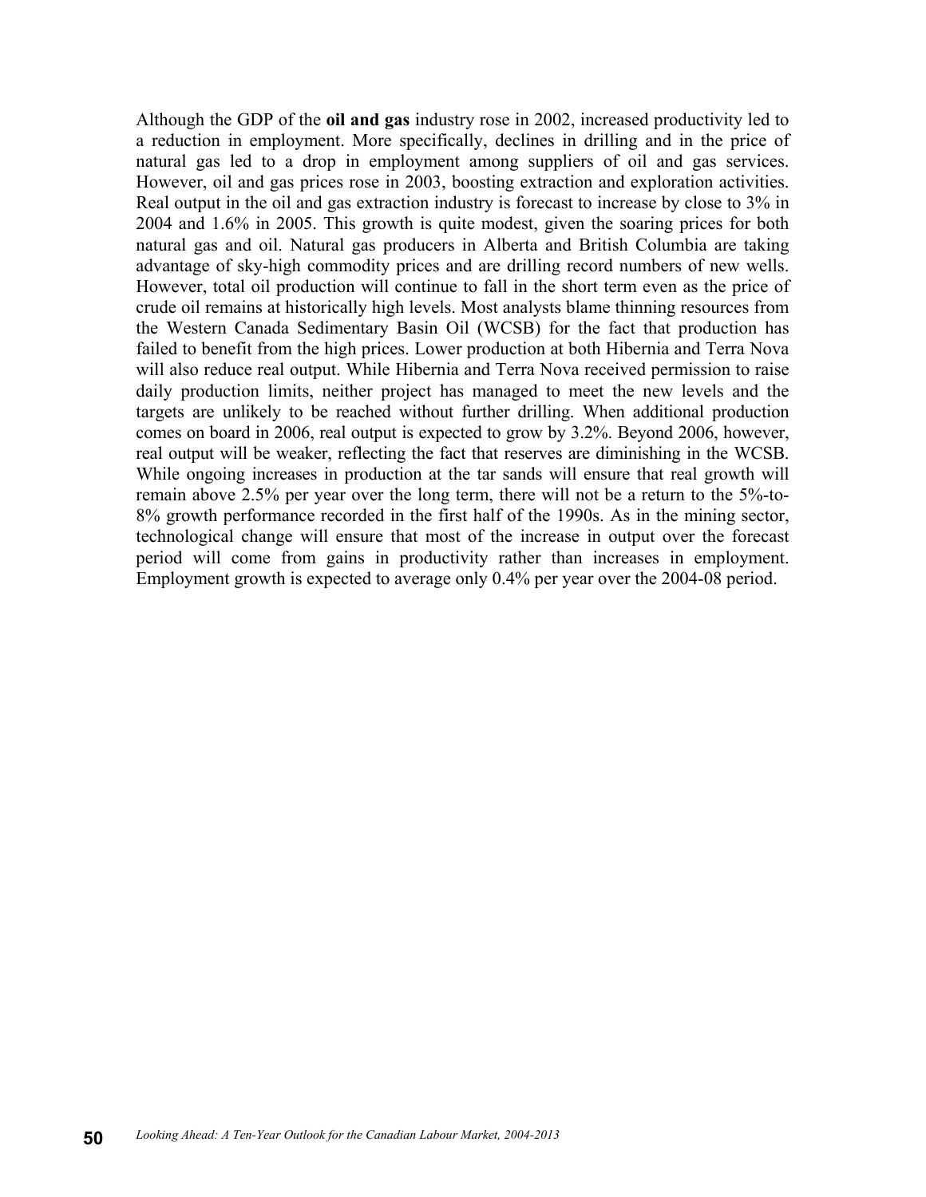Although the GDP of the **oil and gas** industry rose in 2002, increased productivity led to a reduction in employment. More specifically, declines in drilling and in the price of natural gas led to a drop in employment among suppliers of oil and gas services. However, oil and gas prices rose in 2003, boosting extraction and exploration activities. Real output in the oil and gas extraction industry is forecast to increase by close to 3% in 2004 and 1.6% in 2005. This growth is quite modest, given the soaring prices for both natural gas and oil. Natural gas producers in Alberta and British Columbia are taking advantage of sky-high commodity prices and are drilling record numbers of new wells. However, total oil production will continue to fall in the short term even as the price of crude oil remains at historically high levels. Most analysts blame thinning resources from the Western Canada Sedimentary Basin Oil (WCSB) for the fact that production has failed to benefit from the high prices. Lower production at both Hibernia and Terra Nova will also reduce real output. While Hibernia and Terra Nova received permission to raise daily production limits, neither project has managed to meet the new levels and the targets are unlikely to be reached without further drilling. When additional production comes on board in 2006, real output is expected to grow by 3.2%. Beyond 2006, however, real output will be weaker, reflecting the fact that reserves are diminishing in the WCSB. While ongoing increases in production at the tar sands will ensure that real growth will remain above 2.5% per year over the long term, there will not be a return to the 5%-to-8% growth performance recorded in the first half of the 1990s. As in the mining sector, technological change will ensure that most of the increase in output over the forecast period will come from gains in productivity rather than increases in employment. Employment growth is expected to average only 0.4% per year over the 2004-08 period.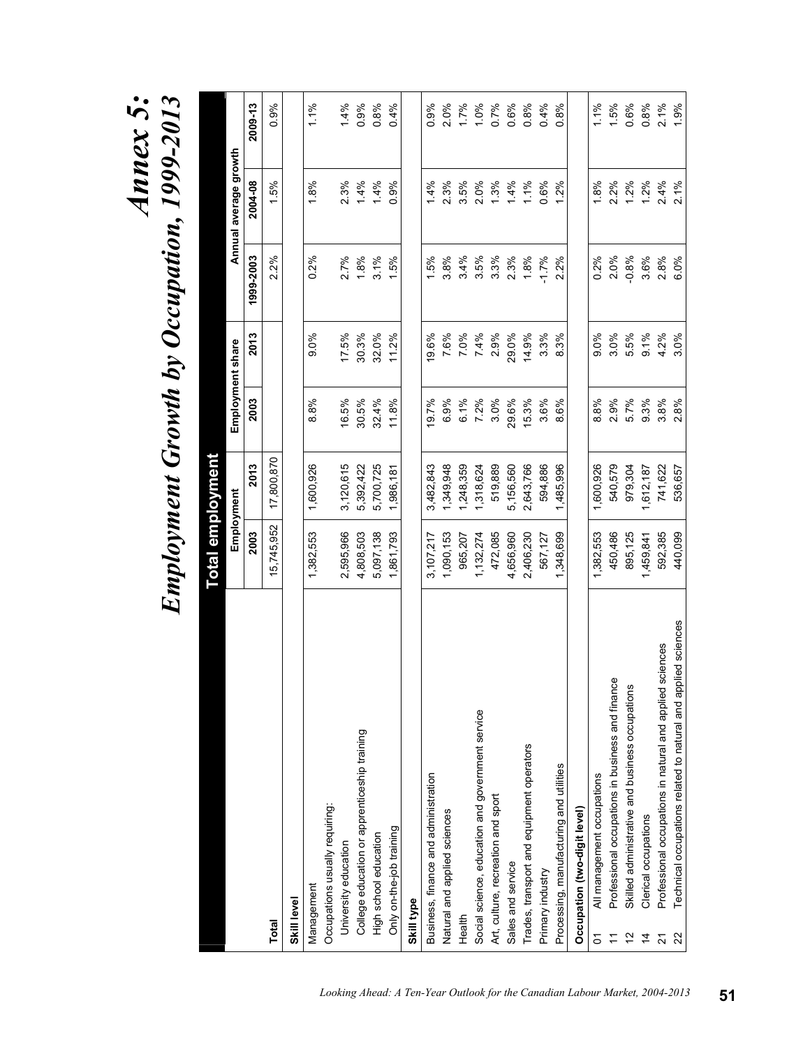# Annex 5:

# Employment Growth by Occupation, 1999-2013

| | Total employment | | | | | | |
|---|---|---|---|---|---|---|---|
| | Employment | | Employment share | | Annual average growth | | |
| | 2003 | 2013 | 2003 | 2013 | 1999-2003 | 2004-08 | 2009-13 |
| **Total** | 15,745,952 | 17,800,870 | | | 2.2% | 1.5% | 0.9% |
| **Skill level** | | | | | | | |
| Management | 1,382,553 | 1,600,926 | 8.8% | 9.0% | 0.2% | 1.8% | 1.1% |
| Occupations usually requiring: | | | | | | | |
| University education | 2,595,966 | 3,120,615 | 16.5% | 17.5% | 2.7% | 2.3% | 1.4% |
| College education or apprenticeship training | 4,808,503 | 5,392,422 | 30.5% | 30.3% | 1.8% | 1.4% | 0.9% |
| High school education | 5,097,138 | 5,700,725 | 32.4% | 32.0% | 3.1% | 1.4% | 0.8% |
| Only on-the-job training | 1,861,793 | 1,986,181 | 11.8% | 11.2% | 1.5% | 0.9% | 0.4% |
| **Skill type** | | | | | | | |
| Business, finance and administration | 3,107,217 | 3,482,843 | 19.7% | 19.6% | 1.5% | 1.4% | 0.9% |
| Natural and applied sciences | 1,090,153 | 1,349,948 | 6.9% | 7.6% | 3.8% | 2.3% | 2.0% |
| Health | 965,207 | 1,248,359 | 6.1% | 7.0% | 3.4% | 3.5% | 1.7% |
| Social science, education and government service | 1,132,274 | 1,318,624 | 7.2% | 7.4% | 3.5% | 2.0% | 1.0% |
| Art, culture, recreation and sport | 472,085 | 519,889 | 3.0% | 2.9% | 3.3% | 1.3% | 0.7% |
| Sales and service | 4,656,960 | 5,156,560 | 29.6% | 29.0% | 2.3% | 1.4% | 0.6% |
| Trades, transport and equipment operators | 2,406,230 | 2,643,766 | 15.3% | 14.9% | 1.8% | 1.1% | 0.8% |
| Primary industry | 567,127 | 594,886 | 3.6% | 3.3% | -1.7% | 0.6% | 0.4% |
| Processing, manufacturing and utilities | 1,348,699 | 1,485,996 | 8.6% | 8.3% | 2.2% | 1.2% | 0.8% |
| **Occupation (two-digit level)** | | | | | | | |
| 01 All management occupations | 1,382,553 | 1,600,926 | 8.8% | 9.0% | 0.2% | 1.8% | 1.1% |
| 11 Professional occupations in business and finance | 450,486 | 540,579 | 2.9% | 3.0% | 2.0% | 2.2% | 1.5% |
| 12 Skilled administrative and business occupations | 895,125 | 979,304 | 5.7% | 5.5% | -0.8% | 1.2% | 0.6% |
| 14 Clerical occupations | 1,459,841 | 1,612,187 | 9.3% | 9.1% | 3.6% | 1.2% | 0.8% |
| 21 Professional occupations in natural and applied sciences | 592,385 | 741,622 | 3.8% | 4.2% | 2.8% | 2.4% | 2.1% |
| 22 Technical occupations related to natural and applied sciences | 440,099 | 536,657 | 2.8% | 3.0% | 6.0% | 2.1% | 1.9% |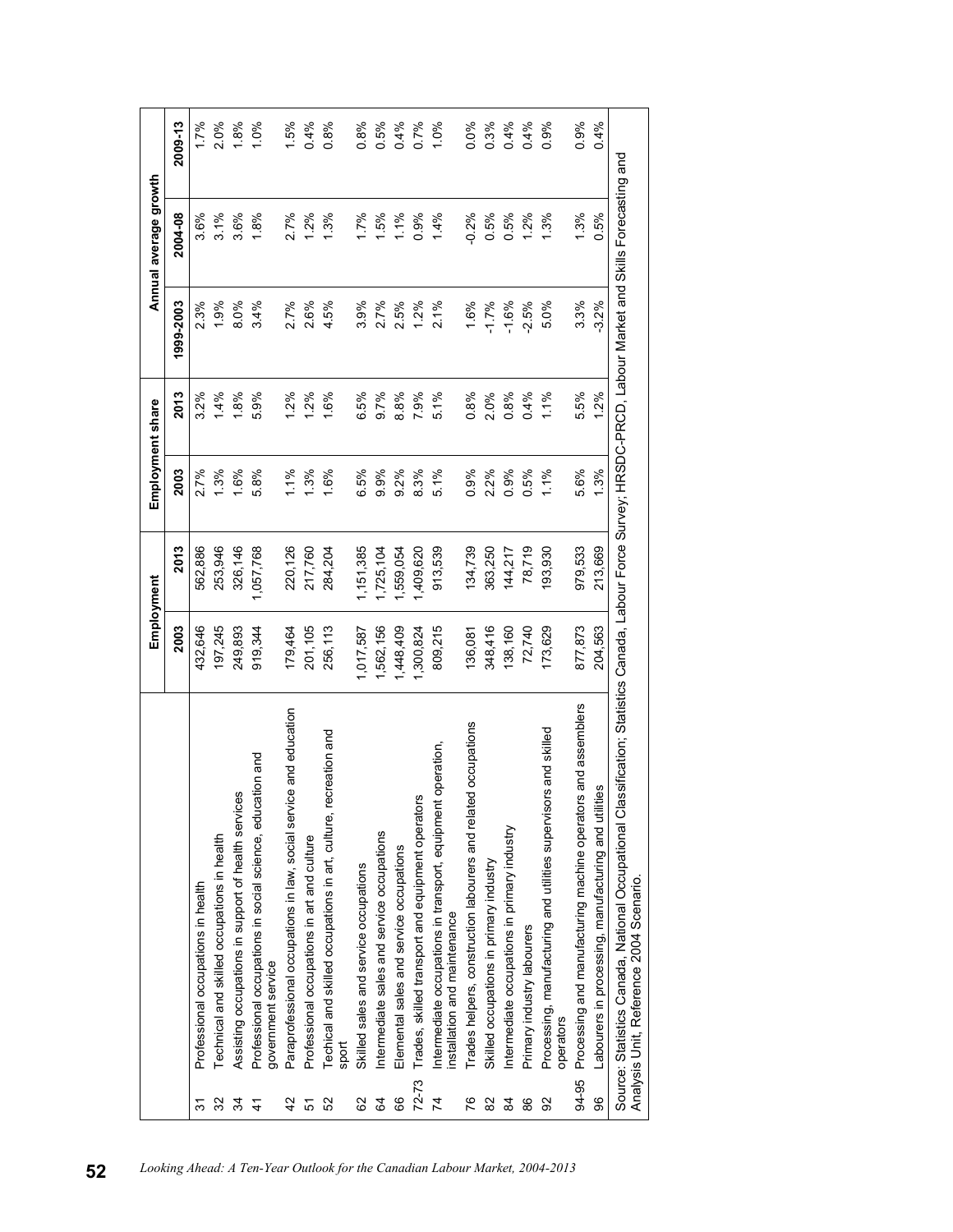| | | Employment | | Employment share | | Annual average growth | | |
|---|---|---|---|---|---|---|---|---|
| | | 2003 | 2013 | 2003 | 2013 | 1999-2003 | 2004-08 | 2009-13 |
| 31 | Professional occupations in health | 432,646 | 562,886 | 2.7% | 3.2% | 2.3% | 3.6% | 1.7% |
| 32 | Technical and skilled occupations in health | 197,245 | 253,946 | 1.3% | 1.4% | 1.9% | 3.1% | 2.0% |
| 34 | Assisting occupations in support of health services | 249,893 | 326,146 | 1.6% | 1.8% | 8.0% | 3.6% | 1.8% |
| 41 | Professional occupations in social science, education and government service | 919,344 | 1,057,768 | 5.8% | 5.9% | 3.4% | 1.8% | 1.0% |
| 42 | Paraprofessional occupations in law, social service and education | 179,464 | 220,126 | 1.1% | 1.2% | 2.7% | 2.7% | 1.5% |
| 51 | Professional occupations in art and culture | 201,105 | 217,760 | 1.3% | 1.2% | 2.6% | 1.2% | 0.4% |
| 52 | Techical and skilled occupations in art, culture, recreation and sport | 256,113 | 284,204 | 1.6% | 1.6% | 4.5% | 1.3% | 0.8% |
| 62 | Skilled sales and service occupations | 1,017,587 | 1,151,385 | 6.5% | 6.5% | 3.9% | 1.7% | 0.8% |
| 64 | Intermediate sales and service occupations | 1,562,156 | 1,725,104 | 9.9% | 9.7% | 2.7% | 1.5% | 0.5% |
| 66 | Elemental sales and service occupations | 1,448,409 | 1,559,054 | 9.2% | 8.8% | 2.5% | 1.1% | 0.4% |
| 72-73 | Trades, skilled transport and equipment operators | 1,300,824 | 1,409,620 | 8.3% | 7.9% | 1.2% | 0.9% | 0.7% |
| 74 | Intermediate occupations in transport, equipment operation, installation and maintenance | 809,215 | 913,539 | 5.1% | 5.1% | 2.1% | 1.4% | 1.0% |
| 76 | Trades helpers, construction labourers and related occupations | 136,081 | 134,739 | 0.9% | 0.8% | 1.6% | -0.2% | 0.0% |
| 82 | Skilled occupations in primary industry | 348,416 | 363,250 | 2.2% | 2.0% | -1.7% | 0.5% | 0.3% |
| 84 | Intermediate occupations in primary industry | 138,160 | 144,217 | 0.9% | 0.8% | -1.6% | 0.5% | 0.4% |
| 86 | Primary industry labourers | 72,740 | 78,719 | 0.5% | 0.4% | -2.5% | 1.2% | 0.4% |
| 92 | Processing, manufacturing and utilities supervisors and skilled operators | 173,629 | 193,930 | 1.1% | 1.1% | 5.0% | 1.3% | 0.9% |
| 94-95 | Processing and manufacturing machine operators and assemblers | 877,873 | 979,533 | 5.6% | 5.5% | 3.3% | 1.3% | 0.9% |
| 96 | Labourers in processing, manufacturing and utilities | 204,563 | 213,669 | 1.3% | 1.2% | -3.2% | 0.5% | 0.4% |

Source: Statistics Canada, National Occupational Classification; Statistics Canada, Labour Force Survey; HRSDC-PRCD, Labour Market and Skills Forecasting and Analysis Unit, Reference 2004 Scenario.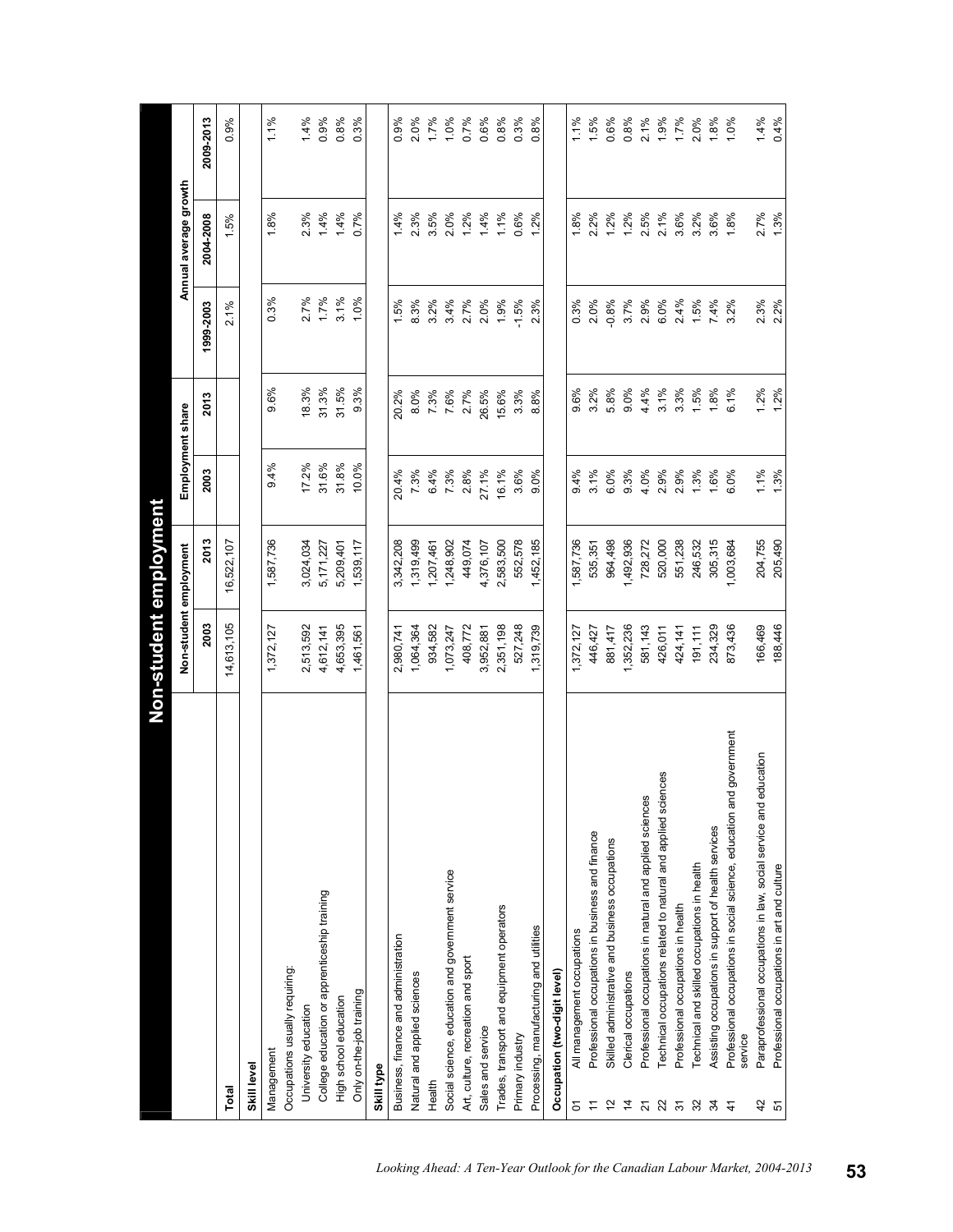# Non-student employment

| | | Non-student employment | | Employment share | | Annual average growth | | |
|---|---|---|---|---|---|---|---|---|
| | | 2003 | 2013 | 2003 | 2013 | 1999-2003 | 2004-2008 | 2009-2013 |
| **Total** | | 14,613,105 | 16,522,107 | | | 2.1% | 1.5% | 0.9% |
| **Skill level** | | | | | | | | |
| Management | | 1,372,127 | 1,587,736 | 9.4% | 9.6% | 0.3% | 1.8% | 1.1% |
| Occupations usually requiring: | | | | | | | | |
| University education | | 2,513,592 | 3,024,034 | 17.2% | 18.3% | 2.7% | 2.3% | 1.4% |
| College education or apprenticeship training | | 4,612,141 | 5,171,227 | 31.6% | 31.3% | 1.7% | 1.4% | 0.9% |
| High school education | | 4,653,395 | 5,209,401 | 31.8% | 31.5% | 3.1% | 1.4% | 0.8% |
| Only on-the-job training | | 1,461,561 | 1,539,117 | 10.0% | 9.3% | 1.0% | 0.7% | 0.3% |
| **Skill type** | | | | | | | | |
| Business, finance and administration | | 2,980,741 | 3,342,208 | 20.4% | 20.2% | 1.5% | 1.4% | 0.9% |
| Natural and applied sciences | | 1,064,364 | 1,319,499 | 7.3% | 8.0% | 8.3% | 2.3% | 2.0% |
| Health | | 934,582 | 1,207,461 | 6.4% | 7.3% | 3.2% | 3.5% | 1.7% |
| Social science, education and government service | | 1,073,247 | 1,248,902 | 7.3% | 7.6% | 3.4% | 2.0% | 1.0% |
| Art, culture, recreation and sport | | 408,772 | 449,074 | 2.8% | 2.7% | 2.7% | 1.2% | 0.7% |
| Sales and service | | 3,952,881 | 4,376,107 | 27.1% | 26.5% | 2.0% | 1.4% | 0.6% |
| Trades, transport and equipment operators | | 2,351,198 | 2,583,500 | 16.1% | 15.6% | 1.9% | 1.1% | 0.8% |
| Primary industry | | 527,248 | 552,578 | 3.6% | 3.3% | -1.5% | 0.6% | 0.3% |
| Processing, manufacturing and utilities | | 1,319,739 | 1,452,185 | 9.0% | 8.8% | 2.3% | 1.2% | 0.8% |
| **Occupation (two-digit level)** | | | | | | | | |
| 01 | All management occupations | 1,372,127 | 1,587,736 | 9.4% | 9.6% | 0.3% | 1.8% | 1.1% |
| 11 | Professional occupations in business and finance | 446,427 | 535,351 | 3.1% | 3.2% | 2.0% | 2.2% | 1.5% |
| 12 | Skilled administrative and business occupations | 881,417 | 964,498 | 6.0% | 5.8% | -0.8% | 1.2% | 0.6% |
| 14 | Clerical occupations | 1,352,236 | 1,492,936 | 9.3% | 9.0% | 3.7% | 1.2% | 0.8% |
| 21 | Professional occupations in natural and applied sciences | 581,143 | 728,272 | 4.0% | 4.4% | 2.9% | 2.5% | 2.1% |
| 22 | Technical occupations related to natural and applied sciences | 426,011 | 520,000 | 2.9% | 3.1% | 6.0% | 2.1% | 1.9% |
| 31 | Professional occupations in health | 424,141 | 551,238 | 2.9% | 3.3% | 2.4% | 3.6% | 1.7% |
| 32 | Technical and skilled occupations in health | 191,111 | 246,532 | 1.3% | 1.5% | 1.5% | 3.2% | 2.0% |
| 34 | Assisting occupations in support of health services | 234,329 | 305,315 | 1.6% | 1.8% | 7.4% | 3.6% | 1.8% |
| 41 | Professional occupations in social science, education and government service | 873,436 | 1,003,684 | 6.0% | 6.1% | 3.2% | 1.8% | 1.0% |
| 42 | Paraprofessional occupations in law, social service and education | 166,469 | 204,755 | 1.1% | 1.2% | 2.3% | 2.7% | 1.4% |
| 51 | Professional occupations in art and culture | 188,446 | 205,490 | 1.3% | 1.2% | 2.2% | 1.3% | 0.4% |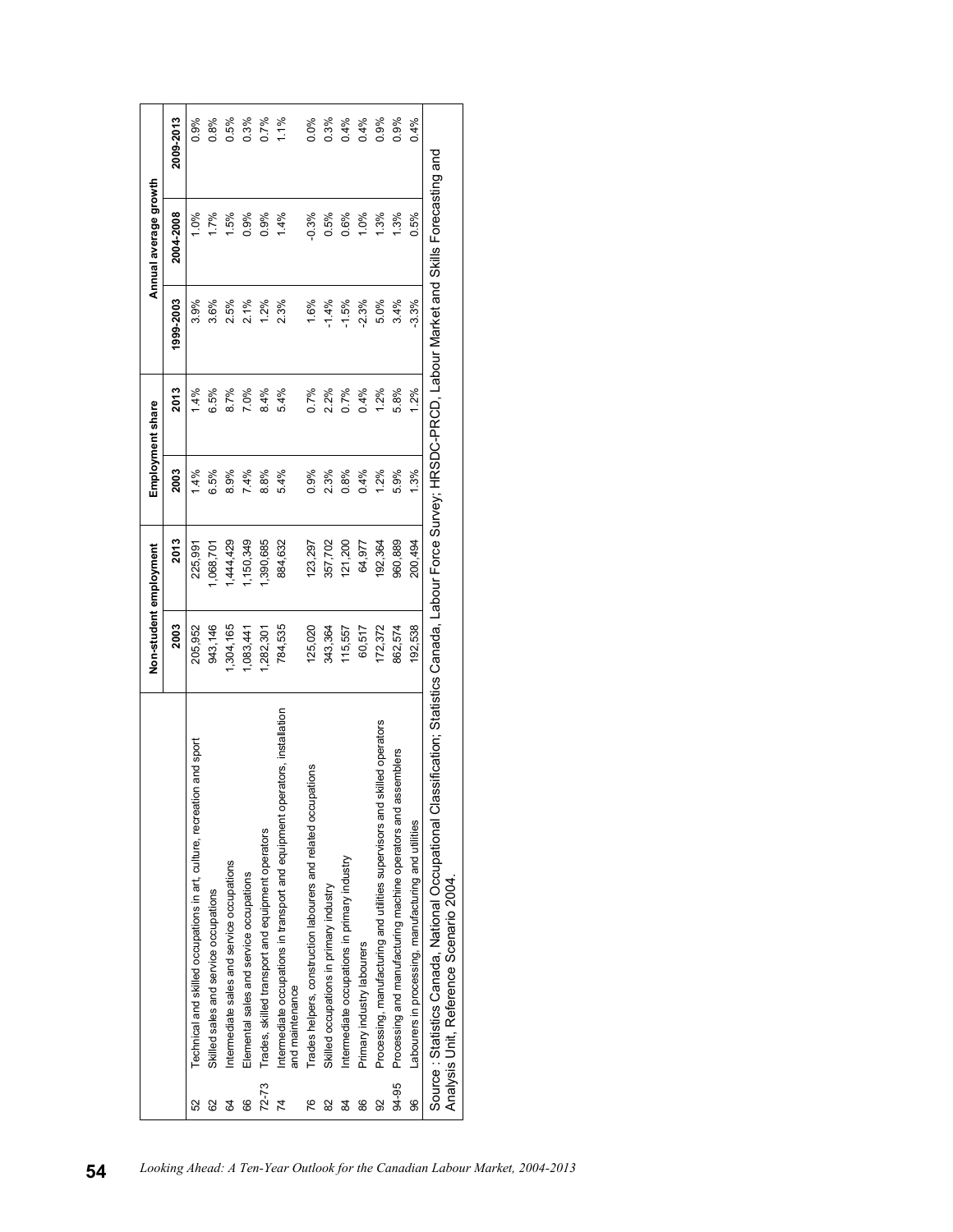| | | Non-student employment | | Employment share | | Annual average growth | | |
|---|---|---|---|---|---|---|---|---|
| | | 2003 | 2013 | 2003 | 2013 | 1999-2003 | 2004-2008 | 2009-2013 |
| 52 | Technical and skilled occupations in art, culture, recreation and sport | 205,952 | 225,991 | 1.4% | 1.4% | 3.9% | 1.0% | 0.9% |
| 62 | Skilled sales and service occupations | 943,146 | 1,068,701 | 6.5% | 6.5% | 3.6% | 1.7% | 0.8% |
| 64 | Intermediate sales and service occupations | 1,304,165 | 1,444,429 | 8.9% | 8.7% | 2.5% | 1.5% | 0.5% |
| 66 | Elemental sales and service occupations | 1,083,441 | 1,150,349 | 7.4% | 7.0% | 2.1% | 0.9% | 0.3% |
| 72-73 | Trades, skilled transport and equipment operators | 1,282,301 | 1,390,685 | 8.8% | 8.4% | 1.2% | 0.9% | 0.7% |
| 74 | Intermediate occupations in transport and equipment operators, installation and maintenance | 784,535 | 884,632 | 5.4% | 5.4% | 2.3% | 1.4% | 1.1% |
| 76 | Trades helpers, construction labourers and related occupations | 125,020 | 123,297 | 0.9% | 0.7% | 1.6% | -0.3% | 0.0% |
| 82 | Skilled occupations in primary industry | 343,364 | 357,702 | 2.3% | 2.2% | -1.4% | 0.5% | 0.3% |
| 84 | Intermediate occupations in primary industry | 115,557 | 121,200 | 0.8% | 0.7% | -1.5% | 0.6% | 0.4% |
| 86 | Primary industry labourers | 60,517 | 64,977 | 0.4% | 0.4% | -2.3% | 1.0% | 0.4% |
| 92 | Processing, manufacturing and utilities supervisors and skilled operators | 172,372 | 192,364 | 1.2% | 1.2% | 5.0% | 1.3% | 0.9% |
| 94-95 | Processing and manufacturing machine operators and assemblers | 862,574 | 960,889 | 5.9% | 5.8% | 3.4% | 1.3% | 0.9% |
| 96 | Labourers in processing, manufacturing and utilities | 192,538 | 200,494 | 1.3% | 1.2% | -3.3% | 0.5% | 0.4% |

Source : Statistics Canada, National Occupational Classification; Statistics Canada, Labour Force Survey; HRSDC-PRCD, Labour Market and Skills Forecasting and Analysis Unit, Reference Scenario 2004.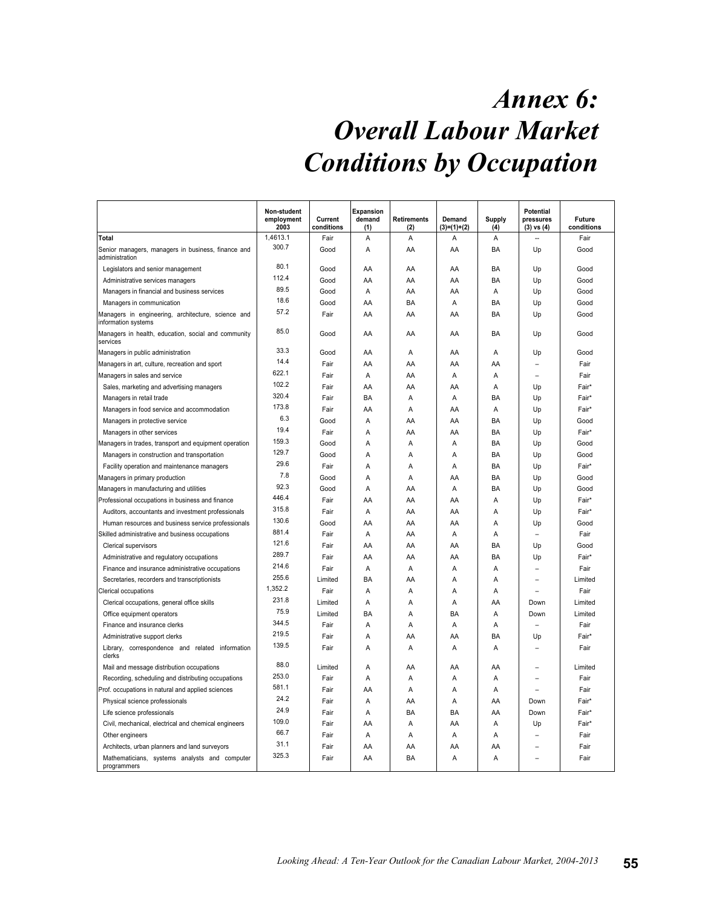# Annex 6: Overall Labour Market Conditions by Occupation

| | Non-student employment 2003 | Current conditions | Expansion demand (1) | Retirements (2) | Demand (3)=(1)+(2) | Supply (4) | Potential pressures (3) vs (4) | Future conditions |
|---|---|---|---|---|---|---|---|---|
| **Total** | 1,4613.1 | Fair | A | A | A | A | -- | Fair |
| Senior managers, managers in business, finance and administration | 300.7 | Good | A | AA | AA | BA | Up | Good |
| Legislators and senior management | 80.1 | Good | AA | AA | AA | BA | Up | Good |
| Administrative services managers | 112.4 | Good | AA | AA | AA | BA | Up | Good |
| Managers in financial and business services | 89.5 | Good | A | AA | AA | A | Up | Good |
| Managers in communication | 18.6 | Good | AA | BA | A | BA | Up | Good |
| Managers in engineering, architecture, science and information systems | 57.2 | Fair | AA | AA | AA | BA | Up | Good |
| Managers in health, education, social and community services | 85.0 | Good | AA | AA | AA | BA | Up | Good |
| Managers in public administration | 33.3 | Good | AA | A | AA | A | Up | Good |
| Managers in art, culture, recreation and sport | 14.4 | Fair | AA | AA | AA | AA | – | Fair |
| Managers in sales and service | 622.1 | Fair | A | AA | A | A | – | Fair |
| Sales, marketing and advertising managers | 102.2 | Fair | AA | AA | AA | A | Up | Fair* |
| Managers in retail trade | 320.4 | Fair | BA | A | A | BA | Up | Fair* |
| Managers in food service and accommodation | 173.8 | Fair | AA | A | AA | A | Up | Fair* |
| Managers in protective service | 6.3 | Good | A | AA | AA | BA | Up | Good |
| Managers in other services | 19.4 | Fair | A | AA | AA | BA | Up | Fair* |
| Managers in trades, transport and equipment operation | 159.3 | Good | A | A | A | BA | Up | Good |
| Managers in construction and transportation | 129.7 | Good | A | A | A | BA | Up | Good |
| Facility operation and maintenance managers | 29.6 | Fair | A | A | A | BA | Up | Fair* |
| Managers in primary production | 7.8 | Good | A | A | AA | BA | Up | Good |
| Managers in manufacturing and utilities | 92.3 | Good | A | AA | A | BA | Up | Good |
| Professional occupations in business and finance | 446.4 | Fair | AA | AA | AA | A | Up | Fair* |
| Auditors, accountants and investment professionals | 315.8 | Fair | A | AA | AA | A | Up | Fair* |
| Human resources and business service professionals | 130.6 | Good | AA | AA | AA | A | Up | Good |
| Skilled administrative and business occupations | 881.4 | Fair | A | AA | A | A | – | Fair |
| Clerical supervisors | 121.6 | Fair | AA | AA | AA | BA | Up | Good |
| Administrative and regulatory occupations | 289.7 | Fair | AA | AA | AA | BA | Up | Fair* |
| Finance and insurance administrative occupations | 214.6 | Fair | A | A | A | A | – | Fair |
| Secretaries, recorders and transcriptionists | 255.6 | Limited | BA | AA | A | A | – | Limited |
| Clerical occupations | 1,352.2 | Fair | A | A | A | A | – | Fair |
| Clerical occupations, general office skills | 231.8 | Limited | A | A | A | AA | Down | Limited |
| Office equipment operators | 75.9 | Limited | BA | A | BA | A | Down | Limited |
| Finance and insurance clerks | 344.5 | Fair | A | A | A | A | – | Fair |
| Administrative support clerks | 219.5 | Fair | A | AA | AA | BA | Up | Fair* |
| Library, correspondence and related information clerks | 139.5 | Fair | A | A | A | A | – | Fair |
| Mail and message distribution occupations | 88.0 | Limited | A | AA | AA | AA | – | Limited |
| Recording, scheduling and distributing occupations | 253.0 | Fair | A | A | A | A | – | Fair |
| Prof. occupations in natural and applied sciences | 581.1 | Fair | AA | A | A | A | – | Fair |
| Physical science professionals | 24.2 | Fair | A | AA | A | AA | Down | Fair* |
| Life science professionals | 24.9 | Fair | A | BA | BA | AA | Down | Fair* |
| Civil, mechanical, electrical and chemical engineers | 109.0 | Fair | AA | A | AA | A | Up | Fair* |
| Other engineers | 66.7 | Fair | A | A | A | A | – | Fair |
| Architects, urban planners and land surveyors | 31.1 | Fair | AA | AA | AA | AA | – | Fair |
| Mathematicians, systems analysts and computer programmers | 325.3 | Fair | AA | BA | A | A | – | Fair |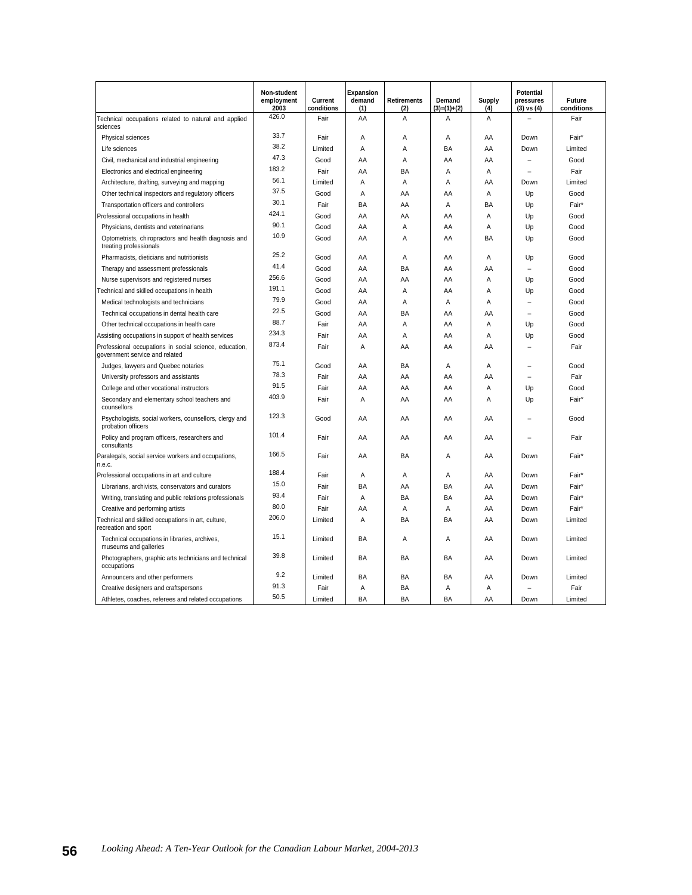| | Non-student employment 2003 | Current conditions | Expansion demand (1) | Retirements (2) | Demand (3)=(1)+(2) | Supply (4) | Potential pressures (3) vs (4) | Future conditions |
|---|---|---|---|---|---|---|---|---|
| Technical occupations related to natural and applied sciences | 426.0 | Fair | AA | A | A | A | – | Fair |
| Physical sciences | 33.7 | Fair | A | A | A | AA | Down | Fair* |
| Life sciences | 38.2 | Limited | A | A | BA | AA | Down | Limited |
| Civil, mechanical and industrial engineering | 47.3 | Good | AA | A | AA | AA | – | Good |
| Electronics and electrical engineering | 183.2 | Fair | AA | BA | A | A | – | Fair |
| Architecture, drafting, surveying and mapping | 56.1 | Limited | A | A | A | AA | Down | Limited |
| Other technical inspectors and regulatory officers | 37.5 | Good | A | AA | AA | A | Up | Good |
| Transportation officers and controllers | 30.1 | Fair | BA | AA | A | BA | Up | Fair* |
| Professional occupations in health | 424.1 | Good | AA | AA | AA | A | Up | Good |
| Physicians, dentists and veterinarians | 90.1 | Good | AA | A | AA | A | Up | Good |
| Optometrists, chiropractors and health diagnosis and treating professionals | 10.9 | Good | AA | A | AA | BA | Up | Good |
| Pharmacists, dieticians and nutritionists | 25.2 | Good | AA | A | AA | A | Up | Good |
| Therapy and assessment professionals | 41.4 | Good | AA | BA | AA | AA | – | Good |
| Nurse supervisors and registered nurses | 256.6 | Good | AA | AA | AA | A | Up | Good |
| Technical and skilled occupations in health | 191.1 | Good | AA | A | AA | A | Up | Good |
| Medical technologists and technicians | 79.9 | Good | AA | A | A | A | – | Good |
| Technical occupations in dental health care | 22.5 | Good | AA | BA | AA | AA | – | Good |
| Other technical occupations in health care | 88.7 | Fair | AA | A | AA | A | Up | Good |
| Assisting occupations in support of health services | 234.3 | Fair | AA | A | AA | A | Up | Good |
| Professional occupations in social science, education, government service and related | 873.4 | Fair | A | AA | AA | AA | – | Fair |
| Judges, lawyers and Quebec notaries | 75.1 | Good | AA | BA | A | A | – | Good |
| University professors and assistants | 78.3 | Fair | AA | AA | AA | AA | – | Fair |
| College and other vocational instructors | 91.5 | Fair | AA | AA | AA | A | Up | Good |
| Secondary and elementary school teachers and counsellors | 403.9 | Fair | A | AA | AA | A | Up | Fair* |
| Psychologists, social workers, counsellors, clergy and probation officers | 123.3 | Good | AA | AA | AA | AA | – | Good |
| Policy and program officers, researchers and consultants | 101.4 | Fair | AA | AA | AA | AA | – | Fair |
| Paralegals, social service workers and occupations, n.e.c. | 166.5 | Fair | AA | BA | A | AA | Down | Fair* |
| Professional occupations in art and culture | 188.4 | Fair | A | A | A | AA | Down | Fair* |
| Librarians, archivists, conservators and curators | 15.0 | Fair | BA | AA | BA | AA | Down | Fair* |
| Writing, translating and public relations professionals | 93.4 | Fair | A | BA | BA | AA | Down | Fair* |
| Creative and performing artists | 80.0 | Fair | AA | A | A | AA | Down | Fair* |
| Technical and skilled occupations in art, culture, recreation and sport | 206.0 | Limited | A | BA | BA | AA | Down | Limited |
| Technical occupations in libraries, archives, museums and galleries | 15.1 | Limited | BA | A | A | AA | Down | Limited |
| Photographers, graphic arts technicians and technical occupations | 39.8 | Limited | BA | BA | BA | AA | Down | Limited |
| Announcers and other performers | 9.2 | Limited | BA | BA | BA | AA | Down | Limited |
| Creative designers and craftspersons | 91.3 | Fair | A | BA | A | A | – | Fair |
| Athletes, coaches, referees and related occupations | 50.5 | Limited | BA | BA | BA | AA | Down | Limited |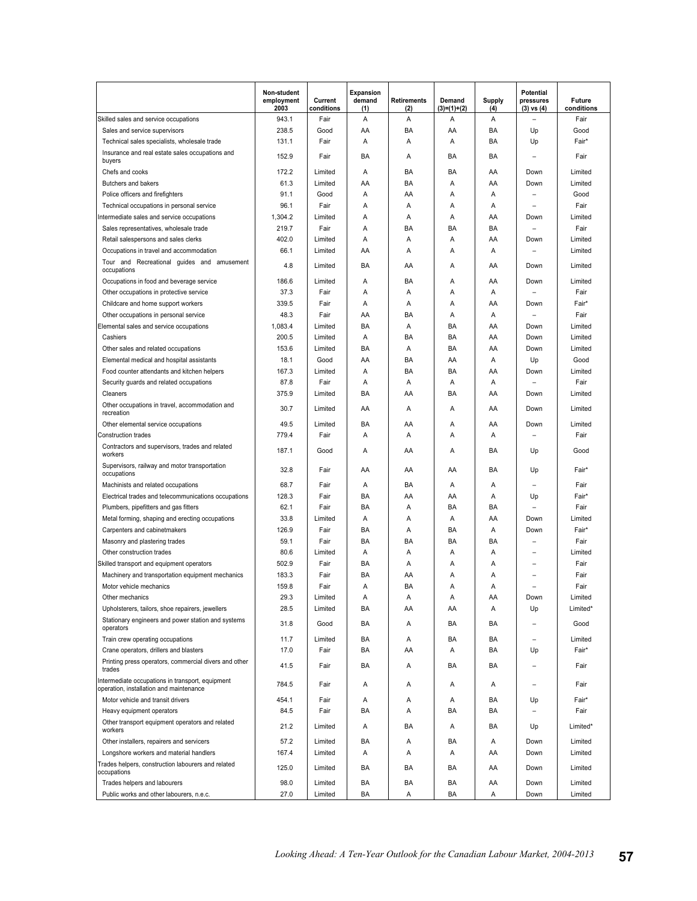| | Non-student employment 2003 | Current conditions | Expansion demand (1) | Retirements (2) | Demand (3)=(1)+(2) | Supply (4) | Potential pressures (3) vs (4) | Future conditions |
|---|---|---|---|---|---|---|---|---|
| Skilled sales and service occupations | 943.1 | Fair | A | A | A | A | – | Fair |
| Sales and service supervisors | 238.5 | Good | AA | BA | AA | BA | Up | Good |
| Technical sales specialists, wholesale trade | 131.1 | Fair | A | A | A | BA | Up | Fair* |
| Insurance and real estate sales occupations and buyers | 152.9 | Fair | BA | A | BA | BA | – | Fair |
| Chefs and cooks | 172.2 | Limited | A | BA | BA | AA | Down | Limited |
| Butchers and bakers | 61.3 | Limited | AA | BA | A | AA | Down | Limited |
| Police officers and firefighters | 91.1 | Good | A | AA | A | A | – | Good |
| Technical occupations in personal service | 96.1 | Fair | A | A | A | A | – | Fair |
| Intermediate sales and service occupations | 1,304.2 | Limited | A | A | A | AA | Down | Limited |
| Sales representatives, wholesale trade | 219.7 | Fair | A | BA | BA | BA | – | Fair |
| Retail salespersons and sales clerks | 402.0 | Limited | A | A | A | AA | Down | Limited |
| Occupations in travel and accommodation | 66.1 | Limited | AA | A | A | A | – | Limited |
| Tour and Recreational guides and amusement occupations | 4.8 | Limited | BA | AA | A | AA | Down | Limited |
| Occupations in food and beverage service | 186.6 | Limited | A | BA | A | AA | Down | Limited |
| Other occupations in protective service | 37.3 | Fair | A | A | A | A | – | Fair |
| Childcare and home support workers | 339.5 | Fair | A | A | A | AA | Down | Fair* |
| Other occupations in personal service | 48.3 | Fair | AA | BA | A | A | – | Fair |
| Elemental sales and service occupations | 1,083.4 | Limited | BA | A | BA | AA | Down | Limited |
| Cashiers | 200.5 | Limited | A | BA | BA | AA | Down | Limited |
| Other sales and related occupations | 153.6 | Limited | BA | A | BA | AA | Down | Limited |
| Elemental medical and hospital assistants | 18.1 | Good | AA | BA | AA | A | Up | Good |
| Food counter attendants and kitchen helpers | 167.3 | Limited | A | BA | BA | AA | Down | Limited |
| Security guards and related occupations | 87.8 | Fair | A | A | A | A | – | Fair |
| Cleaners | 375.9 | Limited | BA | AA | BA | AA | Down | Limited |
| Other occupations in travel, accommodation and recreation | 30.7 | Limited | AA | A | A | AA | Down | Limited |
| Other elemental service occupations | 49.5 | Limited | BA | AA | A | AA | Down | Limited |
| Construction trades | 779.4 | Fair | A | A | A | A | – | Fair |
| Contractors and supervisors, trades and related workers | 187.1 | Good | A | AA | A | BA | Up | Good |
| Supervisors, railway and motor transportation occupations | 32.8 | Fair | AA | AA | AA | BA | Up | Fair* |
| Machinists and related occupations | 68.7 | Fair | A | BA | A | A | – | Fair |
| Electrical trades and telecommunications occupations | 128.3 | Fair | BA | AA | AA | A | Up | Fair* |
| Plumbers, pipefitters and gas fitters | 62.1 | Fair | BA | A | BA | BA | – | Fair |
| Metal forming, shaping and erecting occupations | 33.8 | Limited | A | A | A | AA | Down | Limited |
| Carpenters and cabinetmakers | 126.9 | Fair | BA | A | BA | A | Down | Fair* |
| Masonry and plastering trades | 59.1 | Fair | BA | BA | BA | BA | – | Fair |
| Other construction trades | 80.6 | Limited | A | A | A | A | – | Limited |
| Skilled transport and equipment operators | 502.9 | Fair | BA | A | A | A | – | Fair |
| Machinery and transportation equipment mechanics | 183.3 | Fair | BA | AA | A | A | – | Fair |
| Motor vehicle mechanics | 159.8 | Fair | A | BA | A | A | – | Fair |
| Other mechanics | 29.3 | Limited | A | A | A | AA | Down | Limited |
| Upholsterers, tailors, shoe repairers, jewellers | 28.5 | Limited | BA | AA | AA | A | Up | Limited* |
| Stationary engineers and power station and systems operators | 31.8 | Good | BA | A | BA | BA | – | Good |
| Train crew operating occupations | 11.7 | Limited | BA | A | BA | BA | – | Limited |
| Crane operators, drillers and blasters | 17.0 | Fair | BA | AA | A | BA | Up | Fair* |
| Printing press operators, commercial divers and other trades | 41.5 | Fair | BA | A | BA | BA | – | Fair |
| Intermediate occupations in transport, equipment operation, installation and maintenance | 784.5 | Fair | A | A | A | A | – | Fair |
| Motor vehicle and transit drivers | 454.1 | Fair | A | A | A | BA | Up | Fair* |
| Heavy equipment operators | 84.5 | Fair | BA | A | BA | BA | – | Fair |
| Other transport equipment operators and related workers | 21.2 | Limited | A | BA | A | BA | Up | Limited* |
| Other installers, repairers and servicers | 57.2 | Limited | BA | A | BA | A | Down | Limited |
| Longshore workers and material handlers | 167.4 | Limited | A | A | A | AA | Down | Limited |
| Trades helpers, construction labourers and related occupations | 125.0 | Limited | BA | BA | BA | AA | Down | Limited |
| Trades helpers and labourers | 98.0 | Limited | BA | BA | BA | AA | Down | Limited |
| Public works and other labourers, n.e.c. | 27.0 | Limited | BA | A | BA | A | Down | Limited |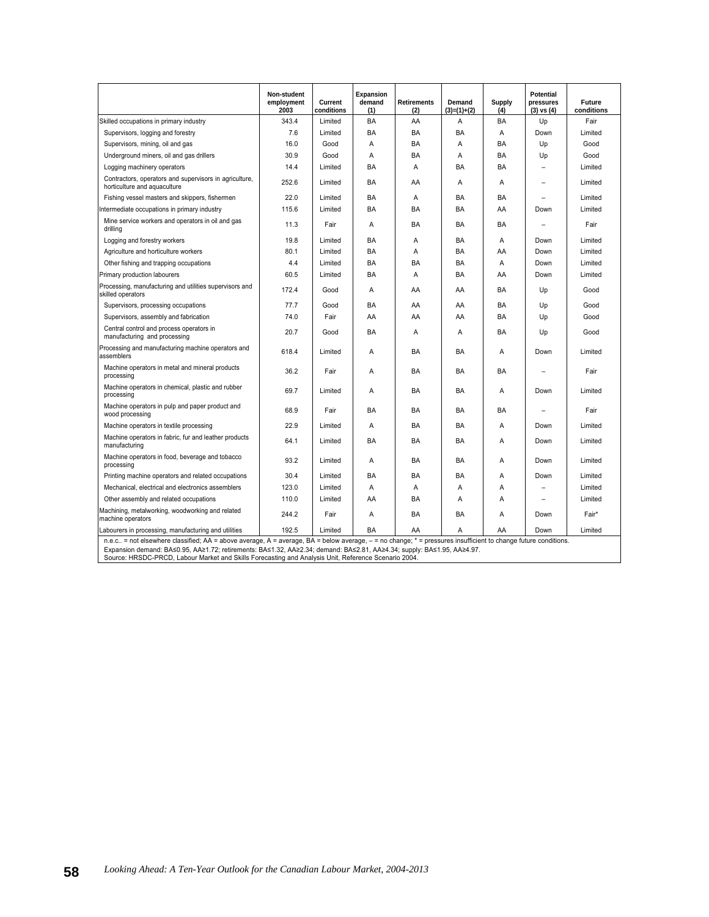| | Non-student employment 2003 | Current conditions | Expansion demand (1) | Retirements (2) | Demand (3)=(1)+(2) | Supply (4) | Potential pressures (3) vs (4) | Future conditions |
|---|---|---|---|---|---|---|---|---|
| Skilled occupations in primary industry | 343.4 | Limited | BA | AA | A | BA | Up | Fair |
| Supervisors, logging and forestry | 7.6 | Limited | BA | BA | BA | A | Down | Limited |
| Supervisors, mining, oil and gas | 16.0 | Good | A | BA | A | BA | Up | Good |
| Underground miners, oil and gas drillers | 30.9 | Good | A | BA | A | BA | Up | Good |
| Logging machinery operators | 14.4 | Limited | BA | A | BA | BA | – | Limited |
| Contractors, operators and supervisors in agriculture, horticulture and aquaculture | 252.6 | Limited | BA | AA | A | A | – | Limited |
| Fishing vessel masters and skippers, fishermen | 22.0 | Limited | BA | A | BA | BA | – | Limited |
| Intermediate occupations in primary industry | 115.6 | Limited | BA | BA | BA | AA | Down | Limited |
| Mine service workers and operators in oil and gas drilling | 11.3 | Fair | A | BA | BA | BA | – | Fair |
| Logging and forestry workers | 19.8 | Limited | BA | A | BA | A | Down | Limited |
| Agriculture and horticulture workers | 80.1 | Limited | BA | A | BA | AA | Down | Limited |
| Other fishing and trapping occupations | 4.4 | Limited | BA | BA | BA | A | Down | Limited |
| Primary production labourers | 60.5 | Limited | BA | A | BA | AA | Down | Limited |
| Processing, manufacturing and utilities supervisors and skilled operators | 172.4 | Good | A | AA | AA | BA | Up | Good |
| Supervisors, processing occupations | 77.7 | Good | BA | AA | AA | BA | Up | Good |
| Supervisors, assembly and fabrication | 74.0 | Fair | AA | AA | AA | BA | Up | Good |
| Central control and process operators in manufacturing and processing | 20.7 | Good | BA | A | A | BA | Up | Good |
| Processing and manufacturing machine operators and assemblers | 618.4 | Limited | A | BA | BA | A | Down | Limited |
| Machine operators in metal and mineral products processing | 36.2 | Fair | A | BA | BA | BA | – | Fair |
| Machine operators in chemical, plastic and rubber processing | 69.7 | Limited | A | BA | BA | A | Down | Limited |
| Machine operators in pulp and paper product and wood processing | 68.9 | Fair | BA | BA | BA | BA | – | Fair |
| Machine operators in textile processing | 22.9 | Limited | A | BA | BA | A | Down | Limited |
| Machine operators in fabric, fur and leather products manufacturing | 64.1 | Limited | BA | BA | BA | A | Down | Limited |
| Machine operators in food, beverage and tobacco processing | 93.2 | Limited | A | BA | BA | A | Down | Limited |
| Printing machine operators and related occupations | 30.4 | Limited | BA | BA | BA | A | Down | Limited |
| Mechanical, electrical and electronics assemblers | 123.0 | Limited | A | A | A | A | – | Limited |
| Other assembly and related occupations | 110.0 | Limited | AA | BA | A | A | – | Limited |
| Machining, metalworking, woodworking and related machine operators | 244.2 | Fair | A | BA | BA | A | Down | Fair* |
| Labourers in processing, manufacturing and utilities | 192.5 | Limited | BA | AA | A | AA | Down | Limited |

n.e.c.. = not elsewhere classified; AA = above average, A = average, BA = below average, – = no change; * = pressures insufficient to change future conditions.
Expansion demand: BA≤0.95, AA≥1.72; retirements: BA≤1.32, AA≥2.34; demand: BA≤2.81, AA≥4.34; supply: BA≤1.95, AA≥4.97.
Source: HRSDC-PRCD, Labour Market and Skills Forecasting and Analysis Unit, Reference Scenario 2004.